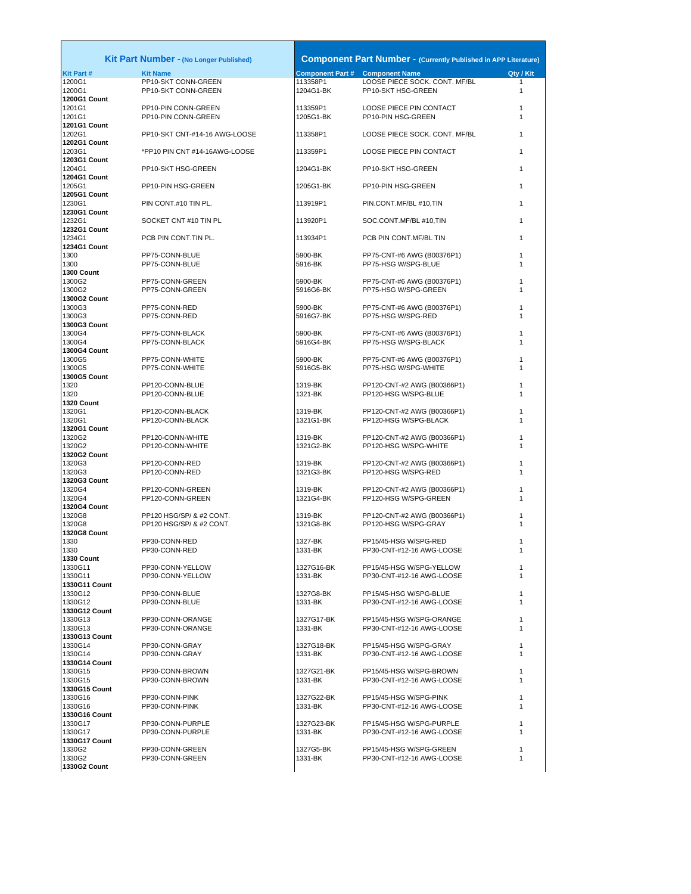| Kit Part Number - (No Longer Published) | | Component Part Number - (Currently Published in APP Literature) | | |
|---|---|---|---|---|
| **Kit Part #** | **Kit Name** | **Component Part #** | **Component Name** | **Qty / Kit** |
| 1200G1 | PP10-SKT CONN-GREEN | 113358P1 | LOOSE PIECE SOCK. CONT. MF/BL | 1 |
| 1200G1 | PP10-SKT CONN-GREEN | 1204G1-BK | PP10-SKT HSG-GREEN | 1 |
| **1200G1 Count** | | | | |
| 1201G1 | PP10-PIN CONN-GREEN | 113359P1 | LOOSE PIECE PIN CONTACT | 1 |
| 1201G1 | PP10-PIN CONN-GREEN | 1205G1-BK | PP10-PIN HSG-GREEN | 1 |
| **1201G1 Count** | | | | |
| 1202G1 | PP10-SKT CNT-#14-16 AWG-LOOSE | 113358P1 | LOOSE PIECE SOCK. CONT. MF/BL | 1 |
| **1202G1 Count** | | | | |
| 1203G1 | *PP10 PIN CNT #14-16AWG-LOOSE | 113359P1 | LOOSE PIECE PIN CONTACT | 1 |
| **1203G1 Count** | | | | |
| 1204G1 | PP10-SKT HSG-GREEN | 1204G1-BK | PP10-SKT HSG-GREEN | 1 |
| **1204G1 Count** | | | | |
| 1205G1 | PP10-PIN HSG-GREEN | 1205G1-BK | PP10-PIN HSG-GREEN | 1 |
| **1205G1 Count** | | | | |
| 1230G1 | PIN CONT.#10 TIN PL. | 113919P1 | PIN.CONT.MF/BL #10,TIN | 1 |
| **1230G1 Count** | | | | |
| 1232G1 | SOCKET CNT #10 TIN PL | 113920P1 | SOC.CONT.MF/BL #10,TIN | 1 |
| **1232G1 Count** | | | | |
| 1234G1 | PCB PIN CONT.TIN PL. | 113934P1 | PCB PIN CONT.MF/BL TIN | 1 |
| **1234G1 Count** | | | | |
| 1300 | PP75-CONN-BLUE | 5900-BK | PP75-CNT-#6 AWG (B00376P1) | 1 |
| 1300 | PP75-CONN-BLUE | 5916-BK | PP75-HSG W/SPG-BLUE | 1 |
| **1300 Count** | | | | |
| 1300G2 | PP75-CONN-GREEN | 5900-BK | PP75-CNT-#6 AWG (B00376P1) | 1 |
| 1300G2 | PP75-CONN-GREEN | 5916G6-BK | PP75-HSG W/SPG-GREEN | 1 |
| **1300G2 Count** | | | | |
| 1300G3 | PP75-CONN-RED | 5900-BK | PP75-CNT-#6 AWG (B00376P1) | 1 |
| 1300G3 | PP75-CONN-RED | 5916G7-BK | PP75-HSG W/SPG-RED | 1 |
| **1300G3 Count** | | | | |
| 1300G4 | PP75-CONN-BLACK | 5900-BK | PP75-CNT-#6 AWG (B00376P1) | 1 |
| 1300G4 | PP75-CONN-BLACK | 5916G4-BK | PP75-HSG W/SPG-BLACK | 1 |
| **1300G4 Count** | | | | |
| 1300G5 | PP75-CONN-WHITE | 5900-BK | PP75-CNT-#6 AWG (B00376P1) | 1 |
| 1300G5 | PP75-CONN-WHITE | 5916G5-BK | PP75-HSG W/SPG-WHITE | 1 |
| **1300G5 Count** | | | | |
| 1320 | PP120-CONN-BLUE | 1319-BK | PP120-CNT-#2 AWG (B00366P1) | 1 |
| 1320 | PP120-CONN-BLUE | 1321-BK | PP120-HSG W/SPG-BLUE | 1 |
| **1320 Count** | | | | |
| 1320G1 | PP120-CONN-BLACK | 1319-BK | PP120-CNT-#2 AWG (B00366P1) | 1 |
| 1320G1 | PP120-CONN-BLACK | 1321G1-BK | PP120-HSG W/SPG-BLACK | 1 |
| **1320G1 Count** | | | | |
| 1320G2 | PP120-CONN-WHITE | 1319-BK | PP120-CNT-#2 AWG (B00366P1) | 1 |
| 1320G2 | PP120-CONN-WHITE | 1321G2-BK | PP120-HSG W/SPG-WHITE | 1 |
| **1320G2 Count** | | | | |
| 1320G3 | PP120-CONN-RED | 1319-BK | PP120-CNT-#2 AWG (B00366P1) | 1 |
| 1320G3 | PP120-CONN-RED | 1321G3-BK | PP120-HSG W/SPG-RED | 1 |
| **1320G3 Count** | | | | |
| 1320G4 | PP120-CONN-GREEN | 1319-BK | PP120-CNT-#2 AWG (B00366P1) | 1 |
| 1320G4 | PP120-CONN-GREEN | 1321G4-BK | PP120-HSG W/SPG-GREEN | 1 |
| **1320G4 Count** | | | | |
| 1320G8 | PP120 HSG/SP/ & #2 CONT. | 1319-BK | PP120-CNT-#2 AWG (B00366P1) | 1 |
| 1320G8 | PP120 HSG/SP/ & #2 CONT. | 1321G8-BK | PP120-HSG W/SPG-GRAY | 1 |
| **1320G8 Count** | | | | |
| 1330 | PP30-CONN-RED | 1327-BK | PP15/45-HSG W/SPG-RED | 1 |
| 1330 | PP30-CONN-RED | 1331-BK | PP30-CNT-#12-16 AWG-LOOSE | 1 |
| **1330 Count** | | | | |
| 1330G11 | PP30-CONN-YELLOW | 1327G16-BK | PP15/45-HSG W/SPG-YELLOW | 1 |
| 1330G11 | PP30-CONN-YELLOW | 1331-BK | PP30-CNT-#12-16 AWG-LOOSE | 1 |
| **1330G11 Count** | | | | |
| 1330G12 | PP30-CONN-BLUE | 1327G8-BK | PP15/45-HSG W/SPG-BLUE | 1 |
| 1330G12 | PP30-CONN-BLUE | 1331-BK | PP30-CNT-#12-16 AWG-LOOSE | 1 |
| **1330G12 Count** | | | | |
| 1330G13 | PP30-CONN-ORANGE | 1327G17-BK | PP15/45-HSG W/SPG-ORANGE | 1 |
| 1330G13 | PP30-CONN-ORANGE | 1331-BK | PP30-CNT-#12-16 AWG-LOOSE | 1 |
| **1330G13 Count** | | | | |
| 1330G14 | PP30-CONN-GRAY | 1327G18-BK | PP15/45-HSG W/SPG-GRAY | 1 |
| 1330G14 | PP30-CONN-GRAY | 1331-BK | PP30-CNT-#12-16 AWG-LOOSE | 1 |
| **1330G14 Count** | | | | |
| 1330G15 | PP30-CONN-BROWN | 1327G21-BK | PP15/45-HSG W/SPG-BROWN | 1 |
| 1330G15 | PP30-CONN-BROWN | 1331-BK | PP30-CNT-#12-16 AWG-LOOSE | 1 |
| **1330G15 Count** | | | | |
| 1330G16 | PP30-CONN-PINK | 1327G22-BK | PP15/45-HSG W/SPG-PINK | 1 |
| 1330G16 | PP30-CONN-PINK | 1331-BK | PP30-CNT-#12-16 AWG-LOOSE | 1 |
| **1330G16 Count** | | | | |
| 1330G17 | PP30-CONN-PURPLE | 1327G23-BK | PP15/45-HSG W/SPG-PURPLE | 1 |
| 1330G17 | PP30-CONN-PURPLE | 1331-BK | PP30-CNT-#12-16 AWG-LOOSE | 1 |
| **1330G17 Count** | | | | |
| 1330G2 | PP30-CONN-GREEN | 1327G5-BK | PP15/45-HSG W/SPG-GREEN | 1 |
| 1330G2 | PP30-CONN-GREEN | 1331-BK | PP30-CNT-#12-16 AWG-LOOSE | 1 |
| **1330G2 Count** | | | | |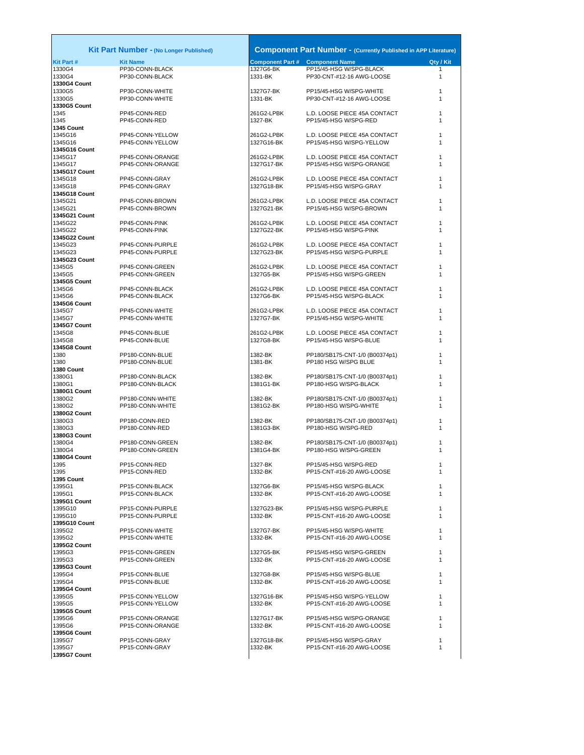| Kit Part Number - (No Longer Published) | | Component Part Number - (Currently Published in APP Literature) | | |
|---|---|---|---|---|
| **Kit Part #** | **Kit Name** | **Component Part #** | **Component Name** | **Qty / Kit** |
| 1330G4 | PP30-CONN-BLACK | 1327G6-BK | PP15/45-HSG W/SPG-BLACK | 1 |
| 1330G4 | PP30-CONN-BLACK | 1331-BK | PP30-CNT-#12-16 AWG-LOOSE | 1 |
| **1330G4 Count** | | | | |
| 1330G5 | PP30-CONN-WHITE | 1327G7-BK | PP15/45-HSG W/SPG-WHITE | 1 |
| 1330G5 | PP30-CONN-WHITE | 1331-BK | PP30-CNT-#12-16 AWG-LOOSE | 1 |
| **1330G5 Count** | | | | |
| 1345 | PP45-CONN-RED | 261G2-LPBK | L.D. LOOSE PIECE 45A CONTACT | 1 |
| 1345 | PP45-CONN-RED | 1327-BK | PP15/45-HSG W/SPG-RED | 1 |
| **1345 Count** | | | | |
| 1345G16 | PP45-CONN-YELLOW | 261G2-LPBK | L.D. LOOSE PIECE 45A CONTACT | 1 |
| 1345G16 | PP45-CONN-YELLOW | 1327G16-BK | PP15/45-HSG W/SPG-YELLOW | 1 |
| **1345G16 Count** | | | | |
| 1345G17 | PP45-CONN-ORANGE | 261G2-LPBK | L.D. LOOSE PIECE 45A CONTACT | 1 |
| 1345G17 | PP45-CONN-ORANGE | 1327G17-BK | PP15/45-HSG W/SPG-ORANGE | 1 |
| **1345G17 Count** | | | | |
| 1345G18 | PP45-CONN-GRAY | 261G2-LPBK | L.D. LOOSE PIECE 45A CONTACT | 1 |
| 1345G18 | PP45-CONN-GRAY | 1327G18-BK | PP15/45-HSG W/SPG-GRAY | 1 |
| **1345G18 Count** | | | | |
| 1345G21 | PP45-CONN-BROWN | 261G2-LPBK | L.D. LOOSE PIECE 45A CONTACT | 1 |
| 1345G21 | PP45-CONN-BROWN | 1327G21-BK | PP15/45-HSG W/SPG-BROWN | 1 |
| **1345G21 Count** | | | | |
| 1345G22 | PP45-CONN-PINK | 261G2-LPBK | L.D. LOOSE PIECE 45A CONTACT | 1 |
| 1345G22 | PP45-CONN-PINK | 1327G22-BK | PP15/45-HSG W/SPG-PINK | 1 |
| **1345G22 Count** | | | | |
| 1345G23 | PP45-CONN-PURPLE | 261G2-LPBK | L.D. LOOSE PIECE 45A CONTACT | 1 |
| 1345G23 | PP45-CONN-PURPLE | 1327G23-BK | PP15/45-HSG W/SPG-PURPLE | 1 |
| **1345G23 Count** | | | | |
| 1345G5 | PP45-CONN-GREEN | 261G2-LPBK | L.D. LOOSE PIECE 45A CONTACT | 1 |
| 1345G5 | PP45-CONN-GREEN | 1327G5-BK | PP15/45-HSG W/SPG-GREEN | 1 |
| **1345G5 Count** | | | | |
| 1345G6 | PP45-CONN-BLACK | 261G2-LPBK | L.D. LOOSE PIECE 45A CONTACT | 1 |
| 1345G6 | PP45-CONN-BLACK | 1327G6-BK | PP15/45-HSG W/SPG-BLACK | 1 |
| **1345G6 Count** | | | | |
| 1345G7 | PP45-CONN-WHITE | 261G2-LPBK | L.D. LOOSE PIECE 45A CONTACT | 1 |
| 1345G7 | PP45-CONN-WHITE | 1327G7-BK | PP15/45-HSG W/SPG-WHITE | 1 |
| **1345G7 Count** | | | | |
| 1345G8 | PP45-CONN-BLUE | 261G2-LPBK | L.D. LOOSE PIECE 45A CONTACT | 1 |
| 1345G8 | PP45-CONN-BLUE | 1327G8-BK | PP15/45-HSG W/SPG-BLUE | 1 |
| **1345G8 Count** | | | | |
| 1380 | PP180-CONN-BLUE | 1382-BK | PP180/SB175-CNT-1/0 (B00374p1) | 1 |
| 1380 | PP180-CONN-BLUE | 1381-BK | PP180 HSG W/SPG BLUE | 1 |
| **1380 Count** | | | | |
| 1380G1 | PP180-CONN-BLACK | 1382-BK | PP180/SB175-CNT-1/0 (B00374p1) | 1 |
| 1380G1 | PP180-CONN-BLACK | 1381G1-BK | PP180-HSG W/SPG-BLACK | 1 |
| **1380G1 Count** | | | | |
| 1380G2 | PP180-CONN-WHITE | 1382-BK | PP180/SB175-CNT-1/0 (B00374p1) | 1 |
| 1380G2 | PP180-CONN-WHITE | 1381G2-BK | PP180-HSG W/SPG-WHITE | 1 |
| **1380G2 Count** | | | | |
| 1380G3 | PP180-CONN-RED | 1382-BK | PP180/SB175-CNT-1/0 (B00374p1) | 1 |
| 1380G3 | PP180-CONN-RED | 1381G3-BK | PP180-HSG W/SPG-RED | 1 |
| **1380G3 Count** | | | | |
| 1380G4 | PP180-CONN-GREEN | 1382-BK | PP180/SB175-CNT-1/0 (B00374p1) | 1 |
| 1380G4 | PP180-CONN-GREEN | 1381G4-BK | PP180-HSG W/SPG-GREEN | 1 |
| **1380G4 Count** | | | | |
| 1395 | PP15-CONN-RED | 1327-BK | PP15/45-HSG W/SPG-RED | 1 |
| 1395 | PP15-CONN-RED | 1332-BK | PP15-CNT-#16-20 AWG-LOOSE | 1 |
| **1395 Count** | | | | |
| 1395G1 | PP15-CONN-BLACK | 1327G6-BK | PP15/45-HSG W/SPG-BLACK | 1 |
| 1395G1 | PP15-CONN-BLACK | 1332-BK | PP15-CNT-#16-20 AWG-LOOSE | 1 |
| **1395G1 Count** | | | | |
| 1395G10 | PP15-CONN-PURPLE | 1327G23-BK | PP15/45-HSG W/SPG-PURPLE | 1 |
| 1395G10 | PP15-CONN-PURPLE | 1332-BK | PP15-CNT-#16-20 AWG-LOOSE | 1 |
| **1395G10 Count** | | | | |
| 1395G2 | PP15-CONN-WHITE | 1327G7-BK | PP15/45-HSG W/SPG-WHITE | 1 |
| 1395G2 | PP15-CONN-WHITE | 1332-BK | PP15-CNT-#16-20 AWG-LOOSE | 1 |
| **1395G2 Count** | | | | |
| 1395G3 | PP15-CONN-GREEN | 1327G5-BK | PP15/45-HSG W/SPG-GREEN | 1 |
| 1395G3 | PP15-CONN-GREEN | 1332-BK | PP15-CNT-#16-20 AWG-LOOSE | 1 |
| **1395G3 Count** | | | | |
| 1395G4 | PP15-CONN-BLUE | 1327G8-BK | PP15/45-HSG W/SPG-BLUE | 1 |
| 1395G4 | PP15-CONN-BLUE | 1332-BK | PP15-CNT-#16-20 AWG-LOOSE | 1 |
| **1395G4 Count** | | | | |
| 1395G5 | PP15-CONN-YELLOW | 1327G16-BK | PP15/45-HSG W/SPG-YELLOW | 1 |
| 1395G5 | PP15-CONN-YELLOW | 1332-BK | PP15-CNT-#16-20 AWG-LOOSE | 1 |
| **1395G5 Count** | | | | |
| 1395G6 | PP15-CONN-ORANGE | 1327G17-BK | PP15/45-HSG W/SPG-ORANGE | 1 |
| 1395G6 | PP15-CONN-ORANGE | 1332-BK | PP15-CNT-#16-20 AWG-LOOSE | 1 |
| **1395G6 Count** | | | | |
| 1395G7 | PP15-CONN-GRAY | 1327G18-BK | PP15/45-HSG W/SPG-GRAY | 1 |
| 1395G7 | PP15-CONN-GRAY | 1332-BK | PP15-CNT-#16-20 AWG-LOOSE | 1 |
| **1395G7 Count** | | | | |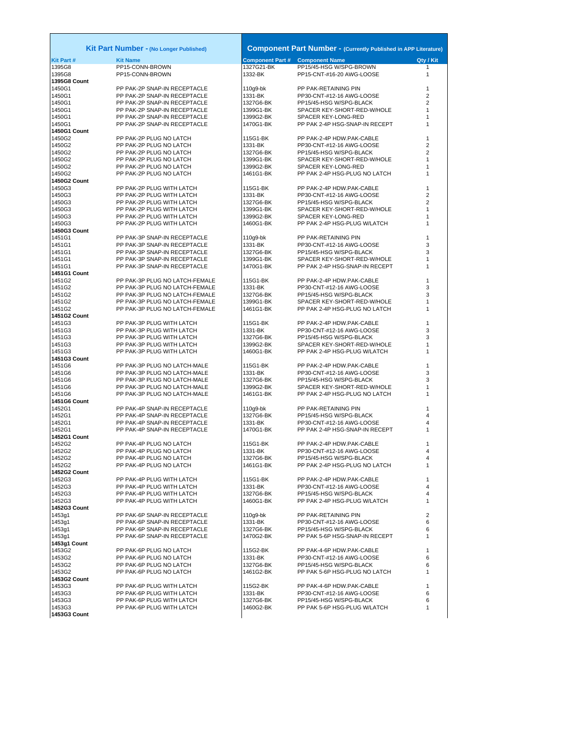| Kit Part Number - (No Longer Published) | | Component Part Number - (Currently Published in APP Literature) | | |
|---|---|---|---|---|
| **Kit Part #** | **Kit Name** | **Component Part #** | **Component Name** | **Qty / Kit** |
| 1395G8 | PP15-CONN-BROWN | 1327G21-BK | PP15/45-HSG W/SPG-BROWN | 1 |
| 1395G8 | PP15-CONN-BROWN | 1332-BK | PP15-CNT-#16-20 AWG-LOOSE | 1 |
| **1395G8 Count** | | | | |
| 1450G1 | PP PAK-2P SNAP-IN RECEPTACLE | 110g9-bk | PP PAK-RETAINING PIN | 1 |
| 1450G1 | PP PAK-2P SNAP-IN RECEPTACLE | 1331-BK | PP30-CNT-#12-16 AWG-LOOSE | 2 |
| 1450G1 | PP PAK-2P SNAP-IN RECEPTACLE | 1327G6-BK | PP15/45-HSG W/SPG-BLACK | 2 |
| 1450G1 | PP PAK-2P SNAP-IN RECEPTACLE | 1399G1-BK | SPACER KEY-SHORT-RED-W/HOLE | 1 |
| 1450G1 | PP PAK-2P SNAP-IN RECEPTACLE | 1399G2-BK | SPACER KEY-LONG-RED | 1 |
| 1450G1 | PP PAK-2P SNAP-IN RECEPTACLE | 1470G1-BK | PP PAK 2-4P HSG-SNAP-IN RECEPT | 1 |
| **1450G1 Count** | | | | |
| 1450G2 | PP PAK-2P PLUG NO LATCH | 115G1-BK | PP PAK-2-4P HDW.PAK-CABLE | 1 |
| 1450G2 | PP PAK-2P PLUG NO LATCH | 1331-BK | PP30-CNT-#12-16 AWG-LOOSE | 2 |
| 1450G2 | PP PAK-2P PLUG NO LATCH | 1327G6-BK | PP15/45-HSG W/SPG-BLACK | 2 |
| 1450G2 | PP PAK-2P PLUG NO LATCH | 1399G1-BK | SPACER KEY-SHORT-RED-W/HOLE | 1 |
| 1450G2 | PP PAK-2P PLUG NO LATCH | 1399G2-BK | SPACER KEY-LONG-RED | 1 |
| 1450G2 | PP PAK-2P PLUG NO LATCH | 1461G1-BK | PP PAK 2-4P HSG-PLUG NO LATCH | 1 |
| **1450G2 Count** | | | | |
| 1450G3 | PP PAK-2P PLUG WITH LATCH | 115G1-BK | PP PAK-2-4P HDW.PAK-CABLE | 1 |
| 1450G3 | PP PAK-2P PLUG WITH LATCH | 1331-BK | PP30-CNT-#12-16 AWG-LOOSE | 2 |
| 1450G3 | PP PAK-2P PLUG WITH LATCH | 1327G6-BK | PP15/45-HSG W/SPG-BLACK | 2 |
| 1450G3 | PP PAK-2P PLUG WITH LATCH | 1399G1-BK | SPACER KEY-SHORT-RED-W/HOLE | 1 |
| 1450G3 | PP PAK-2P PLUG WITH LATCH | 1399G2-BK | SPACER KEY-LONG-RED | 1 |
| 1450G3 | PP PAK-2P PLUG WITH LATCH | 1460G1-BK | PP PAK 2-4P HSG-PLUG W/LATCH | 1 |
| **1450G3 Count** | | | | |
| 1451G1 | PP PAK-3P SNAP-IN RECEPTACLE | 110g9-bk | PP PAK-RETAINING PIN | 1 |
| 1451G1 | PP PAK-3P SNAP-IN RECEPTACLE | 1331-BK | PP30-CNT-#12-16 AWG-LOOSE | 3 |
| 1451G1 | PP PAK-3P SNAP-IN RECEPTACLE | 1327G6-BK | PP15/45-HSG W/SPG-BLACK | 3 |
| 1451G1 | PP PAK-3P SNAP-IN RECEPTACLE | 1399G1-BK | SPACER KEY-SHORT-RED-W/HOLE | 1 |
| 1451G1 | PP PAK-3P SNAP-IN RECEPTACLE | 1470G1-BK | PP PAK 2-4P HSG-SNAP-IN RECEPT | 1 |
| **1451G1 Count** | | | | |
| 1451G2 | PP PAK-3P PLUG NO LATCH-FEMALE | 115G1-BK | PP PAK-2-4P HDW.PAK-CABLE | 1 |
| 1451G2 | PP PAK-3P PLUG NO LATCH-FEMALE | 1331-BK | PP30-CNT-#12-16 AWG-LOOSE | 3 |
| 1451G2 | PP PAK-3P PLUG NO LATCH-FEMALE | 1327G6-BK | PP15/45-HSG W/SPG-BLACK | 3 |
| 1451G2 | PP PAK-3P PLUG NO LATCH-FEMALE | 1399G1-BK | SPACER KEY-SHORT-RED-W/HOLE | 1 |
| 1451G2 | PP PAK-3P PLUG NO LATCH-FEMALE | 1461G1-BK | PP PAK 2-4P HSG-PLUG NO LATCH | 1 |
| **1451G2 Count** | | | | |
| 1451G3 | PP PAK-3P PLUG WITH LATCH | 115G1-BK | PP PAK-2-4P HDW.PAK-CABLE | 1 |
| 1451G3 | PP PAK-3P PLUG WITH LATCH | 1331-BK | PP30-CNT-#12-16 AWG-LOOSE | 3 |
| 1451G3 | PP PAK-3P PLUG WITH LATCH | 1327G6-BK | PP15/45-HSG W/SPG-BLACK | 3 |
| 1451G3 | PP PAK-3P PLUG WITH LATCH | 1399G2-BK | SPACER KEY-SHORT-RED-W/HOLE | 1 |
| 1451G3 | PP PAK-3P PLUG WITH LATCH | 1460G1-BK | PP PAK 2-4P HSG-PLUG W/LATCH | 1 |
| **1451G3 Count** | | | | |
| 1451G6 | PP PAK-3P PLUG NO LATCH-MALE | 115G1-BK | PP PAK-2-4P HDW.PAK-CABLE | 1 |
| 1451G6 | PP PAK-3P PLUG NO LATCH-MALE | 1331-BK | PP30-CNT-#12-16 AWG-LOOSE | 3 |
| 1451G6 | PP PAK-3P PLUG NO LATCH-MALE | 1327G6-BK | PP15/45-HSG W/SPG-BLACK | 3 |
| 1451G6 | PP PAK-3P PLUG NO LATCH-MALE | 1399G2-BK | SPACER KEY-SHORT-RED-W/HOLE | 1 |
| 1451G6 | PP PAK-3P PLUG NO LATCH-MALE | 1461G1-BK | PP PAK 2-4P HSG-PLUG NO LATCH | 1 |
| **1451G6 Count** | | | | |
| 1452G1 | PP PAK-4P SNAP-IN RECEPTACLE | 110g9-bk | PP PAK-RETAINING PIN | 1 |
| 1452G1 | PP PAK-4P SNAP-IN RECEPTACLE | 1327G6-BK | PP15/45-HSG W/SPG-BLACK | 4 |
| 1452G1 | PP PAK-4P SNAP-IN RECEPTACLE | 1331-BK | PP30-CNT-#12-16 AWG-LOOSE | 4 |
| 1452G1 | PP PAK-4P SNAP-IN RECEPTACLE | 1470G1-BK | PP PAK 2-4P HSG-SNAP-IN RECEPT | 1 |
| **1452G1 Count** | | | | |
| 1452G2 | PP PAK-4P PLUG NO LATCH | 115G1-BK | PP PAK-2-4P HDW.PAK-CABLE | 1 |
| 1452G2 | PP PAK-4P PLUG NO LATCH | 1331-BK | PP30-CNT-#12-16 AWG-LOOSE | 4 |
| 1452G2 | PP PAK-4P PLUG NO LATCH | 1327G6-BK | PP15/45-HSG W/SPG-BLACK | 4 |
| 1452G2 | PP PAK-4P PLUG NO LATCH | 1461G1-BK | PP PAK 2-4P HSG-PLUG NO LATCH | 1 |
| **1452G2 Count** | | | | |
| 1452G3 | PP PAK-4P PLUG WITH LATCH | 115G1-BK | PP PAK-2-4P HDW.PAK-CABLE | 1 |
| 1452G3 | PP PAK-4P PLUG WITH LATCH | 1331-BK | PP30-CNT-#12-16 AWG-LOOSE | 4 |
| 1452G3 | PP PAK-4P PLUG WITH LATCH | 1327G6-BK | PP15/45-HSG W/SPG-BLACK | 4 |
| 1452G3 | PP PAK-4P PLUG WITH LATCH | 1460G1-BK | PP PAK 2-4P HSG-PLUG W/LATCH | 1 |
| **1452G3 Count** | | | | |
| 1453g1 | PP PAK-6P SNAP-IN RECEPTACLE | 110g9-bk | PP PAK-RETAINING PIN | 2 |
| 1453g1 | PP PAK-6P SNAP-IN RECEPTACLE | 1331-BK | PP30-CNT-#12-16 AWG-LOOSE | 6 |
| 1453g1 | PP PAK-6P SNAP-IN RECEPTACLE | 1327G6-BK | PP15/45-HSG W/SPG-BLACK | 6 |
| 1453g1 | PP PAK-6P SNAP-IN RECEPTACLE | 1470G2-BK | PP PAK 5-6P HSG-SNAP-IN RECEPT | 1 |
| **1453g1 Count** | | | | |
| 1453G2 | PP PAK-6P PLUG NO LATCH | 115G2-BK | PP PAK-4-6P HDW.PAK-CABLE | 1 |
| 1453G2 | PP PAK-6P PLUG NO LATCH | 1331-BK | PP30-CNT-#12-16 AWG-LOOSE | 6 |
| 1453G2 | PP PAK-6P PLUG NO LATCH | 1327G6-BK | PP15/45-HSG W/SPG-BLACK | 6 |
| 1453G2 | PP PAK-6P PLUG NO LATCH | 1461G2-BK | PP PAK 5-6P HSG-PLUG NO LATCH | 1 |
| **1453G2 Count** | | | | |
| 1453G3 | PP PAK-6P PLUG WITH LATCH | 115G2-BK | PP PAK-4-6P HDW.PAK-CABLE | 1 |
| 1453G3 | PP PAK-6P PLUG WITH LATCH | 1331-BK | PP30-CNT-#12-16 AWG-LOOSE | 6 |
| 1453G3 | PP PAK-6P PLUG WITH LATCH | 1327G6-BK | PP15/45-HSG W/SPG-BLACK | 6 |
| 1453G3 | PP PAK-6P PLUG WITH LATCH | 1460G2-BK | PP PAK 5-6P HSG-PLUG W/LATCH | 1 |
| **1453G3 Count** | | | | |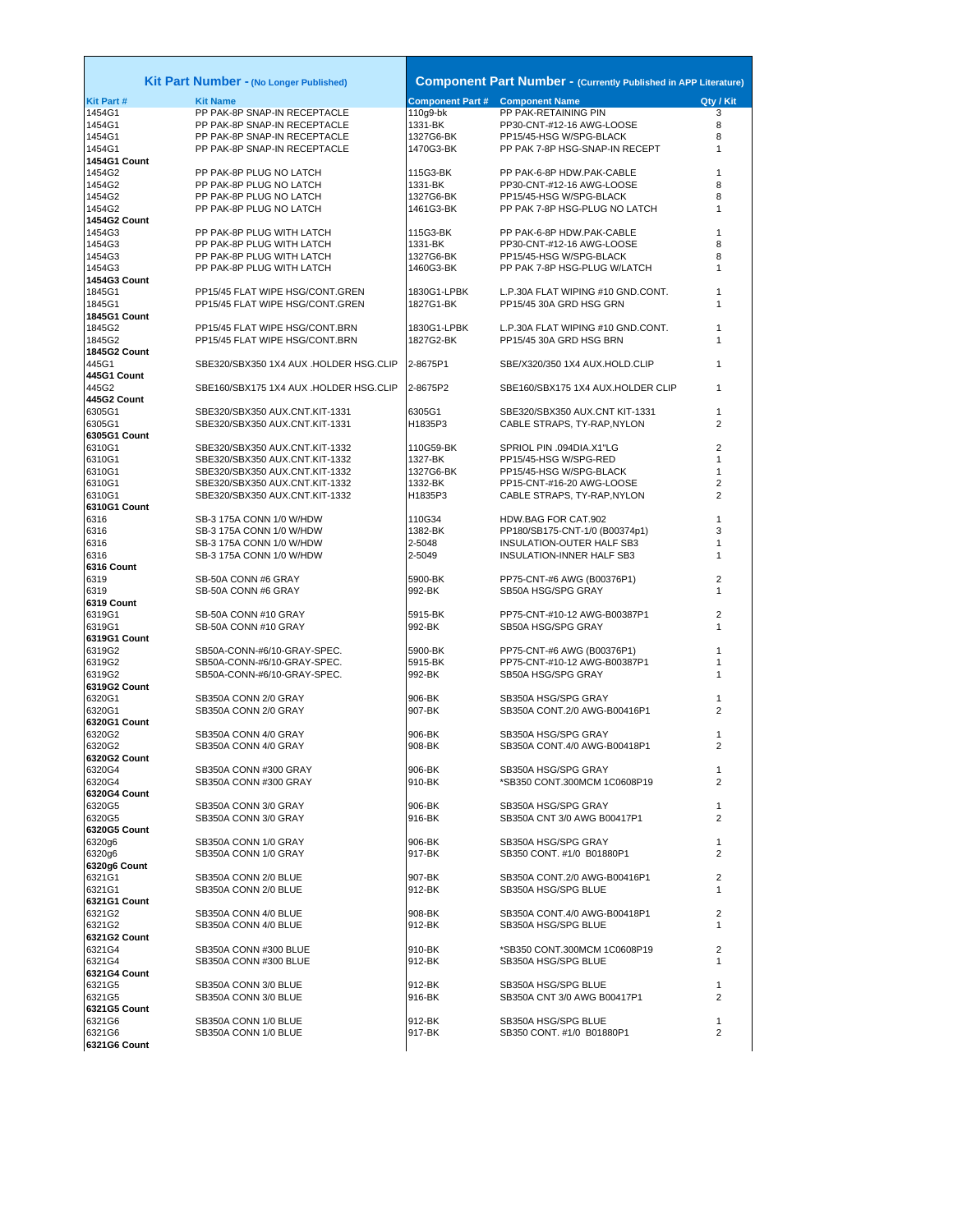| Kit Part Number - (No Longer Published) | | Component Part Number - (Currently Published in APP Literature) | | |
|---|---|---|---|---|
| **Kit Part #** | **Kit Name** | **Component Part #** | **Component Name** | **Qty / Kit** |
| 1454G1 | PP PAK-8P SNAP-IN RECEPTACLE | 110g9-bk | PP PAK-RETAINING PIN | 3 |
| 1454G1 | PP PAK-8P SNAP-IN RECEPTACLE | 1331-BK | PP30-CNT-#12-16 AWG-LOOSE | 8 |
| 1454G1 | PP PAK-8P SNAP-IN RECEPTACLE | 1327G6-BK | PP15/45-HSG W/SPG-BLACK | 8 |
| 1454G1 | PP PAK-8P SNAP-IN RECEPTACLE | 1470G3-BK | PP PAK 7-8P HSG-SNAP-IN RECEPT | 1 |
| **1454G1 Count** | | | | |
| 1454G2 | PP PAK-8P PLUG NO LATCH | 115G3-BK | PP PAK-6-8P HDW.PAK-CABLE | 1 |
| 1454G2 | PP PAK-8P PLUG NO LATCH | 1331-BK | PP30-CNT-#12-16 AWG-LOOSE | 8 |
| 1454G2 | PP PAK-8P PLUG NO LATCH | 1327G6-BK | PP15/45-HSG W/SPG-BLACK | 8 |
| 1454G2 | PP PAK-8P PLUG NO LATCH | 1461G3-BK | PP PAK 7-8P HSG-PLUG NO LATCH | 1 |
| **1454G2 Count** | | | | |
| 1454G3 | PP PAK-8P PLUG WITH LATCH | 115G3-BK | PP PAK-6-8P HDW.PAK-CABLE | 1 |
| 1454G3 | PP PAK-8P PLUG WITH LATCH | 1331-BK | PP30-CNT-#12-16 AWG-LOOSE | 8 |
| 1454G3 | PP PAK-8P PLUG WITH LATCH | 1327G6-BK | PP15/45-HSG W/SPG-BLACK | 8 |
| 1454G3 | PP PAK-8P PLUG WITH LATCH | 1460G3-BK | PP PAK 7-8P HSG-PLUG W/LATCH | 1 |
| **1454G3 Count** | | | | |
| 1845G1 | PP15/45 FLAT WIPE HSG/CONT.GREN | 1830G1-LPBK | L.P.30A FLAT WIPING #10 GND.CONT. | 1 |
| 1845G1 | PP15/45 FLAT WIPE HSG/CONT.GREN | 1827G1-BK | PP15/45 30A GRD HSG GRN | 1 |
| **1845G1 Count** | | | | |
| 1845G2 | PP15/45 FLAT WIPE HSG/CONT.BRN | 1830G1-LPBK | L.P.30A FLAT WIPING #10 GND.CONT. | 1 |
| 1845G2 | PP15/45 FLAT WIPE HSG/CONT.BRN | 1827G2-BK | PP15/45 30A GRD HSG BRN | 1 |
| **1845G2 Count** | | | | |
| 445G1 | SBE320/SBX350 1X4 AUX .HOLDER HSG.CLIP | 2-8675P1 | SBE/X320/350 1X4 AUX.HOLD.CLIP | 1 |
| **445G1 Count** | | | | |
| 445G2 | SBE160/SBX175 1X4 AUX .HOLDER HSG.CLIP | 2-8675P2 | SBE160/SBX175 1X4 AUX.HOLDER CLIP | 1 |
| **445G2 Count** | | | | |
| 6305G1 | SBE320/SBX350 AUX.CNT.KIT-1331 | 6305G1 | SBE320/SBX350 AUX.CNT KIT-1331 | 1 |
| 6305G1 | SBE320/SBX350 AUX.CNT.KIT-1331 | H1835P3 | CABLE STRAPS, TY-RAP,NYLON | 2 |
| **6305G1 Count** | | | | |
| 6310G1 | SBE320/SBX350 AUX.CNT.KIT-1332 | 110G59-BK | SPRIOL PIN .094DIA.X1"LG | 2 |
| 6310G1 | SBE320/SBX350 AUX.CNT.KIT-1332 | 1327-BK | PP15/45-HSG W/SPG-RED | 1 |
| 6310G1 | SBE320/SBX350 AUX.CNT.KIT-1332 | 1327G6-BK | PP15/45-HSG W/SPG-BLACK | 1 |
| 6310G1 | SBE320/SBX350 AUX.CNT.KIT-1332 | 1332-BK | PP15-CNT-#16-20 AWG-LOOSE | 2 |
| 6310G1 | SBE320/SBX350 AUX.CNT.KIT-1332 | H1835P3 | CABLE STRAPS, TY-RAP,NYLON | 2 |
| **6310G1 Count** | | | | |
| 6316 | SB-3 175A CONN 1/0 W/HDW | 110G34 | HDW.BAG FOR CAT.902 | 1 |
| 6316 | SB-3 175A CONN 1/0 W/HDW | 1382-BK | PP180/SB175-CNT-1/0 (B00374p1) | 3 |
| 6316 | SB-3 175A CONN 1/0 W/HDW | 2-5048 | INSULATION-OUTER HALF SB3 | 1 |
| 6316 | SB-3 175A CONN 1/0 W/HDW | 2-5049 | INSULATION-INNER HALF SB3 | 1 |
| **6316 Count** | | | | |
| 6319 | SB-50A CONN #6 GRAY | 5900-BK | PP75-CNT-#6 AWG (B00376P1) | 2 |
| 6319 | SB-50A CONN #6 GRAY | 992-BK | SB50A HSG/SPG GRAY | 1 |
| **6319 Count** | | | | |
| 6319G1 | SB-50A CONN #10 GRAY | 5915-BK | PP75-CNT-#10-12 AWG-B00387P1 | 2 |
| 6319G1 | SB-50A CONN #10 GRAY | 992-BK | SB50A HSG/SPG GRAY | 1 |
| **6319G1 Count** | | | | |
| 6319G2 | SB50A-CONN-#6/10-GRAY-SPEC. | 5900-BK | PP75-CNT-#6 AWG (B00376P1) | 1 |
| 6319G2 | SB50A-CONN-#6/10-GRAY-SPEC. | 5915-BK | PP75-CNT-#10-12 AWG-B00387P1 | 1 |
| 6319G2 | SB50A-CONN-#6/10-GRAY-SPEC. | 992-BK | SB50A HSG/SPG GRAY | 1 |
| **6319G2 Count** | | | | |
| 6320G1 | SB350A CONN 2/0 GRAY | 906-BK | SB350A HSG/SPG GRAY | 1 |
| 6320G1 | SB350A CONN 2/0 GRAY | 907-BK | SB350A CONT.2/0 AWG-B00416P1 | 2 |
| **6320G1 Count** | | | | |
| 6320G2 | SB350A CONN 4/0 GRAY | 906-BK | SB350A HSG/SPG GRAY | 1 |
| 6320G2 | SB350A CONN 4/0 GRAY | 908-BK | SB350A CONT.4/0 AWG-B00418P1 | 2 |
| **6320G2 Count** | | | | |
| 6320G4 | SB350A CONN #300 GRAY | 906-BK | SB350A HSG/SPG GRAY | 1 |
| 6320G4 | SB350A CONN #300 GRAY | 910-BK | *SB350 CONT.300MCM 1C0608P19 | 2 |
| **6320G4 Count** | | | | |
| 6320G5 | SB350A CONN 3/0 GRAY | 906-BK | SB350A HSG/SPG GRAY | 1 |
| 6320G5 | SB350A CONN 3/0 GRAY | 916-BK | SB350A CNT 3/0 AWG B00417P1 | 2 |
| **6320G5 Count** | | | | |
| 6320g6 | SB350A CONN 1/0 GRAY | 906-BK | SB350A HSG/SPG GRAY | 1 |
| 6320g6 | SB350A CONN 1/0 GRAY | 917-BK | SB350 CONT. #1/0 B01880P1 | 2 |
| **6320g6 Count** | | | | |
| 6321G1 | SB350A CONN 2/0 BLUE | 907-BK | SB350A CONT.2/0 AWG-B00416P1 | 2 |
| 6321G1 | SB350A CONN 2/0 BLUE | 912-BK | SB350A HSG/SPG BLUE | 1 |
| **6321G1 Count** | | | | |
| 6321G2 | SB350A CONN 4/0 BLUE | 908-BK | SB350A CONT.4/0 AWG-B00418P1 | 2 |
| 6321G2 | SB350A CONN 4/0 BLUE | 912-BK | SB350A HSG/SPG BLUE | 1 |
| **6321G2 Count** | | | | |
| 6321G4 | SB350A CONN #300 BLUE | 910-BK | *SB350 CONT.300MCM 1C0608P19 | 2 |
| 6321G4 | SB350A CONN #300 BLUE | 912-BK | SB350A HSG/SPG BLUE | 1 |
| **6321G4 Count** | | | | |
| 6321G5 | SB350A CONN 3/0 BLUE | 912-BK | SB350A HSG/SPG BLUE | 1 |
| 6321G5 | SB350A CONN 3/0 BLUE | 916-BK | SB350A CNT 3/0 AWG B00417P1 | 2 |
| **6321G5 Count** | | | | |
| 6321G6 | SB350A CONN 1/0 BLUE | 912-BK | SB350A HSG/SPG BLUE | 1 |
| 6321G6 | SB350A CONN 1/0 BLUE | 917-BK | SB350 CONT. #1/0 B01880P1 | 2 |
| **6321G6 Count** | | | | |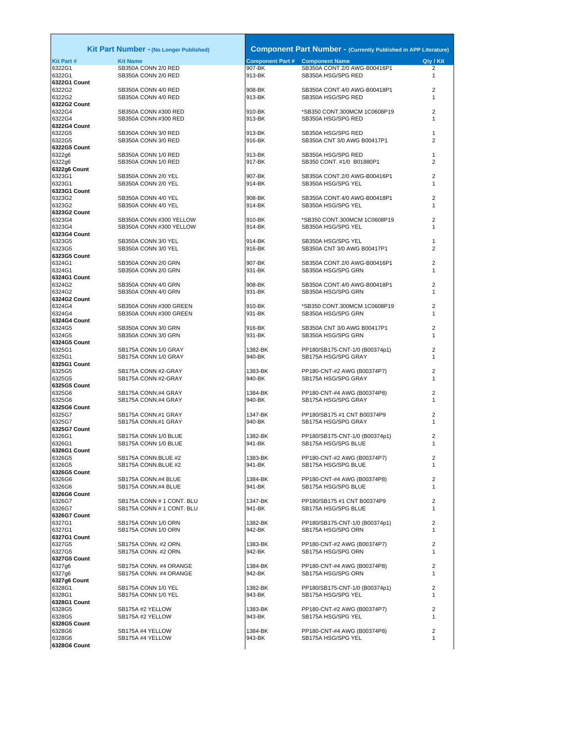| Kit Part Number - (No Longer Published) | | Component Part Number - (Currently Published in APP Literature) | | |
|---|---|---|---|---|
| **Kit Part #** | **Kit Name** | **Component Part #** | **Component Name** | **Qty / Kit** |
| 6322G1 | SB350A CONN 2/0 RED | 907-BK | SB350A CONT.2/0 AWG-B00416P1 | 2 |
| 6322G1 | SB350A CONN 2/0 RED | 913-BK | SB350A HSG/SPG RED | 1 |
| **6322G1 Count** | | | | |
| 6322G2 | SB350A CONN 4/0 RED | 908-BK | SB350A CONT.4/0 AWG-B00418P1 | 2 |
| 6322G2 | SB350A CONN 4/0 RED | 913-BK | SB350A HSG/SPG RED | 1 |
| **6322G2 Count** | | | | |
| 6322G4 | SB350A CONN #300 RED | 910-BK | *SB350 CONT.300MCM 1C0608P19 | 2 |
| 6322G4 | SB350A CONN #300 RED | 913-BK | SB350A HSG/SPG RED | 1 |
| **6322G4 Count** | | | | |
| 6322G5 | SB350A CONN 3/0 RED | 913-BK | SB350A HSG/SPG RED | 1 |
| 6322G5 | SB350A CONN 3/0 RED | 916-BK | SB350A CNT 3/0 AWG B00417P1 | 2 |
| **6322G5 Count** | | | | |
| 6322g6 | SB350A CONN 1/0 RED | 913-BK | SB350A HSG/SPG RED | 1 |
| 6322g6 | SB350A CONN 1/0 RED | 917-BK | SB350 CONT. #1/0 B01880P1 | 2 |
| **6322g6 Count** | | | | |
| 6323G1 | SB350A CONN 2/0 YEL | 907-BK | SB350A CONT.2/0 AWG-B00416P1 | 2 |
| 6323G1 | SB350A CONN 2/0 YEL | 914-BK | SB350A HSG/SPG YEL | 1 |
| **6323G1 Count** | | | | |
| 6323G2 | SB350A CONN 4/0 YEL | 908-BK | SB350A CONT.4/0 AWG-B00418P1 | 2 |
| 6323G2 | SB350A CONN 4/0 YEL | 914-BK | SB350A HSG/SPG YEL | 1 |
| **6323G2 Count** | | | | |
| 6323G4 | SB350A CONN #300 YELLOW | 910-BK | *SB350 CONT.300MCM 1C0608P19 | 2 |
| 6323G4 | SB350A CONN #300 YELLOW | 914-BK | SB350A HSG/SPG YEL | 1 |
| **6323G4 Count** | | | | |
| 6323G5 | SB350A CONN 3/0 YEL | 914-BK | SB350A HSG/SPG YEL | 1 |
| 6323G5 | SB350A CONN 3/0 YEL | 916-BK | SB350A CNT 3/0 AWG B00417P1 | 2 |
| **6323G5 Count** | | | | |
| 6324G1 | SB350A CONN 2/0 GRN | 907-BK | SB350A CONT.2/0 AWG-B00416P1 | 2 |
| 6324G1 | SB350A CONN 2/0 GRN | 931-BK | SB350A HSG/SPG GRN | 1 |
| **6324G1 Count** | | | | |
| 6324G2 | SB350A CONN 4/0 GRN | 908-BK | SB350A CONT.4/0 AWG-B00418P1 | 2 |
| 6324G2 | SB350A CONN 4/0 GRN | 931-BK | SB350A HSG/SPG GRN | 1 |
| **6324G2 Count** | | | | |
| 6324G4 | SB350A CONN #300 GREEN | 910-BK | *SB350 CONT.300MCM 1C0608P19 | 2 |
| 6324G4 | SB350A CONN #300 GREEN | 931-BK | SB350A HSG/SPG GRN | 1 |
| **6324G4 Count** | | | | |
| 6324G5 | SB350A CONN 3/0 GRN | 916-BK | SB350A CNT 3/0 AWG B00417P1 | 2 |
| 6324G5 | SB350A CONN 3/0 GRN | 931-BK | SB350A HSG/SPG GRN | 1 |
| **6324G5 Count** | | | | |
| 6325G1 | SB175A CONN 1/0 GRAY | 1382-BK | PP180/SB175-CNT-1/0 (B00374p1) | 2 |
| 6325G1 | SB175A CONN 1/0 GRAY | 940-BK | SB175A HSG/SPG GRAY | 1 |
| **6325G1 Count** | | | | |
| 6325G5 | SB175A CONN #2-GRAY | 1383-BK | PP180-CNT-#2 AWG (B00374P7) | 2 |
| 6325G5 | SB175A CONN #2-GRAY | 940-BK | SB175A HSG/SPG GRAY | 1 |
| **6325G5 Count** | | | | |
| 6325G6 | SB175A CONN.#4 GRAY | 1384-BK | PP180-CNT-#4 AWG (B00374P8) | 2 |
| 6325G6 | SB175A CONN.#4 GRAY | 940-BK | SB175A HSG/SPG GRAY | 1 |
| **6325G6 Count** | | | | |
| 6325G7 | SB175A CONN.#1 GRAY | 1347-BK | PP180/SB175 #1 CNT B00374P9 | 2 |
| 6325G7 | SB175A CONN.#1 GRAY | 940-BK | SB175A HSG/SPG GRAY | 1 |
| **6325G7 Count** | | | | |
| 6326G1 | SB175A CONN 1/0 BLUE | 1382-BK | PP180/SB175-CNT-1/0 (B00374p1) | 2 |
| 6326G1 | SB175A CONN 1/0 BLUE | 941-BK | SB175A HSG/SPG BLUE | 1 |
| **6326G1 Count** | | | | |
| 6326G5 | SB175A CONN.BLUE #2 | 1383-BK | PP180-CNT-#2 AWG (B00374P7) | 2 |
| 6326G5 | SB175A CONN.BLUE #2 | 941-BK | SB175A HSG/SPG BLUE | 1 |
| **6326G5 Count** | | | | |
| 6326G6 | SB175A CONN.#4 BLUE | 1384-BK | PP180-CNT-#4 AWG (B00374P8) | 2 |
| 6326G6 | SB175A CONN.#4 BLUE | 941-BK | SB175A HSG/SPG BLUE | 1 |
| **6326G6 Count** | | | | |
| 6326G7 | SB175A CONN # 1 CONT. BLU | 1347-BK | PP180/SB175 #1 CNT B00374P9 | 2 |
| 6326G7 | SB175A CONN # 1 CONT. BLU | 941-BK | SB175A HSG/SPG BLUE | 1 |
| **6326G7 Count** | | | | |
| 6327G1 | SB175A CONN 1/0 ORN | 1382-BK | PP180/SB175-CNT-1/0 (B00374p1) | 2 |
| 6327G1 | SB175A CONN 1/0 ORN | 942-BK | SB175A HSG/SPG ORN | 1 |
| **6327G1 Count** | | | | |
| 6327G5 | SB175A CONN. #2 ORN. | 1383-BK | PP180-CNT-#2 AWG (B00374P7) | 2 |
| 6327G5 | SB175A CONN. #2 ORN. | 942-BK | SB175A HSG/SPG ORN | 1 |
| **6327G5 Count** | | | | |
| 6327g6 | SB175A CONN. #4 ORANGE | 1384-BK | PP180-CNT-#4 AWG (B00374P8) | 2 |
| 6327g6 | SB175A CONN. #4 ORANGE | 942-BK | SB175A HSG/SPG ORN | 1 |
| **6327g6 Count** | | | | |
| 6328G1 | SB175A CONN 1/0 YEL | 1382-BK | PP180/SB175-CNT-1/0 (B00374p1) | 2 |
| 6328G1 | SB175A CONN 1/0 YEL | 943-BK | SB175A HSG/SPG YEL | 1 |
| **6328G1 Count** | | | | |
| 6328G5 | SB175A #2 YELLOW | 1383-BK | PP180-CNT-#2 AWG (B00374P7) | 2 |
| 6328G5 | SB175A #2 YELLOW | 943-BK | SB175A HSG/SPG YEL | 1 |
| **6328G5 Count** | | | | |
| 6328G6 | SB175A #4 YELLOW | 1384-BK | PP180-CNT-#4 AWG (B00374P8) | 2 |
| 6328G6 | SB175A #4 YELLOW | 943-BK | SB175A HSG/SPG YEL | 1 |
| **6328G6 Count** | | | | |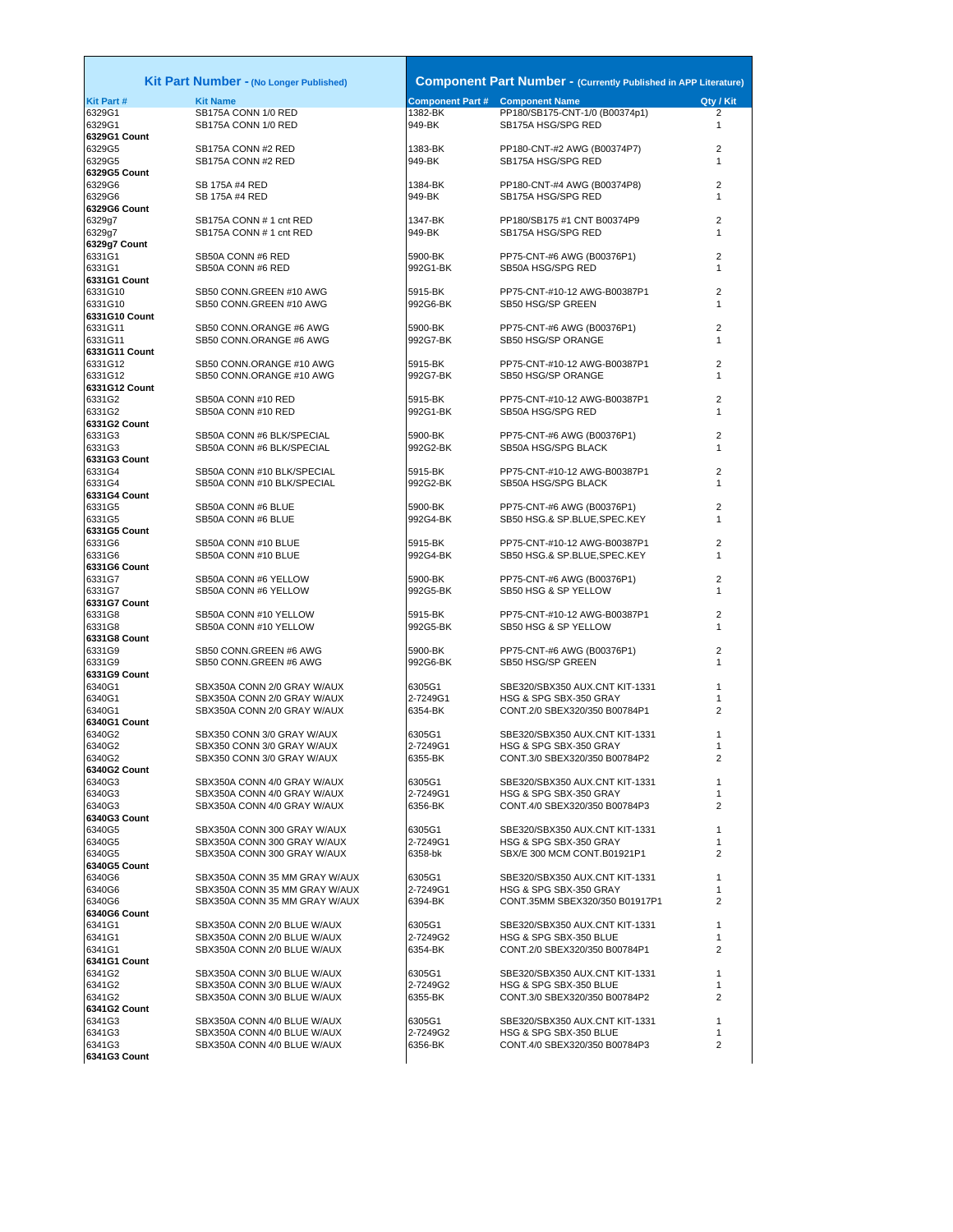| Kit Part Number - (No Longer Published) | | Component Part Number - (Currently Published in APP Literature) | | |
|---|---|---|---|---|
| Kit Part # | Kit Name | Component Part # | Component Name | Qty / Kit |
| 6329G1 | SB175A CONN 1/0 RED | 1382-BK | PP180/SB175-CNT-1/0 (B00374p1) | 2 |
| 6329G1 | SB175A CONN 1/0 RED | 949-BK | SB175A HSG/SPG RED | 1 |
| 6329G1 Count | | | | |
| 6329G5 | SB175A CONN #2 RED | 1383-BK | PP180-CNT-#2 AWG (B00374P7) | 2 |
| 6329G5 | SB175A CONN #2 RED | 949-BK | SB175A HSG/SPG RED | 1 |
| 6329G5 Count | | | | |
| 6329G6 | SB 175A #4 RED | 1384-BK | PP180-CNT-#4 AWG (B00374P8) | 2 |
| 6329G6 | SB 175A #4 RED | 949-BK | SB175A HSG/SPG RED | 1 |
| 6329G6 Count | | | | |
| 6329g7 | SB175A CONN # 1 cnt RED | 1347-BK | PP180/SB175 #1 CNT B00374P9 | 2 |
| 6329g7 | SB175A CONN # 1 cnt RED | 949-BK | SB175A HSG/SPG RED | 1 |
| 6329g7 Count | | | | |
| 6331G1 | SB50A CONN #6 RED | 5900-BK | PP75-CNT-#6 AWG (B00376P1) | 2 |
| 6331G1 | SB50A CONN #6 RED | 992G1-BK | SB50A HSG/SPG RED | 1 |
| 6331G1 Count | | | | |
| 6331G10 | SB50 CONN.GREEN #10 AWG | 5915-BK | PP75-CNT-#10-12 AWG-B00387P1 | 2 |
| 6331G10 | SB50 CONN.GREEN #10 AWG | 992G6-BK | SB50 HSG/SP GREEN | 1 |
| 6331G10 Count | | | | |
| 6331G11 | SB50 CONN.ORANGE #6 AWG | 5900-BK | PP75-CNT-#6 AWG (B00376P1) | 2 |
| 6331G11 | SB50 CONN.ORANGE #6 AWG | 992G7-BK | SB50 HSG/SP ORANGE | 1 |
| 6331G11 Count | | | | |
| 6331G12 | SB50 CONN.ORANGE #10 AWG | 5915-BK | PP75-CNT-#10-12 AWG-B00387P1 | 2 |
| 6331G12 | SB50 CONN.ORANGE #10 AWG | 992G7-BK | SB50 HSG/SP ORANGE | 1 |
| 6331G12 Count | | | | |
| 6331G2 | SB50A CONN #10 RED | 5915-BK | PP75-CNT-#10-12 AWG-B00387P1 | 2 |
| 6331G2 | SB50A CONN #10 RED | 992G1-BK | SB50A HSG/SPG RED | 1 |
| 6331G2 Count | | | | |
| 6331G3 | SB50A CONN #6 BLK/SPECIAL | 5900-BK | PP75-CNT-#6 AWG (B00376P1) | 2 |
| 6331G3 | SB50A CONN #6 BLK/SPECIAL | 992G2-BK | SB50A HSG/SPG BLACK | 1 |
| 6331G3 Count | | | | |
| 6331G4 | SB50A CONN #10 BLK/SPECIAL | 5915-BK | PP75-CNT-#10-12 AWG-B00387P1 | 2 |
| 6331G4 | SB50A CONN #10 BLK/SPECIAL | 992G2-BK | SB50A HSG/SPG BLACK | 1 |
| 6331G4 Count | | | | |
| 6331G5 | SB50A CONN #6 BLUE | 5900-BK | PP75-CNT-#6 AWG (B00376P1) | 2 |
| 6331G5 | SB50A CONN #6 BLUE | 992G4-BK | SB50 HSG.& SP.BLUE,SPEC.KEY | 1 |
| 6331G5 Count | | | | |
| 6331G6 | SB50A CONN #10 BLUE | 5915-BK | PP75-CNT-#10-12 AWG-B00387P1 | 2 |
| 6331G6 | SB50A CONN #10 BLUE | 992G4-BK | SB50 HSG.& SP.BLUE,SPEC.KEY | 1 |
| 6331G6 Count | | | | |
| 6331G7 | SB50A CONN #6 YELLOW | 5900-BK | PP75-CNT-#6 AWG (B00376P1) | 2 |
| 6331G7 | SB50A CONN #6 YELLOW | 992G5-BK | SB50 HSG & SP YELLOW | 1 |
| 6331G7 Count | | | | |
| 6331G8 | SB50A CONN #10 YELLOW | 5915-BK | PP75-CNT-#10-12 AWG-B00387P1 | 2 |
| 6331G8 | SB50A CONN #10 YELLOW | 992G5-BK | SB50 HSG & SP YELLOW | 1 |
| 6331G8 Count | | | | |
| 6331G9 | SB50 CONN.GREEN #6 AWG | 5900-BK | PP75-CNT-#6 AWG (B00376P1) | 2 |
| 6331G9 | SB50 CONN.GREEN #6 AWG | 992G6-BK | SB50 HSG/SP GREEN | 1 |
| 6331G9 Count | | | | |
| 6340G1 | SBX350A CONN 2/0 GRAY W/AUX | 6305G1 | SBE320/SBX350 AUX.CNT KIT-1331 | 1 |
| 6340G1 | SBX350A CONN 2/0 GRAY W/AUX | 2-7249G1 | HSG & SPG SBX-350 GRAY | 1 |
| 6340G1 | SBX350A CONN 2/0 GRAY W/AUX | 6354-BK | CONT.2/0 SBEX320/350 B00784P1 | 2 |
| 6340G1 Count | | | | |
| 6340G2 | SBX350 CONN 3/0 GRAY W/AUX | 6305G1 | SBE320/SBX350 AUX.CNT KIT-1331 | 1 |
| 6340G2 | SBX350 CONN 3/0 GRAY W/AUX | 2-7249G1 | HSG & SPG SBX-350 GRAY | 1 |
| 6340G2 | SBX350 CONN 3/0 GRAY W/AUX | 6355-BK | CONT.3/0 SBEX320/350 B00784P2 | 2 |
| 6340G2 Count | | | | |
| 6340G3 | SBX350A CONN 4/0 GRAY W/AUX | 6305G1 | SBE320/SBX350 AUX.CNT KIT-1331 | 1 |
| 6340G3 | SBX350A CONN 4/0 GRAY W/AUX | 2-7249G1 | HSG & SPG SBX-350 GRAY | 1 |
| 6340G3 | SBX350A CONN 4/0 GRAY W/AUX | 6356-BK | CONT.4/0 SBEX320/350 B00784P3 | 2 |
| 6340G3 Count | | | | |
| 6340G5 | SBX350A CONN 300 GRAY W/AUX | 6305G1 | SBE320/SBX350 AUX.CNT KIT-1331 | 1 |
| 6340G5 | SBX350A CONN 300 GRAY W/AUX | 2-7249G1 | HSG & SPG SBX-350 GRAY | 1 |
| 6340G5 | SBX350A CONN 300 GRAY W/AUX | 6358-bk | SBX/E 300 MCM CONT.B01921P1 | 2 |
| 6340G5 Count | | | | |
| 6340G6 | SBX350A CONN 35 MM GRAY W/AUX | 6305G1 | SBE320/SBX350 AUX.CNT KIT-1331 | 1 |
| 6340G6 | SBX350A CONN 35 MM GRAY W/AUX | 2-7249G1 | HSG & SPG SBX-350 GRAY | 1 |
| 6340G6 | SBX350A CONN 35 MM GRAY W/AUX | 6394-BK | CONT.35MM SBEX320/350 B01917P1 | 2 |
| 6340G6 Count | | | | |
| 6341G1 | SBX350A CONN 2/0 BLUE W/AUX | 6305G1 | SBE320/SBX350 AUX.CNT KIT-1331 | 1 |
| 6341G1 | SBX350A CONN 2/0 BLUE W/AUX | 2-7249G2 | HSG & SPG SBX-350 BLUE | 1 |
| 6341G1 | SBX350A CONN 2/0 BLUE W/AUX | 6354-BK | CONT.2/0 SBEX320/350 B00784P1 | 2 |
| 6341G1 Count | | | | |
| 6341G2 | SBX350A CONN 3/0 BLUE W/AUX | 6305G1 | SBE320/SBX350 AUX.CNT KIT-1331 | 1 |
| 6341G2 | SBX350A CONN 3/0 BLUE W/AUX | 2-7249G2 | HSG & SPG SBX-350 BLUE | 1 |
| 6341G2 | SBX350A CONN 3/0 BLUE W/AUX | 6355-BK | CONT.3/0 SBEX320/350 B00784P2 | 2 |
| 6341G2 Count | | | | |
| 6341G3 | SBX350A CONN 4/0 BLUE W/AUX | 6305G1 | SBE320/SBX350 AUX.CNT KIT-1331 | 1 |
| 6341G3 | SBX350A CONN 4/0 BLUE W/AUX | 2-7249G2 | HSG & SPG SBX-350 BLUE | 1 |
| 6341G3 | SBX350A CONN 4/0 BLUE W/AUX | 6356-BK | CONT.4/0 SBEX320/350 B00784P3 | 2 |
| 6341G3 Count | | | | |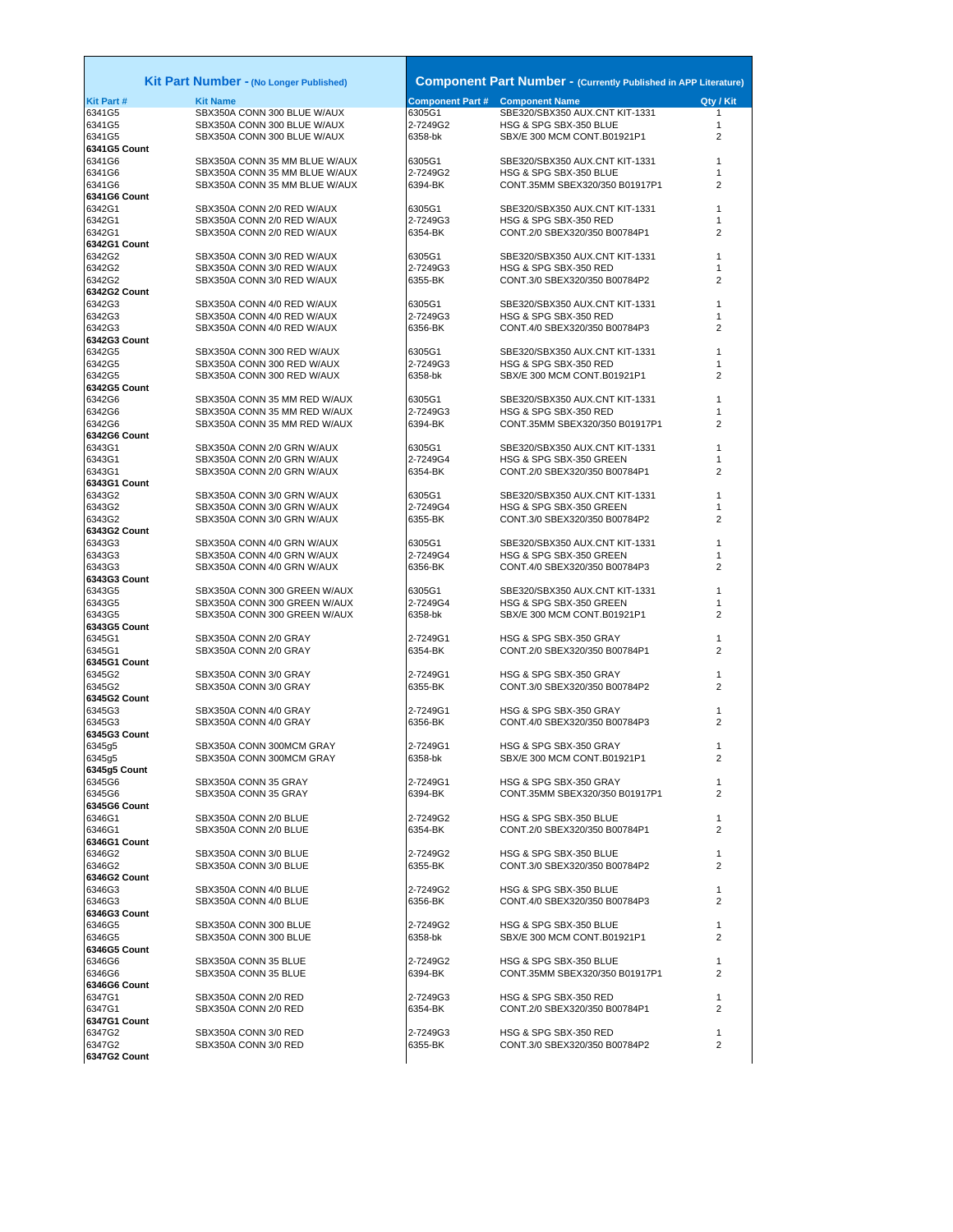| Kit Part Number - (No Longer Published) | | Component Part Number - (Currently Published in APP Literature) | | |
|---|---|---|---|---|
| **Kit Part #** | **Kit Name** | **Component Part #** | **Component Name** | **Qty / Kit** |
| 6341G5 | SBX350A CONN 300 BLUE W/AUX | 6305G1 | SBE320/SBX350 AUX.CNT KIT-1331 | 1 |
| 6341G5 | SBX350A CONN 300 BLUE W/AUX | 2-7249G2 | HSG & SPG SBX-350 BLUE | 1 |
| 6341G5 | SBX350A CONN 300 BLUE W/AUX | 6358-bk | SBX/E 300 MCM CONT.B01921P1 | 2 |
| **6341G5 Count** | | | | |
| 6341G6 | SBX350A CONN 35 MM BLUE W/AUX | 6305G1 | SBE320/SBX350 AUX.CNT KIT-1331 | 1 |
| 6341G6 | SBX350A CONN 35 MM BLUE W/AUX | 2-7249G2 | HSG & SPG SBX-350 BLUE | 1 |
| 6341G6 | SBX350A CONN 35 MM BLUE W/AUX | 6394-BK | CONT.35MM SBEX320/350 B01917P1 | 2 |
| **6341G6 Count** | | | | |
| 6342G1 | SBX350A CONN 2/0 RED W/AUX | 6305G1 | SBE320/SBX350 AUX.CNT KIT-1331 | 1 |
| 6342G1 | SBX350A CONN 2/0 RED W/AUX | 2-7249G3 | HSG & SPG SBX-350 RED | 1 |
| 6342G1 | SBX350A CONN 2/0 RED W/AUX | 6354-BK | CONT.2/0 SBEX320/350 B00784P1 | 2 |
| **6342G1 Count** | | | | |
| 6342G2 | SBX350A CONN 3/0 RED W/AUX | 6305G1 | SBE320/SBX350 AUX.CNT KIT-1331 | 1 |
| 6342G2 | SBX350A CONN 3/0 RED W/AUX | 2-7249G3 | HSG & SPG SBX-350 RED | 1 |
| 6342G2 | SBX350A CONN 3/0 RED W/AUX | 6355-BK | CONT.3/0 SBEX320/350 B00784P2 | 2 |
| **6342G2 Count** | | | | |
| 6342G3 | SBX350A CONN 4/0 RED W/AUX | 6305G1 | SBE320/SBX350 AUX.CNT KIT-1331 | 1 |
| 6342G3 | SBX350A CONN 4/0 RED W/AUX | 2-7249G3 | HSG & SPG SBX-350 RED | 1 |
| 6342G3 | SBX350A CONN 4/0 RED W/AUX | 6356-BK | CONT.4/0 SBEX320/350 B00784P3 | 2 |
| **6342G3 Count** | | | | |
| 6342G5 | SBX350A CONN 300 RED W/AUX | 6305G1 | SBE320/SBX350 AUX.CNT KIT-1331 | 1 |
| 6342G5 | SBX350A CONN 300 RED W/AUX | 2-7249G3 | HSG & SPG SBX-350 RED | 1 |
| 6342G5 | SBX350A CONN 300 RED W/AUX | 6358-bk | SBX/E 300 MCM CONT.B01921P1 | 2 |
| **6342G5 Count** | | | | |
| 6342G6 | SBX350A CONN 35 MM RED W/AUX | 6305G1 | SBE320/SBX350 AUX.CNT KIT-1331 | 1 |
| 6342G6 | SBX350A CONN 35 MM RED W/AUX | 2-7249G3 | HSG & SPG SBX-350 RED | 1 |
| 6342G6 | SBX350A CONN 35 MM RED W/AUX | 6394-BK | CONT.35MM SBEX320/350 B01917P1 | 2 |
| **6342G6 Count** | | | | |
| 6343G1 | SBX350A CONN 2/0 GRN W/AUX | 6305G1 | SBE320/SBX350 AUX.CNT KIT-1331 | 1 |
| 6343G1 | SBX350A CONN 2/0 GRN W/AUX | 2-7249G4 | HSG & SPG SBX-350 GREEN | 1 |
| 6343G1 | SBX350A CONN 2/0 GRN W/AUX | 6354-BK | CONT.2/0 SBEX320/350 B00784P1 | 2 |
| **6343G1 Count** | | | | |
| 6343G2 | SBX350A CONN 3/0 GRN W/AUX | 6305G1 | SBE320/SBX350 AUX.CNT KIT-1331 | 1 |
| 6343G2 | SBX350A CONN 3/0 GRN W/AUX | 2-7249G4 | HSG & SPG SBX-350 GREEN | 1 |
| 6343G2 | SBX350A CONN 3/0 GRN W/AUX | 6355-BK | CONT.3/0 SBEX320/350 B00784P2 | 2 |
| **6343G2 Count** | | | | |
| 6343G3 | SBX350A CONN 4/0 GRN W/AUX | 6305G1 | SBE320/SBX350 AUX.CNT KIT-1331 | 1 |
| 6343G3 | SBX350A CONN 4/0 GRN W/AUX | 2-7249G4 | HSG & SPG SBX-350 GREEN | 1 |
| 6343G3 | SBX350A CONN 4/0 GRN W/AUX | 6356-BK | CONT.4/0 SBEX320/350 B00784P3 | 2 |
| **6343G3 Count** | | | | |
| 6343G5 | SBX350A CONN 300 GREEN W/AUX | 6305G1 | SBE320/SBX350 AUX.CNT KIT-1331 | 1 |
| 6343G5 | SBX350A CONN 300 GREEN W/AUX | 2-7249G4 | HSG & SPG SBX-350 GREEN | 1 |
| 6343G5 | SBX350A CONN 300 GREEN W/AUX | 6358-bk | SBX/E 300 MCM CONT.B01921P1 | 2 |
| **6343G5 Count** | | | | |
| 6345G1 | SBX350A CONN 2/0 GRAY | 2-7249G1 | HSG & SPG SBX-350 GRAY | 1 |
| 6345G1 | SBX350A CONN 2/0 GRAY | 6354-BK | CONT.2/0 SBEX320/350 B00784P1 | 2 |
| **6345G1 Count** | | | | |
| 6345G2 | SBX350A CONN 3/0 GRAY | 2-7249G1 | HSG & SPG SBX-350 GRAY | 1 |
| 6345G2 | SBX350A CONN 3/0 GRAY | 6355-BK | CONT.3/0 SBEX320/350 B00784P2 | 2 |
| **6345G2 Count** | | | | |
| 6345G3 | SBX350A CONN 4/0 GRAY | 2-7249G1 | HSG & SPG SBX-350 GRAY | 1 |
| 6345G3 | SBX350A CONN 4/0 GRAY | 6356-BK | CONT.4/0 SBEX320/350 B00784P3 | 2 |
| **6345G3 Count** | | | | |
| 6345g5 | SBX350A CONN 300MCM GRAY | 2-7249G1 | HSG & SPG SBX-350 GRAY | 1 |
| 6345g5 | SBX350A CONN 300MCM GRAY | 6358-bk | SBX/E 300 MCM CONT.B01921P1 | 2 |
| **6345g5 Count** | | | | |
| 6345G6 | SBX350A CONN 35 GRAY | 2-7249G1 | HSG & SPG SBX-350 GRAY | 1 |
| 6345G6 | SBX350A CONN 35 GRAY | 6394-BK | CONT.35MM SBEX320/350 B01917P1 | 2 |
| **6345G6 Count** | | | | |
| 6346G1 | SBX350A CONN 2/0 BLUE | 2-7249G2 | HSG & SPG SBX-350 BLUE | 1 |
| 6346G1 | SBX350A CONN 2/0 BLUE | 6354-BK | CONT.2/0 SBEX320/350 B00784P1 | 2 |
| **6346G1 Count** | | | | |
| 6346G2 | SBX350A CONN 3/0 BLUE | 2-7249G2 | HSG & SPG SBX-350 BLUE | 1 |
| 6346G2 | SBX350A CONN 3/0 BLUE | 6355-BK | CONT.3/0 SBEX320/350 B00784P2 | 2 |
| **6346G2 Count** | | | | |
| 6346G3 | SBX350A CONN 4/0 BLUE | 2-7249G2 | HSG & SPG SBX-350 BLUE | 1 |
| 6346G3 | SBX350A CONN 4/0 BLUE | 6356-BK | CONT.4/0 SBEX320/350 B00784P3 | 2 |
| **6346G3 Count** | | | | |
| 6346G5 | SBX350A CONN 300 BLUE | 2-7249G2 | HSG & SPG SBX-350 BLUE | 1 |
| 6346G5 | SBX350A CONN 300 BLUE | 6358-bk | SBX/E 300 MCM CONT.B01921P1 | 2 |
| **6346G5 Count** | | | | |
| 6346G6 | SBX350A CONN 35 BLUE | 2-7249G2 | HSG & SPG SBX-350 BLUE | 1 |
| 6346G6 | SBX350A CONN 35 BLUE | 6394-BK | CONT.35MM SBEX320/350 B01917P1 | 2 |
| **6346G6 Count** | | | | |
| 6347G1 | SBX350A CONN 2/0 RED | 2-7249G3 | HSG & SPG SBX-350 RED | 1 |
| 6347G1 | SBX350A CONN 2/0 RED | 6354-BK | CONT.2/0 SBEX320/350 B00784P1 | 2 |
| **6347G1 Count** | | | | |
| 6347G2 | SBX350A CONN 3/0 RED | 2-7249G3 | HSG & SPG SBX-350 RED | 1 |
| 6347G2 | SBX350A CONN 3/0 RED | 6355-BK | CONT.3/0 SBEX320/350 B00784P2 | 2 |
| **6347G2 Count** | | | | |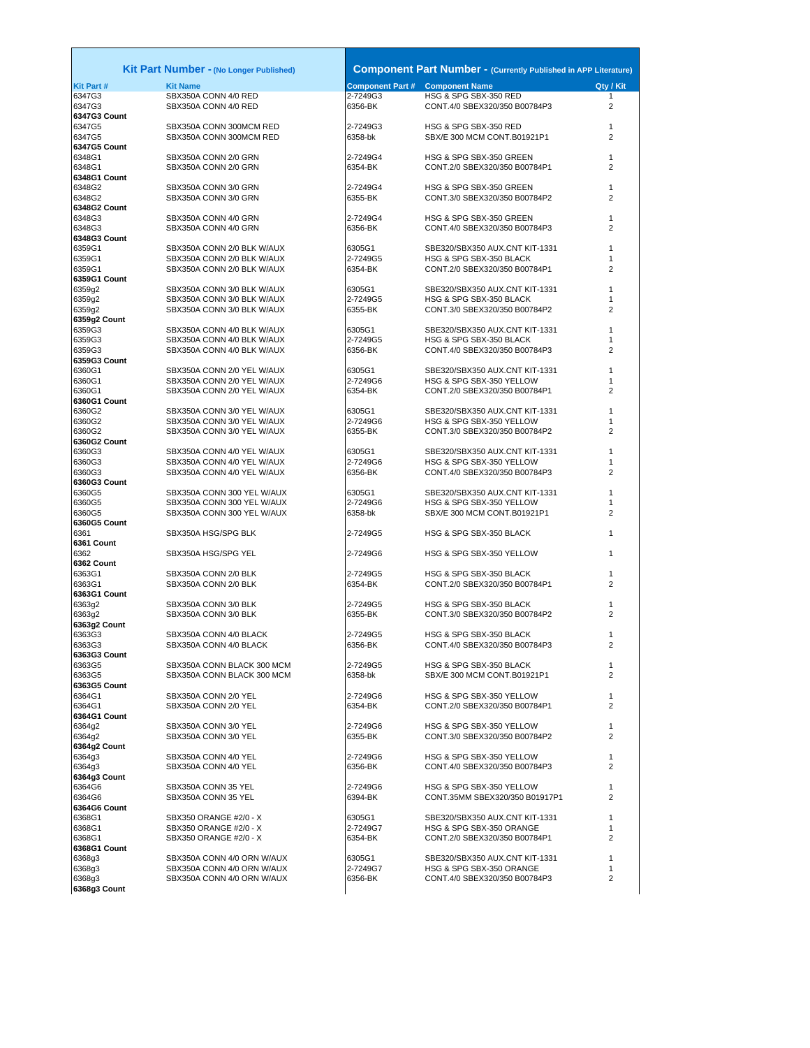| Kit Part Number - (No Longer Published) | | Component Part Number - (Currently Published in APP Literature) | | |
|---|---|---|---|---|
| **Kit Part #** | **Kit Name** | **Component Part #** | **Component Name** | **Qty / Kit** |
| 6347G3 | SBX350A CONN 4/0 RED | 2-7249G3 | HSG & SPG SBX-350 RED | 1 |
| 6347G3 | SBX350A CONN 4/0 RED | 6356-BK | CONT.4/0 SBEX320/350 B00784P3 | 2 |
| **6347G3 Count** | | | | |
| 6347G5 | SBX350A CONN 300MCM RED | 2-7249G3 | HSG & SPG SBX-350 RED | 1 |
| 6347G5 | SBX350A CONN 300MCM RED | 6358-bk | SBX/E 300 MCM CONT.B01921P1 | 2 |
| **6347G5 Count** | | | | |
| 6348G1 | SBX350A CONN 2/0 GRN | 2-7249G4 | HSG & SPG SBX-350 GREEN | 1 |
| 6348G1 | SBX350A CONN 2/0 GRN | 6354-BK | CONT.2/0 SBEX320/350 B00784P1 | 2 |
| **6348G1 Count** | | | | |
| 6348G2 | SBX350A CONN 3/0 GRN | 2-7249G4 | HSG & SPG SBX-350 GREEN | 1 |
| 6348G2 | SBX350A CONN 3/0 GRN | 6355-BK | CONT.3/0 SBEX320/350 B00784P2 | 2 |
| **6348G2 Count** | | | | |
| 6348G3 | SBX350A CONN 4/0 GRN | 2-7249G4 | HSG & SPG SBX-350 GREEN | 1 |
| 6348G3 | SBX350A CONN 4/0 GRN | 6356-BK | CONT.4/0 SBEX320/350 B00784P3 | 2 |
| **6348G3 Count** | | | | |
| 6359G1 | SBX350A CONN 2/0 BLK W/AUX | 6305G1 | SBE320/SBX350 AUX.CNT KIT-1331 | 1 |
| 6359G1 | SBX350A CONN 2/0 BLK W/AUX | 2-7249G5 | HSG & SPG SBX-350 BLACK | 1 |
| 6359G1 | SBX350A CONN 2/0 BLK W/AUX | 6354-BK | CONT.2/0 SBEX320/350 B00784P1 | 2 |
| **6359G1 Count** | | | | |
| 6359g2 | SBX350A CONN 3/0 BLK W/AUX | 6305G1 | SBE320/SBX350 AUX.CNT KIT-1331 | 1 |
| 6359g2 | SBX350A CONN 3/0 BLK W/AUX | 2-7249G5 | HSG & SPG SBX-350 BLACK | 1 |
| 6359g2 | SBX350A CONN 3/0 BLK W/AUX | 6355-BK | CONT.3/0 SBEX320/350 B00784P2 | 2 |
| **6359g2 Count** | | | | |
| 6359G3 | SBX350A CONN 4/0 BLK W/AUX | 6305G1 | SBE320/SBX350 AUX.CNT KIT-1331 | 1 |
| 6359G3 | SBX350A CONN 4/0 BLK W/AUX | 2-7249G5 | HSG & SPG SBX-350 BLACK | 1 |
| 6359G3 | SBX350A CONN 4/0 BLK W/AUX | 6356-BK | CONT.4/0 SBEX320/350 B00784P3 | 2 |
| **6359G3 Count** | | | | |
| 6360G1 | SBX350A CONN 2/0 YEL W/AUX | 6305G1 | SBE320/SBX350 AUX.CNT KIT-1331 | 1 |
| 6360G1 | SBX350A CONN 2/0 YEL W/AUX | 2-7249G6 | HSG & SPG SBX-350 YELLOW | 1 |
| 6360G1 | SBX350A CONN 2/0 YEL W/AUX | 6354-BK | CONT.2/0 SBEX320/350 B00784P1 | 2 |
| **6360G1 Count** | | | | |
| 6360G2 | SBX350A CONN 3/0 YEL W/AUX | 6305G1 | SBE320/SBX350 AUX.CNT KIT-1331 | 1 |
| 6360G2 | SBX350A CONN 3/0 YEL W/AUX | 2-7249G6 | HSG & SPG SBX-350 YELLOW | 1 |
| 6360G2 | SBX350A CONN 3/0 YEL W/AUX | 6355-BK | CONT.3/0 SBEX320/350 B00784P2 | 2 |
| **6360G2 Count** | | | | |
| 6360G3 | SBX350A CONN 4/0 YEL W/AUX | 6305G1 | SBE320/SBX350 AUX.CNT KIT-1331 | 1 |
| 6360G3 | SBX350A CONN 4/0 YEL W/AUX | 2-7249G6 | HSG & SPG SBX-350 YELLOW | 1 |
| 6360G3 | SBX350A CONN 4/0 YEL W/AUX | 6356-BK | CONT.4/0 SBEX320/350 B00784P3 | 2 |
| **6360G3 Count** | | | | |
| 6360G5 | SBX350A CONN 300 YEL W/AUX | 6305G1 | SBE320/SBX350 AUX.CNT KIT-1331 | 1 |
| 6360G5 | SBX350A CONN 300 YEL W/AUX | 2-7249G6 | HSG & SPG SBX-350 YELLOW | 1 |
| 6360G5 | SBX350A CONN 300 YEL W/AUX | 6358-bk | SBX/E 300 MCM CONT.B01921P1 | 2 |
| **6360G5 Count** | | | | |
| 6361 | SBX350A HSG/SPG BLK | 2-7249G5 | HSG & SPG SBX-350 BLACK | 1 |
| **6361 Count** | | | | |
| 6362 | SBX350A HSG/SPG YEL | 2-7249G6 | HSG & SPG SBX-350 YELLOW | 1 |
| **6362 Count** | | | | |
| 6363G1 | SBX350A CONN 2/0 BLK | 2-7249G5 | HSG & SPG SBX-350 BLACK | 1 |
| 6363G1 | SBX350A CONN 2/0 BLK | 6354-BK | CONT.2/0 SBEX320/350 B00784P1 | 2 |
| **6363G1 Count** | | | | |
| 6363g2 | SBX350A CONN 3/0 BLK | 2-7249G5 | HSG & SPG SBX-350 BLACK | 1 |
| 6363g2 | SBX350A CONN 3/0 BLK | 6355-BK | CONT.3/0 SBEX320/350 B00784P2 | 2 |
| **6363g2 Count** | | | | |
| 6363G3 | SBX350A CONN 4/0 BLACK | 2-7249G5 | HSG & SPG SBX-350 BLACK | 1 |
| 6363G3 | SBX350A CONN 4/0 BLACK | 6356-BK | CONT.4/0 SBEX320/350 B00784P3 | 2 |
| **6363G3 Count** | | | | |
| 6363G5 | SBX350A CONN BLACK 300 MCM | 2-7249G5 | HSG & SPG SBX-350 BLACK | 1 |
| 6363G5 | SBX350A CONN BLACK 300 MCM | 6358-bk | SBX/E 300 MCM CONT.B01921P1 | 2 |
| **6363G5 Count** | | | | |
| 6364G1 | SBX350A CONN 2/0 YEL | 2-7249G6 | HSG & SPG SBX-350 YELLOW | 1 |
| 6364G1 | SBX350A CONN 2/0 YEL | 6354-BK | CONT.2/0 SBEX320/350 B00784P1 | 2 |
| **6364G1 Count** | | | | |
| 6364g2 | SBX350A CONN 3/0 YEL | 2-7249G6 | HSG & SPG SBX-350 YELLOW | 1 |
| 6364g2 | SBX350A CONN 3/0 YEL | 6355-BK | CONT.3/0 SBEX320/350 B00784P2 | 2 |
| **6364g2 Count** | | | | |
| 6364g3 | SBX350A CONN 4/0 YEL | 2-7249G6 | HSG & SPG SBX-350 YELLOW | 1 |
| 6364g3 | SBX350A CONN 4/0 YEL | 6356-BK | CONT.4/0 SBEX320/350 B00784P3 | 2 |
| **6364g3 Count** | | | | |
| 6364G6 | SBX350A CONN 35 YEL | 2-7249G6 | HSG & SPG SBX-350 YELLOW | 1 |
| 6364G6 | SBX350A CONN 35 YEL | 6394-BK | CONT.35MM SBEX320/350 B01917P1 | 2 |
| **6364G6 Count** | | | | |
| 6368G1 | SBX350 ORANGE #2/0 - X | 6305G1 | SBE320/SBX350 AUX.CNT KIT-1331 | 1 |
| 6368G1 | SBX350 ORANGE #2/0 - X | 2-7249G7 | HSG & SPG SBX-350 ORANGE | 1 |
| 6368G1 | SBX350 ORANGE #2/0 - X | 6354-BK | CONT.2/0 SBEX320/350 B00784P1 | 2 |
| **6368G1 Count** | | | | |
| 6368g3 | SBX350A CONN 4/0 ORN W/AUX | 6305G1 | SBE320/SBX350 AUX.CNT KIT-1331 | 1 |
| 6368g3 | SBX350A CONN 4/0 ORN W/AUX | 2-7249G7 | HSG & SPG SBX-350 ORANGE | 1 |
| 6368g3 | SBX350A CONN 4/0 ORN W/AUX | 6356-BK | CONT.4/0 SBEX320/350 B00784P3 | 2 |
| **6368g3 Count** | | | | |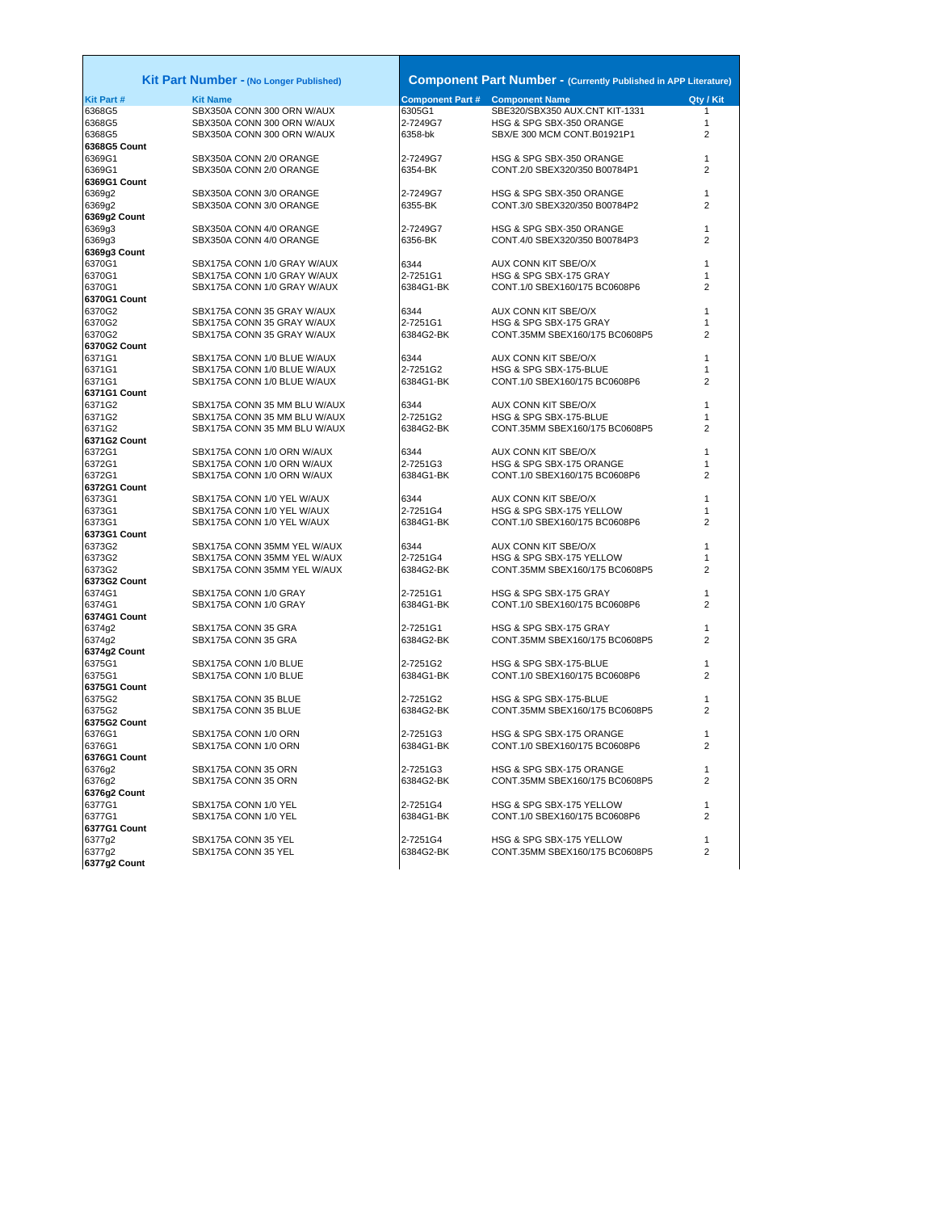| Kit Part Number - (No Longer Published) | | Component Part Number - (Currently Published in APP Literature) | | |
|---|---|---|---|---|
| **Kit Part #** | **Kit Name** | **Component Part #** | **Component Name** | **Qty / Kit** |
| 6368G5 | SBX350A CONN 300 ORN W/AUX | 6305G1 | SBE320/SBX350 AUX.CNT KIT-1331 | 1 |
| 6368G5 | SBX350A CONN 300 ORN W/AUX | 2-7249G7 | HSG & SPG SBX-350 ORANGE | 1 |
| 6368G5 | SBX350A CONN 300 ORN W/AUX | 6358-bk | SBX/E 300 MCM CONT.B01921P1 | 2 |
| **6368G5 Count** | | | | |
| 6369G1 | SBX350A CONN 2/0 ORANGE | 2-7249G7 | HSG & SPG SBX-350 ORANGE | 1 |
| 6369G1 | SBX350A CONN 2/0 ORANGE | 6354-BK | CONT.2/0 SBEX320/350 B00784P1 | 2 |
| **6369G1 Count** | | | | |
| 6369g2 | SBX350A CONN 3/0 ORANGE | 2-7249G7 | HSG & SPG SBX-350 ORANGE | 1 |
| 6369g2 | SBX350A CONN 3/0 ORANGE | 6355-BK | CONT.3/0 SBEX320/350 B00784P2 | 2 |
| **6369g2 Count** | | | | |
| 6369g3 | SBX350A CONN 4/0 ORANGE | 2-7249G7 | HSG & SPG SBX-350 ORANGE | 1 |
| 6369g3 | SBX350A CONN 4/0 ORANGE | 6356-BK | CONT.4/0 SBEX320/350 B00784P3 | 2 |
| **6369g3 Count** | | | | |
| 6370G1 | SBX175A CONN 1/0 GRAY W/AUX | 6344 | AUX CONN KIT SBE/O/X | 1 |
| 6370G1 | SBX175A CONN 1/0 GRAY W/AUX | 2-7251G1 | HSG & SPG SBX-175 GRAY | 1 |
| 6370G1 | SBX175A CONN 1/0 GRAY W/AUX | 6384G1-BK | CONT.1/0 SBEX160/175 BC0608P6 | 2 |
| **6370G1 Count** | | | | |
| 6370G2 | SBX175A CONN 35 GRAY W/AUX | 6344 | AUX CONN KIT SBE/O/X | 1 |
| 6370G2 | SBX175A CONN 35 GRAY W/AUX | 2-7251G1 | HSG & SPG SBX-175 GRAY | 1 |
| 6370G2 | SBX175A CONN 35 GRAY W/AUX | 6384G2-BK | CONT.35MM SBEX160/175 BC0608P5 | 2 |
| **6370G2 Count** | | | | |
| 6371G1 | SBX175A CONN 1/0 BLUE W/AUX | 6344 | AUX CONN KIT SBE/O/X | 1 |
| 6371G1 | SBX175A CONN 1/0 BLUE W/AUX | 2-7251G2 | HSG & SPG SBX-175-BLUE | 1 |
| 6371G1 | SBX175A CONN 1/0 BLUE W/AUX | 6384G1-BK | CONT.1/0 SBEX160/175 BC0608P6 | 2 |
| **6371G1 Count** | | | | |
| 6371G2 | SBX175A CONN 35 MM BLU W/AUX | 6344 | AUX CONN KIT SBE/O/X | 1 |
| 6371G2 | SBX175A CONN 35 MM BLU W/AUX | 2-7251G2 | HSG & SPG SBX-175-BLUE | 1 |
| 6371G2 | SBX175A CONN 35 MM BLU W/AUX | 6384G2-BK | CONT.35MM SBEX160/175 BC0608P5 | 2 |
| **6371G2 Count** | | | | |
| 6372G1 | SBX175A CONN 1/0 ORN W/AUX | 6344 | AUX CONN KIT SBE/O/X | 1 |
| 6372G1 | SBX175A CONN 1/0 ORN W/AUX | 2-7251G3 | HSG & SPG SBX-175 ORANGE | 1 |
| 6372G1 | SBX175A CONN 1/0 ORN W/AUX | 6384G1-BK | CONT.1/0 SBEX160/175 BC0608P6 | 2 |
| **6372G1 Count** | | | | |
| 6373G1 | SBX175A CONN 1/0 YEL W/AUX | 6344 | AUX CONN KIT SBE/O/X | 1 |
| 6373G1 | SBX175A CONN 1/0 YEL W/AUX | 2-7251G4 | HSG & SPG SBX-175 YELLOW | 1 |
| 6373G1 | SBX175A CONN 1/0 YEL W/AUX | 6384G1-BK | CONT.1/0 SBEX160/175 BC0608P6 | 2 |
| **6373G1 Count** | | | | |
| 6373G2 | SBX175A CONN 35MM YEL W/AUX | 6344 | AUX CONN KIT SBE/O/X | 1 |
| 6373G2 | SBX175A CONN 35MM YEL W/AUX | 2-7251G4 | HSG & SPG SBX-175 YELLOW | 1 |
| 6373G2 | SBX175A CONN 35MM YEL W/AUX | 6384G2-BK | CONT.35MM SBEX160/175 BC0608P5 | 2 |
| **6373G2 Count** | | | | |
| 6374G1 | SBX175A CONN 1/0 GRAY | 2-7251G1 | HSG & SPG SBX-175 GRAY | 1 |
| 6374G1 | SBX175A CONN 1/0 GRAY | 6384G1-BK | CONT.1/0 SBEX160/175 BC0608P6 | 2 |
| **6374G1 Count** | | | | |
| 6374g2 | SBX175A CONN 35 GRA | 2-7251G1 | HSG & SPG SBX-175 GRAY | 1 |
| 6374g2 | SBX175A CONN 35 GRA | 6384G2-BK | CONT.35MM SBEX160/175 BC0608P5 | 2 |
| **6374g2 Count** | | | | |
| 6375G1 | SBX175A CONN 1/0 BLUE | 2-7251G2 | HSG & SPG SBX-175-BLUE | 1 |
| 6375G1 | SBX175A CONN 1/0 BLUE | 6384G1-BK | CONT.1/0 SBEX160/175 BC0608P6 | 2 |
| **6375G1 Count** | | | | |
| 6375G2 | SBX175A CONN 35 BLUE | 2-7251G2 | HSG & SPG SBX-175-BLUE | 1 |
| 6375G2 | SBX175A CONN 35 BLUE | 6384G2-BK | CONT.35MM SBEX160/175 BC0608P5 | 2 |
| **6375G2 Count** | | | | |
| 6376G1 | SBX175A CONN 1/0 ORN | 2-7251G3 | HSG & SPG SBX-175 ORANGE | 1 |
| 6376G1 | SBX175A CONN 1/0 ORN | 6384G1-BK | CONT.1/0 SBEX160/175 BC0608P6 | 2 |
| **6376G1 Count** | | | | |
| 6376g2 | SBX175A CONN 35 ORN | 2-7251G3 | HSG & SPG SBX-175 ORANGE | 1 |
| 6376g2 | SBX175A CONN 35 ORN | 6384G2-BK | CONT.35MM SBEX160/175 BC0608P5 | 2 |
| **6376g2 Count** | | | | |
| 6377G1 | SBX175A CONN 1/0 YEL | 2-7251G4 | HSG & SPG SBX-175 YELLOW | 1 |
| 6377G1 | SBX175A CONN 1/0 YEL | 6384G1-BK | CONT.1/0 SBEX160/175 BC0608P6 | 2 |
| **6377G1 Count** | | | | |
| 6377g2 | SBX175A CONN 35 YEL | 2-7251G4 | HSG & SPG SBX-175 YELLOW | 1 |
| 6377g2 | SBX175A CONN 35 YEL | 6384G2-BK | CONT.35MM SBEX160/175 BC0608P5 | 2 |
| **6377g2 Count** | | | | |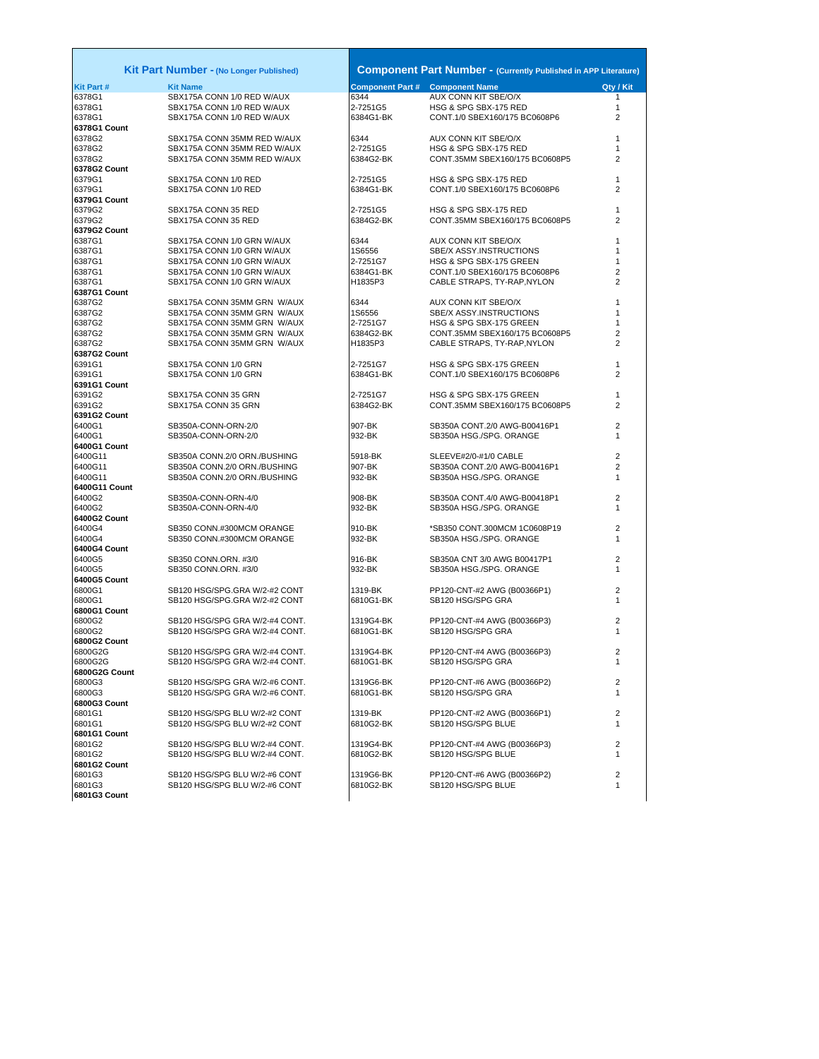| Kit Part Number - (No Longer Published) | | Component Part Number - (Currently Published in APP Literature) | | |
|---|---|---|---|---|
| **Kit Part #** | **Kit Name** | **Component Part #** | **Component Name** | **Qty / Kit** |
| 6378G1 | SBX175A CONN 1/0 RED W/AUX | 6344 | AUX CONN KIT SBE/O/X | 1 |
| 6378G1 | SBX175A CONN 1/0 RED W/AUX | 2-7251G5 | HSG & SPG SBX-175 RED | 1 |
| 6378G1 | SBX175A CONN 1/0 RED W/AUX | 6384G1-BK | CONT.1/0 SBEX160/175 BC0608P6 | 2 |
| **6378G1 Count** | | | | |
| 6378G2 | SBX175A CONN 35MM RED W/AUX | 6344 | AUX CONN KIT SBE/O/X | 1 |
| 6378G2 | SBX175A CONN 35MM RED W/AUX | 2-7251G5 | HSG & SPG SBX-175 RED | 1 |
| 6378G2 | SBX175A CONN 35MM RED W/AUX | 6384G2-BK | CONT.35MM SBEX160/175 BC0608P5 | 2 |
| **6378G2 Count** | | | | |
| 6379G1 | SBX175A CONN 1/0 RED | 2-7251G5 | HSG & SPG SBX-175 RED | 1 |
| 6379G1 | SBX175A CONN 1/0 RED | 6384G1-BK | CONT.1/0 SBEX160/175 BC0608P6 | 2 |
| **6379G1 Count** | | | | |
| 6379G2 | SBX175A CONN 35 RED | 2-7251G5 | HSG & SPG SBX-175 RED | 1 |
| 6379G2 | SBX175A CONN 35 RED | 6384G2-BK | CONT.35MM SBEX160/175 BC0608P5 | 2 |
| **6379G2 Count** | | | | |
| 6387G1 | SBX175A CONN 1/0 GRN W/AUX | 6344 | AUX CONN KIT SBE/O/X | 1 |
| 6387G1 | SBX175A CONN 1/0 GRN W/AUX | 1S6556 | SBE/X ASSY.INSTRUCTIONS | 1 |
| 6387G1 | SBX175A CONN 1/0 GRN W/AUX | 2-7251G7 | HSG & SPG SBX-175 GREEN | 1 |
| 6387G1 | SBX175A CONN 1/0 GRN W/AUX | 6384G1-BK | CONT.1/0 SBEX160/175 BC0608P6 | 2 |
| 6387G1 | SBX175A CONN 1/0 GRN W/AUX | H1835P3 | CABLE STRAPS, TY-RAP,NYLON | 2 |
| **6387G1 Count** | | | | |
| 6387G2 | SBX175A CONN 35MM GRN W/AUX | 6344 | AUX CONN KIT SBE/O/X | 1 |
| 6387G2 | SBX175A CONN 35MM GRN W/AUX | 1S6556 | SBE/X ASSY.INSTRUCTIONS | 1 |
| 6387G2 | SBX175A CONN 35MM GRN W/AUX | 2-7251G7 | HSG & SPG SBX-175 GREEN | 1 |
| 6387G2 | SBX175A CONN 35MM GRN W/AUX | 6384G2-BK | CONT.35MM SBEX160/175 BC0608P5 | 2 |
| 6387G2 | SBX175A CONN 35MM GRN W/AUX | H1835P3 | CABLE STRAPS, TY-RAP,NYLON | 2 |
| **6387G2 Count** | | | | |
| 6391G1 | SBX175A CONN 1/0 GRN | 2-7251G7 | HSG & SPG SBX-175 GREEN | 1 |
| 6391G1 | SBX175A CONN 1/0 GRN | 6384G1-BK | CONT.1/0 SBEX160/175 BC0608P6 | 2 |
| **6391G1 Count** | | | | |
| 6391G2 | SBX175A CONN 35 GRN | 2-7251G7 | HSG & SPG SBX-175 GREEN | 1 |
| 6391G2 | SBX175A CONN 35 GRN | 6384G2-BK | CONT.35MM SBEX160/175 BC0608P5 | 2 |
| **6391G2 Count** | | | | |
| 6400G1 | SB350A-CONN-ORN-2/0 | 907-BK | SB350A CONT.2/0 AWG-B00416P1 | 2 |
| 6400G1 | SB350A-CONN-ORN-2/0 | 932-BK | SB350A HSG./SPG. ORANGE | 1 |
| **6400G1 Count** | | | | |
| 6400G11 | SB350A CONN.2/0 ORN./BUSHING | 5918-BK | SLEEVE#2/0-#1/0 CABLE | 2 |
| 6400G11 | SB350A CONN.2/0 ORN./BUSHING | 907-BK | SB350A CONT.2/0 AWG-B00416P1 | 2 |
| 6400G11 | SB350A CONN.2/0 ORN./BUSHING | 932-BK | SB350A HSG./SPG. ORANGE | 1 |
| **6400G11 Count** | | | | |
| 6400G2 | SB350A-CONN-ORN-4/0 | 908-BK | SB350A CONT.4/0 AWG-B00418P1 | 2 |
| 6400G2 | SB350A-CONN-ORN-4/0 | 932-BK | SB350A HSG./SPG. ORANGE | 1 |
| **6400G2 Count** | | | | |
| 6400G4 | SB350 CONN.#300MCM ORANGE | 910-BK | *SB350 CONT.300MCM 1C0608P19 | 2 |
| 6400G4 | SB350 CONN.#300MCM ORANGE | 932-BK | SB350A HSG./SPG. ORANGE | 1 |
| **6400G4 Count** | | | | |
| 6400G5 | SB350 CONN.ORN. #3/0 | 916-BK | SB350A CNT 3/0 AWG B00417P1 | 2 |
| 6400G5 | SB350 CONN.ORN. #3/0 | 932-BK | SB350A HSG./SPG. ORANGE | 1 |
| **6400G5 Count** | | | | |
| 6800G1 | SB120 HSG/SPG.GRA W/2-#2 CONT | 1319-BK | PP120-CNT-#2 AWG (B00366P1) | 2 |
| 6800G1 | SB120 HSG/SPG.GRA W/2-#2 CONT | 6810G1-BK | SB120 HSG/SPG GRA | 1 |
| **6800G1 Count** | | | | |
| 6800G2 | SB120 HSG/SPG GRA W/2-#4 CONT. | 1319G4-BK | PP120-CNT-#4 AWG (B00366P3) | 2 |
| 6800G2 | SB120 HSG/SPG GRA W/2-#4 CONT. | 6810G1-BK | SB120 HSG/SPG GRA | 1 |
| **6800G2 Count** | | | | |
| 6800G2G | SB120 HSG/SPG GRA W/2-#4 CONT. | 1319G4-BK | PP120-CNT-#4 AWG (B00366P3) | 2 |
| 6800G2G | SB120 HSG/SPG GRA W/2-#4 CONT. | 6810G1-BK | SB120 HSG/SPG GRA | 1 |
| **6800G2G Count** | | | | |
| 6800G3 | SB120 HSG/SPG GRA W/2-#6 CONT. | 1319G6-BK | PP120-CNT-#6 AWG (B00366P2) | 2 |
| 6800G3 | SB120 HSG/SPG GRA W/2-#6 CONT. | 6810G1-BK | SB120 HSG/SPG GRA | 1 |
| **6800G3 Count** | | | | |
| 6801G1 | SB120 HSG/SPG BLU W/2-#2 CONT | 1319-BK | PP120-CNT-#2 AWG (B00366P1) | 2 |
| 6801G1 | SB120 HSG/SPG BLU W/2-#2 CONT | 6810G2-BK | SB120 HSG/SPG BLUE | 1 |
| **6801G1 Count** | | | | |
| 6801G2 | SB120 HSG/SPG BLU W/2-#4 CONT. | 1319G4-BK | PP120-CNT-#4 AWG (B00366P3) | 2 |
| 6801G2 | SB120 HSG/SPG BLU W/2-#4 CONT. | 6810G2-BK | SB120 HSG/SPG BLUE | 1 |
| **6801G2 Count** | | | | |
| 6801G3 | SB120 HSG/SPG BLU W/2-#6 CONT | 1319G6-BK | PP120-CNT-#6 AWG (B00366P2) | 2 |
| 6801G3 | SB120 HSG/SPG BLU W/2-#6 CONT | 6810G2-BK | SB120 HSG/SPG BLUE | 1 |
| **6801G3 Count** | | | | |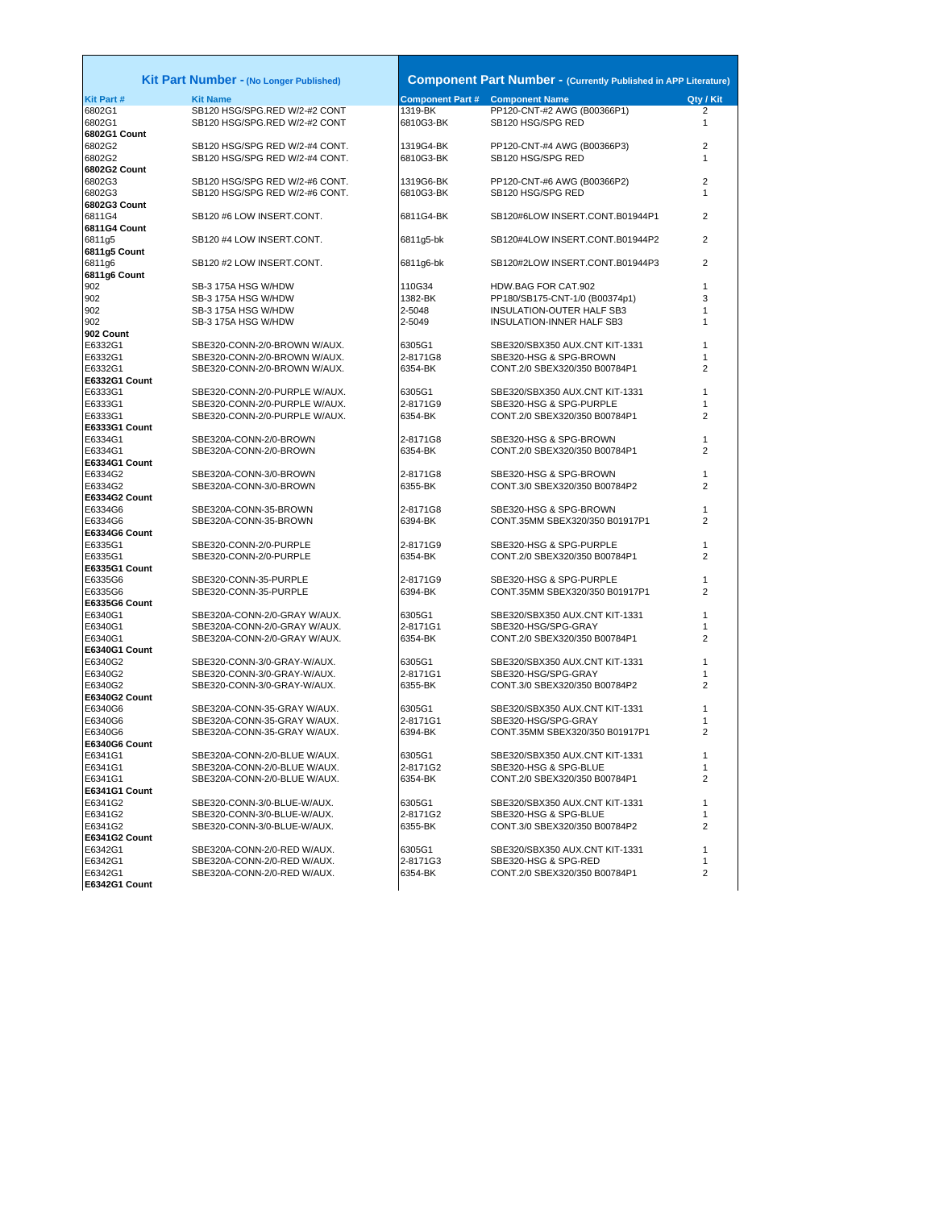| Kit Part Number - (No Longer Published) | | Component Part Number - (Currently Published in APP Literature) | | |
|---|---|---|---|---|
| **Kit Part #** | **Kit Name** | **Component Part #** | **Component Name** | **Qty / Kit** |
| 6802G1 | SB120 HSG/SPG.RED W/2-#2 CONT | 1319-BK | PP120-CNT-#2 AWG (B00366P1) | 2 |
| 6802G1 | SB120 HSG/SPG.RED W/2-#2 CONT | 6810G3-BK | SB120 HSG/SPG RED | 1 |
| **6802G1 Count** | | | | |
| 6802G2 | SB120 HSG/SPG RED W/2-#4 CONT. | 1319G4-BK | PP120-CNT-#4 AWG (B00366P3) | 2 |
| 6802G2 | SB120 HSG/SPG RED W/2-#4 CONT. | 6810G3-BK | SB120 HSG/SPG RED | 1 |
| **6802G2 Count** | | | | |
| 6802G3 | SB120 HSG/SPG RED W/2-#6 CONT. | 1319G6-BK | PP120-CNT-#6 AWG (B00366P2) | 2 |
| 6802G3 | SB120 HSG/SPG RED W/2-#6 CONT. | 6810G3-BK | SB120 HSG/SPG RED | 1 |
| **6802G3 Count** | | | | |
| 6811G4 | SB120 #6 LOW INSERT.CONT. | 6811G4-BK | SB120#6LOW INSERT.CONT.B01944P1 | 2 |
| **6811G4 Count** | | | | |
| 6811g5 | SB120 #4 LOW INSERT.CONT. | 6811g5-bk | SB120#4LOW INSERT.CONT.B01944P2 | 2 |
| **6811g5 Count** | | | | |
| 6811g6 | SB120 #2 LOW INSERT.CONT. | 6811g6-bk | SB120#2LOW INSERT.CONT.B01944P3 | 2 |
| **6811g6 Count** | | | | |
| 902 | SB-3 175A HSG W/HDW | 110G34 | HDW.BAG FOR CAT.902 | 1 |
| 902 | SB-3 175A HSG W/HDW | 1382-BK | PP180/SB175-CNT-1/0 (B00374p1) | 3 |
| 902 | SB-3 175A HSG W/HDW | 2-5048 | INSULATION-OUTER HALF SB3 | 1 |
| 902 | SB-3 175A HSG W/HDW | 2-5049 | INSULATION-INNER HALF SB3 | 1 |
| **902 Count** | | | | |
| E6332G1 | SBE320-CONN-2/0-BROWN W/AUX. | 6305G1 | SBE320/SBX350 AUX.CNT KIT-1331 | 1 |
| E6332G1 | SBE320-CONN-2/0-BROWN W/AUX. | 2-8171G8 | SBE320-HSG & SPG-BROWN | 1 |
| E6332G1 | SBE320-CONN-2/0-BROWN W/AUX. | 6354-BK | CONT.2/0 SBEX320/350 B00784P1 | 2 |
| **E6332G1 Count** | | | | |
| E6333G1 | SBE320-CONN-2/0-PURPLE W/AUX. | 6305G1 | SBE320/SBX350 AUX.CNT KIT-1331 | 1 |
| E6333G1 | SBE320-CONN-2/0-PURPLE W/AUX. | 2-8171G9 | SBE320-HSG & SPG-PURPLE | 1 |
| E6333G1 | SBE320-CONN-2/0-PURPLE W/AUX. | 6354-BK | CONT.2/0 SBEX320/350 B00784P1 | 2 |
| **E6333G1 Count** | | | | |
| E6334G1 | SBE320A-CONN-2/0-BROWN | 2-8171G8 | SBE320-HSG & SPG-BROWN | 1 |
| E6334G1 | SBE320A-CONN-2/0-BROWN | 6354-BK | CONT.2/0 SBEX320/350 B00784P1 | 2 |
| **E6334G1 Count** | | | | |
| E6334G2 | SBE320A-CONN-3/0-BROWN | 2-8171G8 | SBE320-HSG & SPG-BROWN | 1 |
| E6334G2 | SBE320A-CONN-3/0-BROWN | 6355-BK | CONT.3/0 SBEX320/350 B00784P2 | 2 |
| **E6334G2 Count** | | | | |
| E6334G6 | SBE320A-CONN-35-BROWN | 2-8171G8 | SBE320-HSG & SPG-BROWN | 1 |
| E6334G6 | SBE320A-CONN-35-BROWN | 6394-BK | CONT.35MM SBEX320/350 B01917P1 | 2 |
| **E6334G6 Count** | | | | |
| E6335G1 | SBE320-CONN-2/0-PURPLE | 2-8171G9 | SBE320-HSG & SPG-PURPLE | 1 |
| E6335G1 | SBE320-CONN-2/0-PURPLE | 6354-BK | CONT.2/0 SBEX320/350 B00784P1 | 2 |
| **E6335G1 Count** | | | | |
| E6335G6 | SBE320-CONN-35-PURPLE | 2-8171G9 | SBE320-HSG & SPG-PURPLE | 1 |
| E6335G6 | SBE320-CONN-35-PURPLE | 6394-BK | CONT.35MM SBEX320/350 B01917P1 | 2 |
| **E6335G6 Count** | | | | |
| E6340G1 | SBE320A-CONN-2/0-GRAY W/AUX. | 6305G1 | SBE320/SBX350 AUX.CNT KIT-1331 | 1 |
| E6340G1 | SBE320A-CONN-2/0-GRAY W/AUX. | 2-8171G1 | SBE320-HSG/SPG-GRAY | 1 |
| E6340G1 | SBE320A-CONN-2/0-GRAY W/AUX. | 6354-BK | CONT.2/0 SBEX320/350 B00784P1 | 2 |
| **E6340G1 Count** | | | | |
| E6340G2 | SBE320-CONN-3/0-GRAY-W/AUX. | 6305G1 | SBE320/SBX350 AUX.CNT KIT-1331 | 1 |
| E6340G2 | SBE320-CONN-3/0-GRAY-W/AUX. | 2-8171G1 | SBE320-HSG/SPG-GRAY | 1 |
| E6340G2 | SBE320-CONN-3/0-GRAY-W/AUX. | 6355-BK | CONT.3/0 SBEX320/350 B00784P2 | 2 |
| **E6340G2 Count** | | | | |
| E6340G6 | SBE320A-CONN-35-GRAY W/AUX. | 6305G1 | SBE320/SBX350 AUX.CNT KIT-1331 | 1 |
| E6340G6 | SBE320A-CONN-35-GRAY W/AUX. | 2-8171G1 | SBE320-HSG/SPG-GRAY | 1 |
| E6340G6 | SBE320A-CONN-35-GRAY W/AUX. | 6394-BK | CONT.35MM SBEX320/350 B01917P1 | 2 |
| **E6340G6 Count** | | | | |
| E6341G1 | SBE320A-CONN-2/0-BLUE W/AUX. | 6305G1 | SBE320/SBX350 AUX.CNT KIT-1331 | 1 |
| E6341G1 | SBE320A-CONN-2/0-BLUE W/AUX. | 2-8171G2 | SBE320-HSG & SPG-BLUE | 1 |
| E6341G1 | SBE320A-CONN-2/0-BLUE W/AUX. | 6354-BK | CONT.2/0 SBEX320/350 B00784P1 | 2 |
| **E6341G1 Count** | | | | |
| E6341G2 | SBE320-CONN-3/0-BLUE-W/AUX. | 6305G1 | SBE320/SBX350 AUX.CNT KIT-1331 | 1 |
| E6341G2 | SBE320-CONN-3/0-BLUE-W/AUX. | 2-8171G2 | SBE320-HSG & SPG-BLUE | 1 |
| E6341G2 | SBE320-CONN-3/0-BLUE-W/AUX. | 6355-BK | CONT.3/0 SBEX320/350 B00784P2 | 2 |
| **E6341G2 Count** | | | | |
| E6342G1 | SBE320A-CONN-2/0-RED W/AUX. | 6305G1 | SBE320/SBX350 AUX.CNT KIT-1331 | 1 |
| E6342G1 | SBE320A-CONN-2/0-RED W/AUX. | 2-8171G3 | SBE320-HSG & SPG-RED | 1 |
| E6342G1 | SBE320A-CONN-2/0-RED W/AUX. | 6354-BK | CONT.2/0 SBEX320/350 B00784P1 | 2 |
| **E6342G1 Count** | | | | |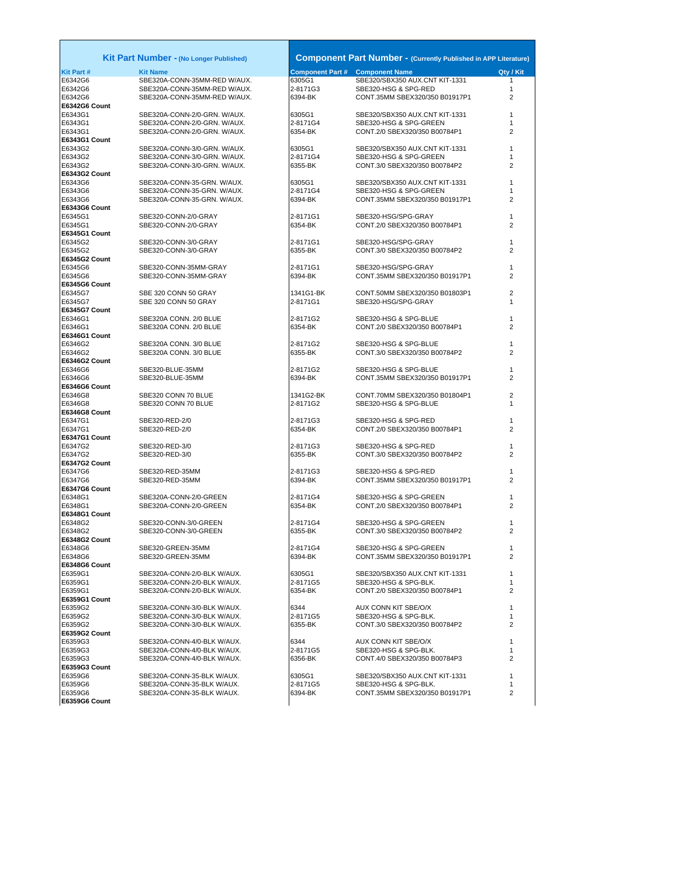| Kit Part Number - (No Longer Published) | | Component Part Number - (Currently Published in APP Literature) | | |
|---|---|---|---|---|
| **Kit Part #** | **Kit Name** | **Component Part #** | **Component Name** | **Qty / Kit** |
| E6342G6 | SBE320A-CONN-35MM-RED W/AUX. | 6305G1 | SBE320/SBX350 AUX.CNT KIT-1331 | 1 |
| E6342G6 | SBE320A-CONN-35MM-RED W/AUX. | 2-8171G3 | SBE320-HSG & SPG-RED | 1 |
| E6342G6 | SBE320A-CONN-35MM-RED W/AUX. | 6394-BK | CONT.35MM SBEX320/350 B01917P1 | 2 |
| **E6342G6 Count** | | | | |
| E6343G1 | SBE320A-CONN-2/0-GRN. W/AUX. | 6305G1 | SBE320/SBX350 AUX.CNT KIT-1331 | 1 |
| E6343G1 | SBE320A-CONN-2/0-GRN. W/AUX. | 2-8171G4 | SBE320-HSG & SPG-GREEN | 1 |
| E6343G1 | SBE320A-CONN-2/0-GRN. W/AUX. | 6354-BK | CONT.2/0 SBEX320/350 B00784P1 | 2 |
| **E6343G1 Count** | | | | |
| E6343G2 | SBE320A-CONN-3/0-GRN. W/AUX. | 6305G1 | SBE320/SBX350 AUX.CNT KIT-1331 | 1 |
| E6343G2 | SBE320A-CONN-3/0-GRN. W/AUX. | 2-8171G4 | SBE320-HSG & SPG-GREEN | 1 |
| E6343G2 | SBE320A-CONN-3/0-GRN. W/AUX. | 6355-BK | CONT.3/0 SBEX320/350 B00784P2 | 2 |
| **E6343G2 Count** | | | | |
| E6343G6 | SBE320A-CONN-35-GRN. W/AUX. | 6305G1 | SBE320/SBX350 AUX.CNT KIT-1331 | 1 |
| E6343G6 | SBE320A-CONN-35-GRN. W/AUX. | 2-8171G4 | SBE320-HSG & SPG-GREEN | 1 |
| E6343G6 | SBE320A-CONN-35-GRN. W/AUX. | 6394-BK | CONT.35MM SBEX320/350 B01917P1 | 2 |
| **E6343G6 Count** | | | | |
| E6345G1 | SBE320-CONN-2/0-GRAY | 2-8171G1 | SBE320-HSG/SPG-GRAY | 1 |
| E6345G1 | SBE320-CONN-2/0-GRAY | 6354-BK | CONT.2/0 SBEX320/350 B00784P1 | 2 |
| **E6345G1 Count** | | | | |
| E6345G2 | SBE320-CONN-3/0-GRAY | 2-8171G1 | SBE320-HSG/SPG-GRAY | 1 |
| E6345G2 | SBE320-CONN-3/0-GRAY | 6355-BK | CONT.3/0 SBEX320/350 B00784P2 | 2 |
| **E6345G2 Count** | | | | |
| E6345G6 | SBE320-CONN-35MM-GRAY | 2-8171G1 | SBE320-HSG/SPG-GRAY | 1 |
| E6345G6 | SBE320-CONN-35MM-GRAY | 6394-BK | CONT.35MM SBEX320/350 B01917P1 | 2 |
| **E6345G6 Count** | | | | |
| E6345G7 | SBE 320 CONN 50 GRAY | 1341G1-BK | CONT.50MM SBEX320/350 B01803P1 | 2 |
| E6345G7 | SBE 320 CONN 50 GRAY | 2-8171G1 | SBE320-HSG/SPG-GRAY | 1 |
| **E6345G7 Count** | | | | |
| E6346G1 | SBE320A CONN. 2/0 BLUE | 2-8171G2 | SBE320-HSG & SPG-BLUE | 1 |
| E6346G1 | SBE320A CONN. 2/0 BLUE | 6354-BK | CONT.2/0 SBEX320/350 B00784P1 | 2 |
| **E6346G1 Count** | | | | |
| E6346G2 | SBE320A CONN. 3/0 BLUE | 2-8171G2 | SBE320-HSG & SPG-BLUE | 1 |
| E6346G2 | SBE320A CONN. 3/0 BLUE | 6355-BK | CONT.3/0 SBEX320/350 B00784P2 | 2 |
| **E6346G2 Count** | | | | |
| E6346G6 | SBE320-BLUE-35MM | 2-8171G2 | SBE320-HSG & SPG-BLUE | 1 |
| E6346G6 | SBE320-BLUE-35MM | 6394-BK | CONT.35MM SBEX320/350 B01917P1 | 2 |
| **E6346G6 Count** | | | | |
| E6346G8 | SBE320 CONN 70 BLUE | 1341G2-BK | CONT.70MM SBEX320/350 B01804P1 | 2 |
| E6346G8 | SBE320 CONN 70 BLUE | 2-8171G2 | SBE320-HSG & SPG-BLUE | 1 |
| **E6346G8 Count** | | | | |
| E6347G1 | SBE320-RED-2/0 | 2-8171G3 | SBE320-HSG & SPG-RED | 1 |
| E6347G1 | SBE320-RED-2/0 | 6354-BK | CONT.2/0 SBEX320/350 B00784P1 | 2 |
| **E6347G1 Count** | | | | |
| E6347G2 | SBE320-RED-3/0 | 2-8171G3 | SBE320-HSG & SPG-RED | 1 |
| E6347G2 | SBE320-RED-3/0 | 6355-BK | CONT.3/0 SBEX320/350 B00784P2 | 2 |
| **E6347G2 Count** | | | | |
| E6347G6 | SBE320-RED-35MM | 2-8171G3 | SBE320-HSG & SPG-RED | 1 |
| E6347G6 | SBE320-RED-35MM | 6394-BK | CONT.35MM SBEX320/350 B01917P1 | 2 |
| **E6347G6 Count** | | | | |
| E6348G1 | SBE320A-CONN-2/0-GREEN | 2-8171G4 | SBE320-HSG & SPG-GREEN | 1 |
| E6348G1 | SBE320A-CONN-2/0-GREEN | 6354-BK | CONT.2/0 SBEX320/350 B00784P1 | 2 |
| **E6348G1 Count** | | | | |
| E6348G2 | SBE320-CONN-3/0-GREEN | 2-8171G4 | SBE320-HSG & SPG-GREEN | 1 |
| E6348G2 | SBE320-CONN-3/0-GREEN | 6355-BK | CONT.3/0 SBEX320/350 B00784P2 | 2 |
| **E6348G2 Count** | | | | |
| E6348G6 | SBE320-GREEN-35MM | 2-8171G4 | SBE320-HSG & SPG-GREEN | 1 |
| E6348G6 | SBE320-GREEN-35MM | 6394-BK | CONT.35MM SBEX320/350 B01917P1 | 2 |
| **E6348G6 Count** | | | | |
| E6359G1 | SBE320A-CONN-2/0-BLK W/AUX. | 6305G1 | SBE320/SBX350 AUX.CNT KIT-1331 | 1 |
| E6359G1 | SBE320A-CONN-2/0-BLK W/AUX. | 2-8171G5 | SBE320-HSG & SPG-BLK. | 1 |
| E6359G1 | SBE320A-CONN-2/0-BLK W/AUX. | 6354-BK | CONT.2/0 SBEX320/350 B00784P1 | 2 |
| **E6359G1 Count** | | | | |
| E6359G2 | SBE320A-CONN-3/0-BLK W/AUX. | 6344 | AUX CONN KIT SBE/O/X | 1 |
| E6359G2 | SBE320A-CONN-3/0-BLK W/AUX. | 2-8171G5 | SBE320-HSG & SPG-BLK. | 1 |
| E6359G2 | SBE320A-CONN-3/0-BLK W/AUX. | 6355-BK | CONT.3/0 SBEX320/350 B00784P2 | 2 |
| **E6359G2 Count** | | | | |
| E6359G3 | SBE320A-CONN-4/0-BLK W/AUX. | 6344 | AUX CONN KIT SBE/O/X | 1 |
| E6359G3 | SBE320A-CONN-4/0-BLK W/AUX. | 2-8171G5 | SBE320-HSG & SPG-BLK. | 1 |
| E6359G3 | SBE320A-CONN-4/0-BLK W/AUX. | 6356-BK | CONT.4/0 SBEX320/350 B00784P3 | 2 |
| **E6359G3 Count** | | | | |
| E6359G6 | SBE320A-CONN-35-BLK W/AUX. | 6305G1 | SBE320/SBX350 AUX.CNT KIT-1331 | 1 |
| E6359G6 | SBE320A-CONN-35-BLK W/AUX. | 2-8171G5 | SBE320-HSG & SPG-BLK. | 1 |
| E6359G6 | SBE320A-CONN-35-BLK W/AUX. | 6394-BK | CONT.35MM SBEX320/350 B01917P1 | 2 |
| **E6359G6 Count** | | | | |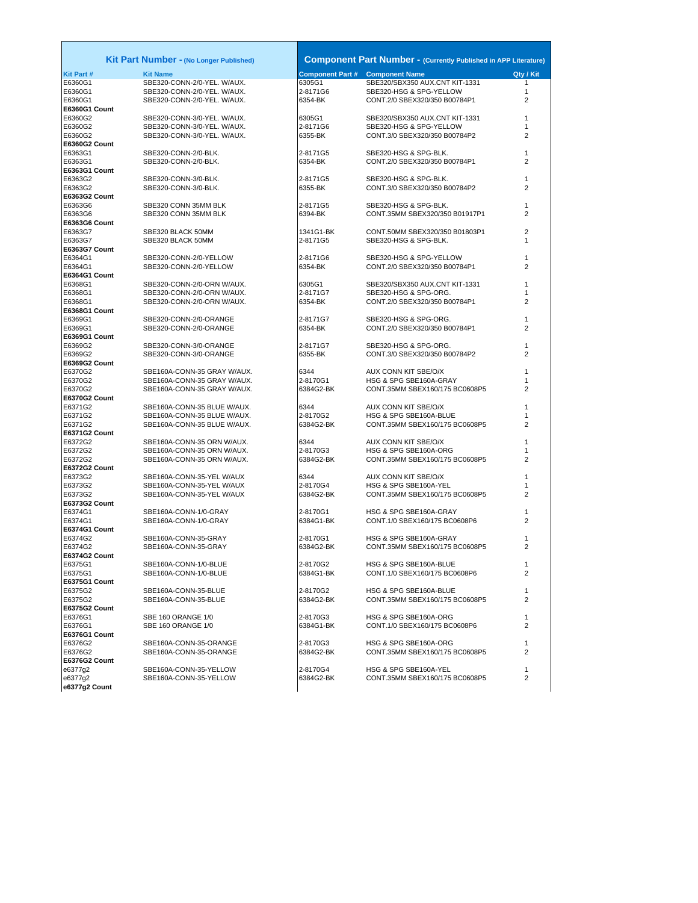| Kit Part Number - (No Longer Published) | | Component Part Number - (Currently Published in APP Literature) | | |
|---|---|---|---|---|
| **Kit Part #** | **Kit Name** | **Component Part #** | **Component Name** | **Qty / Kit** |
| E6360G1 | SBE320-CONN-2/0-YEL. W/AUX. | 6305G1 | SBE320/SBX350 AUX.CNT KIT-1331 | 1 |
| E6360G1 | SBE320-CONN-2/0-YEL. W/AUX. | 2-8171G6 | SBE320-HSG & SPG-YELLOW | 1 |
| E6360G1 | SBE320-CONN-2/0-YEL. W/AUX. | 6354-BK | CONT.2/0 SBEX320/350 B00784P1 | 2 |
| **E6360G1 Count** | | | | |
| E6360G2 | SBE320-CONN-3/0-YEL. W/AUX. | 6305G1 | SBE320/SBX350 AUX.CNT KIT-1331 | 1 |
| E6360G2 | SBE320-CONN-3/0-YEL. W/AUX. | 2-8171G6 | SBE320-HSG & SPG-YELLOW | 1 |
| E6360G2 | SBE320-CONN-3/0-YEL. W/AUX. | 6355-BK | CONT.3/0 SBEX320/350 B00784P2 | 2 |
| **E6360G2 Count** | | | | |
| E6363G1 | SBE320-CONN-2/0-BLK. | 2-8171G5 | SBE320-HSG & SPG-BLK. | 1 |
| E6363G1 | SBE320-CONN-2/0-BLK. | 6354-BK | CONT.2/0 SBEX320/350 B00784P1 | 2 |
| **E6363G1 Count** | | | | |
| E6363G2 | SBE320-CONN-3/0-BLK. | 2-8171G5 | SBE320-HSG & SPG-BLK. | 1 |
| E6363G2 | SBE320-CONN-3/0-BLK. | 6355-BK | CONT.3/0 SBEX320/350 B00784P2 | 2 |
| **E6363G2 Count** | | | | |
| E6363G6 | SBE320 CONN 35MM BLK | 2-8171G5 | SBE320-HSG & SPG-BLK. | 1 |
| E6363G6 | SBE320 CONN 35MM BLK | 6394-BK | CONT.35MM SBEX320/350 B01917P1 | 2 |
| **E6363G6 Count** | | | | |
| E6363G7 | SBE320 BLACK 50MM | 1341G1-BK | CONT.50MM SBEX320/350 B01803P1 | 2 |
| E6363G7 | SBE320 BLACK 50MM | 2-8171G5 | SBE320-HSG & SPG-BLK. | 1 |
| **E6363G7 Count** | | | | |
| E6364G1 | SBE320-CONN-2/0-YELLOW | 2-8171G6 | SBE320-HSG & SPG-YELLOW | 1 |
| E6364G1 | SBE320-CONN-2/0-YELLOW | 6354-BK | CONT.2/0 SBEX320/350 B00784P1 | 2 |
| **E6364G1 Count** | | | | |
| E6368G1 | SBE320-CONN-2/0-ORN W/AUX. | 6305G1 | SBE320/SBX350 AUX.CNT KIT-1331 | 1 |
| E6368G1 | SBE320-CONN-2/0-ORN W/AUX. | 2-8171G7 | SBE320-HSG & SPG-ORG. | 1 |
| E6368G1 | SBE320-CONN-2/0-ORN W/AUX. | 6354-BK | CONT.2/0 SBEX320/350 B00784P1 | 2 |
| **E6368G1 Count** | | | | |
| E6369G1 | SBE320-CONN-2/0-ORANGE | 2-8171G7 | SBE320-HSG & SPG-ORG. | 1 |
| E6369G1 | SBE320-CONN-2/0-ORANGE | 6354-BK | CONT.2/0 SBEX320/350 B00784P1 | 2 |
| **E6369G1 Count** | | | | |
| E6369G2 | SBE320-CONN-3/0-ORANGE | 2-8171G7 | SBE320-HSG & SPG-ORG. | 1 |
| E6369G2 | SBE320-CONN-3/0-ORANGE | 6355-BK | CONT.3/0 SBEX320/350 B00784P2 | 2 |
| **E6369G2 Count** | | | | |
| E6370G2 | SBE160A-CONN-35 GRAY W/AUX. | 6344 | AUX CONN KIT SBE/O/X | 1 |
| E6370G2 | SBE160A-CONN-35 GRAY W/AUX. | 2-8170G1 | HSG & SPG SBE160A-GRAY | 1 |
| E6370G2 | SBE160A-CONN-35 GRAY W/AUX. | 6384G2-BK | CONT.35MM SBEX160/175 BC0608P5 | 2 |
| **E6370G2 Count** | | | | |
| E6371G2 | SBE160A-CONN-35 BLUE W/AUX. | 6344 | AUX CONN KIT SBE/O/X | 1 |
| E6371G2 | SBE160A-CONN-35 BLUE W/AUX. | 2-8170G2 | HSG & SPG SBE160A-BLUE | 1 |
| E6371G2 | SBE160A-CONN-35 BLUE W/AUX. | 6384G2-BK | CONT.35MM SBEX160/175 BC0608P5 | 2 |
| **E6371G2 Count** | | | | |
| E6372G2 | SBE160A-CONN-35 ORN W/AUX. | 6344 | AUX CONN KIT SBE/O/X | 1 |
| E6372G2 | SBE160A-CONN-35 ORN W/AUX. | 2-8170G3 | HSG & SPG SBE160A-ORG | 1 |
| E6372G2 | SBE160A-CONN-35 ORN W/AUX. | 6384G2-BK | CONT.35MM SBEX160/175 BC0608P5 | 2 |
| **E6372G2 Count** | | | | |
| E6373G2 | SBE160A-CONN-35-YEL W/AUX | 6344 | AUX CONN KIT SBE/O/X | 1 |
| E6373G2 | SBE160A-CONN-35-YEL W/AUX | 2-8170G4 | HSG & SPG SBE160A-YEL | 1 |
| E6373G2 | SBE160A-CONN-35-YEL W/AUX | 6384G2-BK | CONT.35MM SBEX160/175 BC0608P5 | 2 |
| **E6373G2 Count** | | | | |
| E6374G1 | SBE160A-CONN-1/0-GRAY | 2-8170G1 | HSG & SPG SBE160A-GRAY | 1 |
| E6374G1 | SBE160A-CONN-1/0-GRAY | 6384G1-BK | CONT.1/0 SBEX160/175 BC0608P6 | 2 |
| **E6374G1 Count** | | | | |
| E6374G2 | SBE160A-CONN-35-GRAY | 2-8170G1 | HSG & SPG SBE160A-GRAY | 1 |
| E6374G2 | SBE160A-CONN-35-GRAY | 6384G2-BK | CONT.35MM SBEX160/175 BC0608P5 | 2 |
| **E6374G2 Count** | | | | |
| E6375G1 | SBE160A-CONN-1/0-BLUE | 2-8170G2 | HSG & SPG SBE160A-BLUE | 1 |
| E6375G1 | SBE160A-CONN-1/0-BLUE | 6384G1-BK | CONT.1/0 SBEX160/175 BC0608P6 | 2 |
| **E6375G1 Count** | | | | |
| E6375G2 | SBE160A-CONN-35-BLUE | 2-8170G2 | HSG & SPG SBE160A-BLUE | 1 |
| E6375G2 | SBE160A-CONN-35-BLUE | 6384G2-BK | CONT.35MM SBEX160/175 BC0608P5 | 2 |
| **E6375G2 Count** | | | | |
| E6376G1 | SBE 160 ORANGE 1/0 | 2-8170G3 | HSG & SPG SBE160A-ORG | 1 |
| E6376G1 | SBE 160 ORANGE 1/0 | 6384G1-BK | CONT.1/0 SBEX160/175 BC0608P6 | 2 |
| **E6376G1 Count** | | | | |
| E6376G2 | SBE160A-CONN-35-ORANGE | 2-8170G3 | HSG & SPG SBE160A-ORG | 1 |
| E6376G2 | SBE160A-CONN-35-ORANGE | 6384G2-BK | CONT.35MM SBEX160/175 BC0608P5 | 2 |
| **E6376G2 Count** | | | | |
| e6377g2 | SBE160A-CONN-35-YELLOW | 2-8170G4 | HSG & SPG SBE160A-YEL | 1 |
| e6377g2 | SBE160A-CONN-35-YELLOW | 6384G2-BK | CONT.35MM SBEX160/175 BC0608P5 | 2 |
| **e6377g2 Count** | | | | |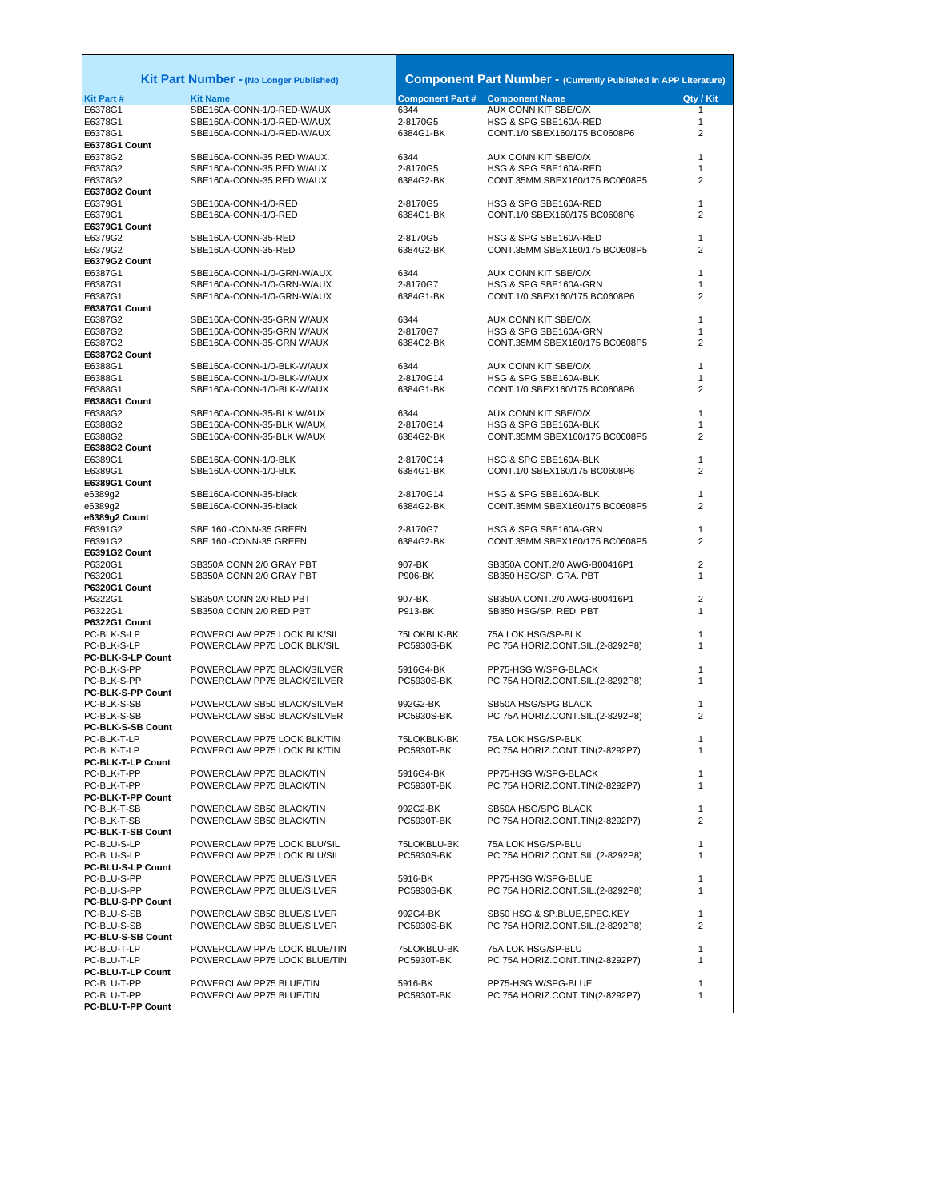| Kit Part Number - (No Longer Published) | | Component Part Number - (Currently Published in APP Literature) | | |
|---|---|---|---|---|
| **Kit Part #** | **Kit Name** | **Component Part #** | **Component Name** | **Qty / Kit** |
| E6378G1 | SBE160A-CONN-1/0-RED-W/AUX | 6344 | AUX CONN KIT SBE/O/X | 1 |
| E6378G1 | SBE160A-CONN-1/0-RED-W/AUX | 2-8170G5 | HSG & SPG SBE160A-RED | 1 |
| E6378G1 | SBE160A-CONN-1/0-RED-W/AUX | 6384G1-BK | CONT.1/0 SBEX160/175 BC0608P6 | 2 |
| **E6378G1 Count** | | | | |
| E6378G2 | SBE160A-CONN-35 RED W/AUX. | 6344 | AUX CONN KIT SBE/O/X | 1 |
| E6378G2 | SBE160A-CONN-35 RED W/AUX. | 2-8170G5 | HSG & SPG SBE160A-RED | 1 |
| E6378G2 | SBE160A-CONN-35 RED W/AUX. | 6384G2-BK | CONT.35MM SBEX160/175 BC0608P5 | 2 |
| **E6378G2 Count** | | | | |
| E6379G1 | SBE160A-CONN-1/0-RED | 2-8170G5 | HSG & SPG SBE160A-RED | 1 |
| E6379G1 | SBE160A-CONN-1/0-RED | 6384G1-BK | CONT.1/0 SBEX160/175 BC0608P6 | 2 |
| **E6379G1 Count** | | | | |
| E6379G2 | SBE160A-CONN-35-RED | 2-8170G5 | HSG & SPG SBE160A-RED | 1 |
| E6379G2 | SBE160A-CONN-35-RED | 6384G2-BK | CONT.35MM SBEX160/175 BC0608P5 | 2 |
| **E6379G2 Count** | | | | |
| E6387G1 | SBE160A-CONN-1/0-GRN-W/AUX | 6344 | AUX CONN KIT SBE/O/X | 1 |
| E6387G1 | SBE160A-CONN-1/0-GRN-W/AUX | 2-8170G7 | HSG & SPG SBE160A-GRN | 1 |
| E6387G1 | SBE160A-CONN-1/0-GRN-W/AUX | 6384G1-BK | CONT.1/0 SBEX160/175 BC0608P6 | 2 |
| **E6387G1 Count** | | | | |
| E6387G2 | SBE160A-CONN-35-GRN W/AUX | 6344 | AUX CONN KIT SBE/O/X | 1 |
| E6387G2 | SBE160A-CONN-35-GRN W/AUX | 2-8170G7 | HSG & SPG SBE160A-GRN | 1 |
| E6387G2 | SBE160A-CONN-35-GRN W/AUX | 6384G2-BK | CONT.35MM SBEX160/175 BC0608P5 | 2 |
| **E6387G2 Count** | | | | |
| E6388G1 | SBE160A-CONN-1/0-BLK-W/AUX | 6344 | AUX CONN KIT SBE/O/X | 1 |
| E6388G1 | SBE160A-CONN-1/0-BLK-W/AUX | 2-8170G14 | HSG & SPG SBE160A-BLK | 1 |
| E6388G1 | SBE160A-CONN-1/0-BLK-W/AUX | 6384G1-BK | CONT.1/0 SBEX160/175 BC0608P6 | 2 |
| **E6388G1 Count** | | | | |
| E6388G2 | SBE160A-CONN-35-BLK W/AUX | 6344 | AUX CONN KIT SBE/O/X | 1 |
| E6388G2 | SBE160A-CONN-35-BLK W/AUX | 2-8170G14 | HSG & SPG SBE160A-BLK | 1 |
| E6388G2 | SBE160A-CONN-35-BLK W/AUX | 6384G2-BK | CONT.35MM SBEX160/175 BC0608P5 | 2 |
| **E6388G2 Count** | | | | |
| E6389G1 | SBE160A-CONN-1/0-BLK | 2-8170G14 | HSG & SPG SBE160A-BLK | 1 |
| E6389G1 | SBE160A-CONN-1/0-BLK | 6384G1-BK | CONT.1/0 SBEX160/175 BC0608P6 | 2 |
| **E6389G1 Count** | | | | |
| e6389g2 | SBE160A-CONN-35-black | 2-8170G14 | HSG & SPG SBE160A-BLK | 1 |
| e6389g2 | SBE160A-CONN-35-black | 6384G2-BK | CONT.35MM SBEX160/175 BC0608P5 | 2 |
| **e6389g2 Count** | | | | |
| E6391G2 | SBE 160 -CONN-35 GREEN | 2-8170G7 | HSG & SPG SBE160A-GRN | 1 |
| E6391G2 | SBE 160 -CONN-35 GREEN | 6384G2-BK | CONT.35MM SBEX160/175 BC0608P5 | 2 |
| **E6391G2 Count** | | | | |
| P6320G1 | SB350A CONN 2/0 GRAY PBT | 907-BK | SB350A CONT.2/0 AWG-B00416P1 | 2 |
| P6320G1 | SB350A CONN 2/0 GRAY PBT | P906-BK | SB350 HSG/SP. GRA. PBT | 1 |
| **P6320G1 Count** | | | | |
| P6322G1 | SB350A CONN 2/0 RED PBT | 907-BK | SB350A CONT.2/0 AWG-B00416P1 | 2 |
| P6322G1 | SB350A CONN 2/0 RED PBT | P913-BK | SB350 HSG/SP. RED PBT | 1 |
| **P6322G1 Count** | | | | |
| PC-BLK-S-LP | POWERCLAW PP75 LOCK BLK/SIL | 75LOKBLK-BK | 75A LOK HSG/SP-BLK | 1 |
| PC-BLK-S-LP | POWERCLAW PP75 LOCK BLK/SIL | PC5930S-BK | PC 75A HORIZ.CONT.SIL.(2-8292P8) | 1 |
| **PC-BLK-S-LP Count** | | | | |
| PC-BLK-S-PP | POWERCLAW PP75 BLACK/SILVER | 5916G4-BK | PP75-HSG W/SPG-BLACK | 1 |
| PC-BLK-S-PP | POWERCLAW PP75 BLACK/SILVER | PC5930S-BK | PC 75A HORIZ.CONT.SIL.(2-8292P8) | 1 |
| **PC-BLK-S-PP Count** | | | | |
| PC-BLK-S-SB | POWERCLAW SB50 BLACK/SILVER | 992G2-BK | SB50A HSG/SPG BLACK | 1 |
| PC-BLK-S-SB | POWERCLAW SB50 BLACK/SILVER | PC5930S-BK | PC 75A HORIZ.CONT.SIL.(2-8292P8) | 2 |
| **PC-BLK-S-SB Count** | | | | |
| PC-BLK-T-LP | POWERCLAW PP75 LOCK BLK/TIN | 75LOKBLK-BK | 75A LOK HSG/SP-BLK | 1 |
| PC-BLK-T-LP | POWERCLAW PP75 LOCK BLK/TIN | PC5930T-BK | PC 75A HORIZ.CONT.TIN(2-8292P7) | 1 |
| **PC-BLK-T-LP Count** | | | | |
| PC-BLK-T-PP | POWERCLAW PP75 BLACK/TIN | 5916G4-BK | PP75-HSG W/SPG-BLACK | 1 |
| PC-BLK-T-PP | POWERCLAW PP75 BLACK/TIN | PC5930T-BK | PC 75A HORIZ.CONT.TIN(2-8292P7) | 1 |
| **PC-BLK-T-PP Count** | | | | |
| PC-BLK-T-SB | POWERCLAW SB50 BLACK/TIN | 992G2-BK | SB50A HSG/SPG BLACK | 1 |
| PC-BLK-T-SB | POWERCLAW SB50 BLACK/TIN | PC5930T-BK | PC 75A HORIZ.CONT.TIN(2-8292P7) | 2 |
| **PC-BLK-T-SB Count** | | | | |
| PC-BLU-S-LP | POWERCLAW PP75 LOCK BLU/SIL | 75LOKBLU-BK | 75A LOK HSG/SP-BLU | 1 |
| PC-BLU-S-LP | POWERCLAW PP75 LOCK BLU/SIL | PC5930S-BK | PC 75A HORIZ.CONT.SIL.(2-8292P8) | 1 |
| **PC-BLU-S-LP Count** | | | | |
| PC-BLU-S-PP | POWERCLAW PP75 BLUE/SILVER | 5916-BK | PP75-HSG W/SPG-BLUE | 1 |
| PC-BLU-S-PP | POWERCLAW PP75 BLUE/SILVER | PC5930S-BK | PC 75A HORIZ.CONT.SIL.(2-8292P8) | 1 |
| **PC-BLU-S-PP Count** | | | | |
| PC-BLU-S-SB | POWERCLAW SB50 BLUE/SILVER | 992G4-BK | SB50 HSG.& SP.BLUE,SPEC.KEY | 1 |
| PC-BLU-S-SB | POWERCLAW SB50 BLUE/SILVER | PC5930S-BK | PC 75A HORIZ.CONT.SIL.(2-8292P8) | 2 |
| **PC-BLU-S-SB Count** | | | | |
| PC-BLU-T-LP | POWERCLAW PP75 LOCK BLUE/TIN | 75LOKBLU-BK | 75A LOK HSG/SP-BLU | 1 |
| PC-BLU-T-LP | POWERCLAW PP75 LOCK BLUE/TIN | PC5930T-BK | PC 75A HORIZ.CONT.TIN(2-8292P7) | 1 |
| **PC-BLU-T-LP Count** | | | | |
| PC-BLU-T-PP | POWERCLAW PP75 BLUE/TIN | 5916-BK | PP75-HSG W/SPG-BLUE | 1 |
| PC-BLU-T-PP | POWERCLAW PP75 BLUE/TIN | PC5930T-BK | PC 75A HORIZ.CONT.TIN(2-8292P7) | 1 |
| **PC-BLU-T-PP Count** | | | | |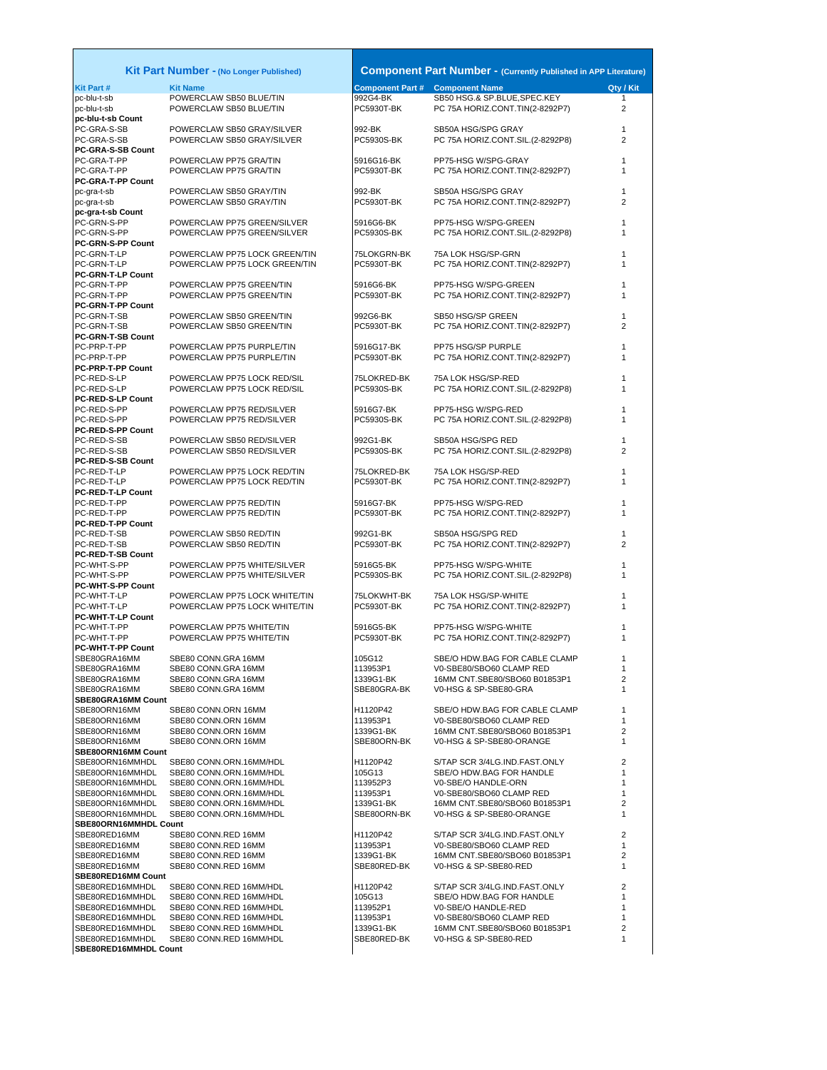| Kit Part Number - (No Longer Published) | | Component Part Number - (Currently Published in APP Literature) | | |
|---|---|---|---|---|
| **Kit Part #** | **Kit Name** | **Component Part #** | **Component Name** | **Qty / Kit** |
| pc-blu-t-sb | POWERCLAW SB50 BLUE/TIN | 992G4-BK | SB50 HSG.& SP.BLUE,SPEC.KEY | 1 |
| pc-blu-t-sb | POWERCLAW SB50 BLUE/TIN | PC5930T-BK | PC 75A HORIZ.CONT.TIN(2-8292P7) | 2 |
| **pc-blu-t-sb Count** | | | | |
| PC-GRA-S-SB | POWERCLAW SB50 GRAY/SILVER | 992-BK | SB50A HSG/SPG GRAY | 1 |
| PC-GRA-S-SB | POWERCLAW SB50 GRAY/SILVER | PC5930S-BK | PC 75A HORIZ.CONT.SIL.(2-8292P8) | 2 |
| **PC-GRA-S-SB Count** | | | | |
| PC-GRA-T-PP | POWERCLAW PP75 GRA/TIN | 5916G16-BK | PP75-HSG W/SPG-GRAY | 1 |
| PC-GRA-T-PP | POWERCLAW PP75 GRA/TIN | PC5930T-BK | PC 75A HORIZ.CONT.TIN(2-8292P7) | 1 |
| **PC-GRA-T-PP Count** | | | | |
| pc-gra-t-sb | POWERCLAW SB50 GRAY/TIN | 992-BK | SB50A HSG/SPG GRAY | 1 |
| pc-gra-t-sb | POWERCLAW SB50 GRAY/TIN | PC5930T-BK | PC 75A HORIZ.CONT.TIN(2-8292P7) | 2 |
| **pc-gra-t-sb Count** | | | | |
| PC-GRN-S-PP | POWERCLAW PP75 GREEN/SILVER | 5916G6-BK | PP75-HSG W/SPG-GREEN | 1 |
| PC-GRN-S-PP | POWERCLAW PP75 GREEN/SILVER | PC5930S-BK | PC 75A HORIZ.CONT.SIL.(2-8292P8) | 1 |
| **PC-GRN-S-PP Count** | | | | |
| PC-GRN-T-LP | POWERCLAW PP75 LOCK GREEN/TIN | 75LOKGRN-BK | 75A LOK HSG/SP-GRN | 1 |
| PC-GRN-T-LP | POWERCLAW PP75 LOCK GREEN/TIN | PC5930T-BK | PC 75A HORIZ.CONT.TIN(2-8292P7) | 1 |
| **PC-GRN-T-LP Count** | | | | |
| PC-GRN-T-PP | POWERCLAW PP75 GREEN/TIN | 5916G6-BK | PP75-HSG W/SPG-GREEN | 1 |
| PC-GRN-T-PP | POWERCLAW PP75 GREEN/TIN | PC5930T-BK | PC 75A HORIZ.CONT.TIN(2-8292P7) | 1 |
| **PC-GRN-T-PP Count** | | | | |
| PC-GRN-T-SB | POWERCLAW SB50 GREEN/TIN | 992G6-BK | SB50 HSG/SP GREEN | 1 |
| PC-GRN-T-SB | POWERCLAW SB50 GREEN/TIN | PC5930T-BK | PC 75A HORIZ.CONT.TIN(2-8292P7) | 2 |
| **PC-GRN-T-SB Count** | | | | |
| PC-PRP-T-PP | POWERCLAW PP75 PURPLE/TIN | 5916G17-BK | PP75 HSG/SP PURPLE | 1 |
| PC-PRP-T-PP | POWERCLAW PP75 PURPLE/TIN | PC5930T-BK | PC 75A HORIZ.CONT.TIN(2-8292P7) | 1 |
| **PC-PRP-T-PP Count** | | | | |
| PC-RED-S-LP | POWERCLAW PP75 LOCK RED/SIL | 75LOKRED-BK | 75A LOK HSG/SP-RED | 1 |
| PC-RED-S-LP | POWERCLAW PP75 LOCK RED/SIL | PC5930S-BK | PC 75A HORIZ.CONT.SIL.(2-8292P8) | 1 |
| **PC-RED-S-LP Count** | | | | |
| PC-RED-S-PP | POWERCLAW PP75 RED/SILVER | 5916G7-BK | PP75-HSG W/SPG-RED | 1 |
| PC-RED-S-PP | POWERCLAW PP75 RED/SILVER | PC5930S-BK | PC 75A HORIZ.CONT.SIL.(2-8292P8) | 1 |
| **PC-RED-S-PP Count** | | | | |
| PC-RED-S-SB | POWERCLAW SB50 RED/SILVER | 992G1-BK | SB50A HSG/SPG RED | 1 |
| PC-RED-S-SB | POWERCLAW SB50 RED/SILVER | PC5930S-BK | PC 75A HORIZ.CONT.SIL.(2-8292P8) | 2 |
| **PC-RED-S-SB Count** | | | | |
| PC-RED-T-LP | POWERCLAW PP75 LOCK RED/TIN | 75LOKRED-BK | 75A LOK HSG/SP-RED | 1 |
| PC-RED-T-LP | POWERCLAW PP75 LOCK RED/TIN | PC5930T-BK | PC 75A HORIZ.CONT.TIN(2-8292P7) | 1 |
| **PC-RED-T-LP Count** | | | | |
| PC-RED-T-PP | POWERCLAW PP75 RED/TIN | 5916G7-BK | PP75-HSG W/SPG-RED | 1 |
| PC-RED-T-PP | POWERCLAW PP75 RED/TIN | PC5930T-BK | PC 75A HORIZ.CONT.TIN(2-8292P7) | 1 |
| **PC-RED-T-PP Count** | | | | |
| PC-RED-T-SB | POWERCLAW SB50 RED/TIN | 992G1-BK | SB50A HSG/SPG RED | 1 |
| PC-RED-T-SB | POWERCLAW SB50 RED/TIN | PC5930T-BK | PC 75A HORIZ.CONT.TIN(2-8292P7) | 2 |
| **PC-RED-T-SB Count** | | | | |
| PC-WHT-S-PP | POWERCLAW PP75 WHITE/SILVER | 5916G5-BK | PP75-HSG W/SPG-WHITE | 1 |
| PC-WHT-S-PP | POWERCLAW PP75 WHITE/SILVER | PC5930S-BK | PC 75A HORIZ.CONT.SIL.(2-8292P8) | 1 |
| **PC-WHT-S-PP Count** | | | | |
| PC-WHT-T-LP | POWERCLAW PP75 LOCK WHITE/TIN | 75LOKWHT-BK | 75A LOK HSG/SP-WHITE | 1 |
| PC-WHT-T-LP | POWERCLAW PP75 LOCK WHITE/TIN | PC5930T-BK | PC 75A HORIZ.CONT.TIN(2-8292P7) | 1 |
| **PC-WHT-T-LP Count** | | | | |
| PC-WHT-T-PP | POWERCLAW PP75 WHITE/TIN | 5916G5-BK | PP75-HSG W/SPG-WHITE | 1 |
| PC-WHT-T-PP | POWERCLAW PP75 WHITE/TIN | PC5930T-BK | PC 75A HORIZ.CONT.TIN(2-8292P7) | 1 |
| **PC-WHT-T-PP Count** | | | | |
| SBE80GRA16MM | SBE80 CONN.GRA 16MM | 105G12 | SBE/O HDW.BAG FOR CABLE CLAMP | 1 |
| SBE80GRA16MM | SBE80 CONN.GRA 16MM | 113953P1 | V0-SBE80/SBO60 CLAMP RED | 1 |
| SBE80GRA16MM | SBE80 CONN.GRA 16MM | 1339G1-BK | 16MM CNT.SBE80/SBO60 B01853P1 | 2 |
| SBE80GRA16MM | SBE80 CONN.GRA 16MM | SBE80GRA-BK | V0-HSG & SP-SBE80-GRA | 1 |
| **SBE80GRA16MM Count** | | | | |
| SBE80ORN16MM | SBE80 CONN.ORN 16MM | H1120P42 | SBE/O HDW.BAG FOR CABLE CLAMP | 1 |
| SBE80ORN16MM | SBE80 CONN.ORN 16MM | 113953P1 | V0-SBE80/SBO60 CLAMP RED | 1 |
| SBE80ORN16MM | SBE80 CONN.ORN 16MM | 1339G1-BK | 16MM CNT.SBE80/SBO60 B01853P1 | 2 |
| SBE80ORN16MM | SBE80 CONN.ORN 16MM | SBE80ORN-BK | V0-HSG & SP-SBE80-ORANGE | 1 |
| **SBE80ORN16MM Count** | | | | |
| SBE80ORN16MMHDL | SBE80 CONN.ORN.16MM/HDL | H1120P42 | S/TAP SCR 3/4LG.IND.FAST.ONLY | 2 |
| SBE80ORN16MMHDL | SBE80 CONN.ORN.16MM/HDL | 105G13 | SBE/O HDW.BAG FOR HANDLE | 1 |
| SBE80ORN16MMHDL | SBE80 CONN.ORN.16MM/HDL | 113952P3 | V0-SBE/O HANDLE-ORN | 1 |
| SBE80ORN16MMHDL | SBE80 CONN.ORN.16MM/HDL | 113953P1 | V0-SBE80/SBO60 CLAMP RED | 1 |
| SBE80ORN16MMHDL | SBE80 CONN.ORN.16MM/HDL | 1339G1-BK | 16MM CNT.SBE80/SBO60 B01853P1 | 2 |
| SBE80ORN16MMHDL | SBE80 CONN.ORN.16MM/HDL | SBE80ORN-BK | V0-HSG & SP-SBE80-ORANGE | 1 |
| **SBE80ORN16MMHDL Count** | | | | |
| SBE80RED16MM | SBE80 CONN.RED 16MM | H1120P42 | S/TAP SCR 3/4LG.IND.FAST.ONLY | 2 |
| SBE80RED16MM | SBE80 CONN.RED 16MM | 113953P1 | V0-SBE80/SBO60 CLAMP RED | 1 |
| SBE80RED16MM | SBE80 CONN.RED 16MM | 1339G1-BK | 16MM CNT.SBE80/SBO60 B01853P1 | 2 |
| SBE80RED16MM | SBE80 CONN.RED 16MM | SBE80RED-BK | V0-HSG & SP-SBE80-RED | 1 |
| **SBE80RED16MM Count** | | | | |
| SBE80RED16MMHDL | SBE80 CONN.RED 16MM/HDL | H1120P42 | S/TAP SCR 3/4LG.IND.FAST.ONLY | 2 |
| SBE80RED16MMHDL | SBE80 CONN.RED 16MM/HDL | 105G13 | SBE/O HDW.BAG FOR HANDLE | 1 |
| SBE80RED16MMHDL | SBE80 CONN.RED 16MM/HDL | 113952P1 | V0-SBE/O HANDLE-RED | 1 |
| SBE80RED16MMHDL | SBE80 CONN.RED 16MM/HDL | 113953P1 | V0-SBE80/SBO60 CLAMP RED | 1 |
| SBE80RED16MMHDL | SBE80 CONN.RED 16MM/HDL | 1339G1-BK | 16MM CNT.SBE80/SBO60 B01853P1 | 2 |
| SBE80RED16MMHDL | SBE80 CONN.RED 16MM/HDL | SBE80RED-BK | V0-HSG & SP-SBE80-RED | 1 |
| **SBE80RED16MMHDL Count** | | | | |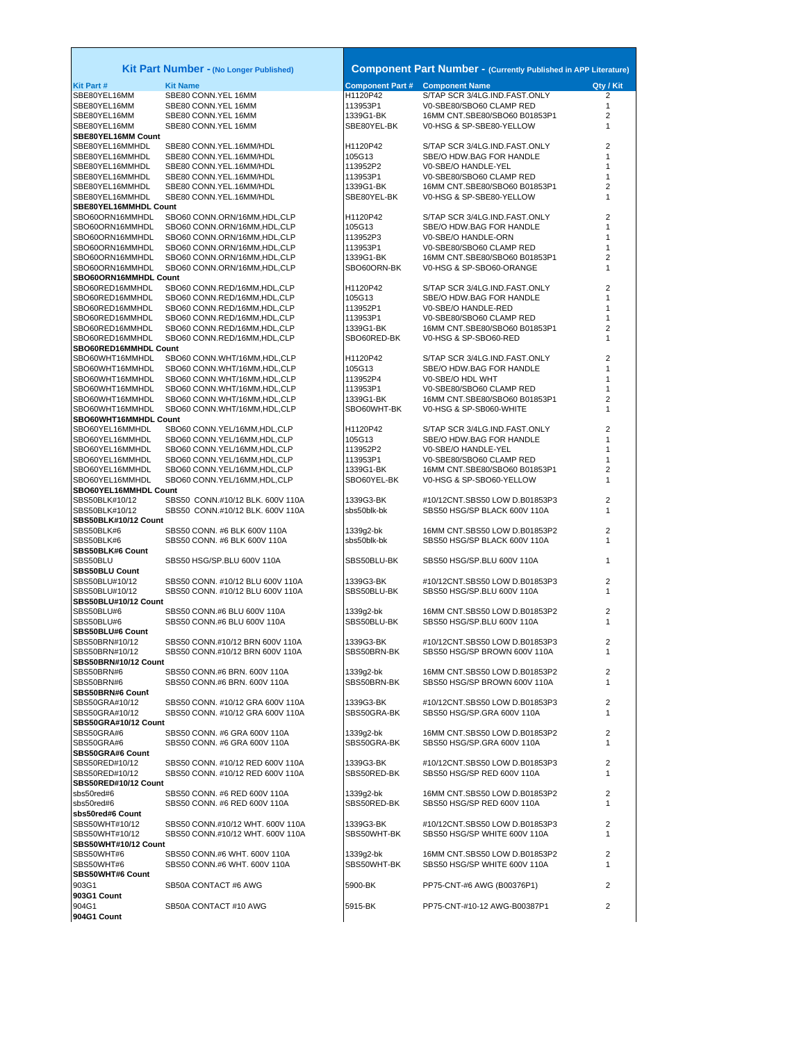| Kit Part Number - (No Longer Published) | | Component Part Number - (Currently Published in APP Literature) | | |
|---|---|---|---|---|
| **Kit Part #** | **Kit Name** | **Component Part #** | **Component Name** | **Qty / Kit** |
| SBE80YEL16MM | SBE80 CONN.YEL 16MM | H1120P42 | S/TAP SCR 3/4LG.IND.FAST.ONLY | 2 |
| SBE80YEL16MM | SBE80 CONN.YEL 16MM | 113953P1 | V0-SBE80/SBO60 CLAMP RED | 1 |
| SBE80YEL16MM | SBE80 CONN.YEL 16MM | 1339G1-BK | 16MM CNT.SBE80/SBO60 B01853P1 | 2 |
| SBE80YEL16MM | SBE80 CONN.YEL 16MM | SBE80YEL-BK | V0-HSG & SP-SBE80-YELLOW | 1 |
| **SBE80YEL16MM Count** | | | | |
| SBE80YEL16MMHDL | SBE80 CONN.YEL.16MM/HDL | H1120P42 | S/TAP SCR 3/4LG.IND.FAST.ONLY | 2 |
| SBE80YEL16MMHDL | SBE80 CONN.YEL.16MM/HDL | 105G13 | SBE/O HDW.BAG FOR HANDLE | 1 |
| SBE80YEL16MMHDL | SBE80 CONN.YEL.16MM/HDL | 113952P2 | V0-SBE/O HANDLE-YEL | 1 |
| SBE80YEL16MMHDL | SBE80 CONN.YEL.16MM/HDL | 113953P1 | V0-SBE80/SBO60 CLAMP RED | 1 |
| SBE80YEL16MMHDL | SBE80 CONN.YEL.16MM/HDL | 1339G1-BK | 16MM CNT.SBE80/SBO60 B01853P1 | 2 |
| SBE80YEL16MMHDL | SBE80 CONN.YEL.16MM/HDL | SBE80YEL-BK | V0-HSG & SP-SBE80-YELLOW | 1 |
| **SBE80YEL16MMHDL Count** | | | | |
| SBO60ORN16MMHDL | SBO60 CONN.ORN/16MM,HDL,CLP | H1120P42 | S/TAP SCR 3/4LG.IND.FAST.ONLY | 2 |
| SBO60ORN16MMHDL | SBO60 CONN.ORN/16MM,HDL,CLP | 105G13 | SBE/O HDW.BAG FOR HANDLE | 1 |
| SBO60ORN16MMHDL | SBO60 CONN.ORN/16MM,HDL,CLP | 113952P3 | V0-SBE/O HANDLE-ORN | 1 |
| SBO60ORN16MMHDL | SBO60 CONN.ORN/16MM,HDL,CLP | 113953P1 | V0-SBE80/SBO60 CLAMP RED | 1 |
| SBO60ORN16MMHDL | SBO60 CONN.ORN/16MM,HDL,CLP | 1339G1-BK | 16MM CNT.SBE80/SBO60 B01853P1 | 2 |
| SBO60ORN16MMHDL | SBO60 CONN.ORN/16MM,HDL,CLP | SBO60ORN-BK | V0-HSG & SP-SBO60-ORANGE | 1 |
| **SBO60ORN16MMHDL Count** | | | | |
| SBO60RED16MMHDL | SBO60 CONN.RED/16MM,HDL,CLP | H1120P42 | S/TAP SCR 3/4LG.IND.FAST.ONLY | 2 |
| SBO60RED16MMHDL | SBO60 CONN.RED/16MM,HDL,CLP | 105G13 | SBE/O HDW.BAG FOR HANDLE | 1 |
| SBO60RED16MMHDL | SBO60 CONN.RED/16MM,HDL,CLP | 113952P1 | V0-SBE/O HANDLE-RED | 1 |
| SBO60RED16MMHDL | SBO60 CONN.RED/16MM,HDL,CLP | 113953P1 | V0-SBE80/SBO60 CLAMP RED | 1 |
| SBO60RED16MMHDL | SBO60 CONN.RED/16MM,HDL,CLP | 1339G1-BK | 16MM CNT.SBE80/SBO60 B01853P1 | 2 |
| SBO60RED16MMHDL | SBO60 CONN.RED/16MM,HDL,CLP | SBO60RED-BK | V0-HSG & SP-SBO60-RED | 1 |
| **SBO60RED16MMHDL Count** | | | | |
| SBO60WHT16MMHDL | SBO60 CONN.WHT/16MM,HDL,CLP | H1120P42 | S/TAP SCR 3/4LG.IND.FAST.ONLY | 2 |
| SBO60WHT16MMHDL | SBO60 CONN.WHT/16MM,HDL,CLP | 105G13 | SBE/O HDW.BAG FOR HANDLE | 1 |
| SBO60WHT16MMHDL | SBO60 CONN.WHT/16MM,HDL,CLP | 113952P4 | V0-SBE/O HDL WHT | 1 |
| SBO60WHT16MMHDL | SBO60 CONN.WHT/16MM,HDL,CLP | 113953P1 | V0-SBE80/SBO60 CLAMP RED | 1 |
| SBO60WHT16MMHDL | SBO60 CONN.WHT/16MM,HDL,CLP | 1339G1-BK | 16MM CNT.SBE80/SBO60 B01853P1 | 2 |
| SBO60WHT16MMHDL | SBO60 CONN.WHT/16MM,HDL,CLP | SBO60WHT-BK | V0-HSG & SP-SB060-WHITE | 1 |
| **SBO60WHT16MMHDL Count** | | | | |
| SBO60YEL16MMHDL | SBO60 CONN.YEL/16MM,HDL,CLP | H1120P42 | S/TAP SCR 3/4LG.IND.FAST.ONLY | 2 |
| SBO60YEL16MMHDL | SBO60 CONN.YEL/16MM,HDL,CLP | 105G13 | SBE/O HDW.BAG FOR HANDLE | 1 |
| SBO60YEL16MMHDL | SBO60 CONN.YEL/16MM,HDL,CLP | 113952P2 | V0-SBE/O HANDLE-YEL | 1 |
| SBO60YEL16MMHDL | SBO60 CONN.YEL/16MM,HDL,CLP | 113953P1 | V0-SBE80/SBO60 CLAMP RED | 1 |
| SBO60YEL16MMHDL | SBO60 CONN.YEL/16MM,HDL,CLP | 1339G1-BK | 16MM CNT.SBE80/SBO60 B01853P1 | 2 |
| SBO60YEL16MMHDL | SBO60 CONN.YEL/16MM,HDL,CLP | SBO60YEL-BK | V0-HSG & SP-SBO60-YELLOW | 1 |
| **SBO60YEL16MMHDL Count** | | | | |
| SBS50BLK#10/12 | SBS50 CONN.#10/12 BLK. 600V 110A | 1339G3-BK | #10/12CNT.SBS50 LOW D.B01853P3 | 2 |
| SBS50BLK#10/12 | sbs50 CONN.#10/12 BLK. 600V 110A | sbs50blk-bk | SBS50 HSG/SP BLACK 600V 110A | 1 |
| **SBS50BLK#10/12 Count** | | | | |
| SBS50BLK#6 | SBS50 CONN. #6 BLK 600V 110A | 1339g2-bk | 16MM CNT.SBS50 LOW D.B01853P2 | 2 |
| SBS50BLK#6 | SBS50 CONN. #6 BLK 600V 110A | sbs50blk-bk | SBS50 HSG/SP BLACK 600V 110A | 1 |
| **SBS50BLK#6 Count** | | | | |
| SBS50BLU | SBS50 HSG/SP.BLU 600V 110A | SBS50BLU-BK | SBS50 HSG/SP.BLU 600V 110A | 1 |
| **SBS50BLU Count** | | | | |
| SBS50BLU#10/12 | SBS50 CONN. #10/12 BLU 600V 110A | 1339G3-BK | #10/12CNT.SBS50 LOW D.B01853P3 | 2 |
| SBS50BLU#10/12 | SBS50 CONN. #10/12 BLU 600V 110A | SBS50BLU-BK | SBS50 HSG/SP.BLU 600V 110A | 1 |
| **SBS50BLU#10/12 Count** | | | | |
| SBS50BLU#6 | SBS50 CONN.#6 BLU 600V 110A | 1339g2-bk | 16MM CNT.SBS50 LOW D.B01853P2 | 2 |
| SBS50BLU#6 | SBS50 CONN.#6 BLU 600V 110A | SBS50BLU-BK | SBS50 HSG/SP.BLU 600V 110A | 1 |
| **SBS50BLU#6 Count** | | | | |
| SBS50BRN#10/12 | SBS50 CONN.#10/12 BRN 600V 110A | 1339G3-BK | #10/12CNT.SBS50 LOW D.B01853P3 | 2 |
| SBS50BRN#10/12 | SBS50 CONN.#10/12 BRN 600V 110A | SBS50BRN-BK | SBS50 HSG/SP BROWN 600V 110A | 1 |
| **SBS50BRN#10/12 Count** | | | | |
| SBS50BRN#6 | SBS50 CONN.#6 BRN. 600V 110A | 1339g2-bk | 16MM CNT.SBS50 LOW D.B01853P2 | 2 |
| SBS50BRN#6 | SBS50 CONN.#6 BRN. 600V 110A | SBS50BRN-BK | SBS50 HSG/SP BROWN 600V 110A | 1 |
| **SBS50BRN#6 Count** | | | | |
| SBS50GRA#10/12 | SBS50 CONN. #10/12 GRA 600V 110A | 1339G3-BK | #10/12CNT.SBS50 LOW D.B01853P3 | 2 |
| SBS50GRA#10/12 | SBS50 CONN. #10/12 GRA 600V 110A | SBS50GRA-BK | SBS50 HSG/SP.GRA 600V 110A | 1 |
| **SBS50GRA#10/12 Count** | | | | |
| SBS50GRA#6 | SBS50 CONN. #6 GRA 600V 110A | 1339g2-bk | 16MM CNT.SBS50 LOW D.B01853P2 | 2 |
| SBS50GRA#6 | SBS50 CONN. #6 GRA 600V 110A | SBS50GRA-BK | SBS50 HSG/SP.GRA 600V 110A | 1 |
| **SBS50GRA#6 Count** | | | | |
| SBS50RED#10/12 | SBS50 CONN. #10/12 RED 600V 110A | 1339G3-BK | #10/12CNT.SBS50 LOW D.B01853P3 | 2 |
| SBS50RED#10/12 | SBS50 CONN. #10/12 RED 600V 110A | SBS50RED-BK | SBS50 HSG/SP RED 600V 110A | 1 |
| **SBS50RED#10/12 Count** | | | | |
| sbs50red#6 | SBS50 CONN. #6 RED 600V 110A | 1339g2-bk | 16MM CNT.SBS50 LOW D.B01853P2 | 2 |
| sbs50red#6 | SBS50 CONN. #6 RED 600V 110A | SBS50RED-BK | SBS50 HSG/SP RED 600V 110A | 1 |
| **sbs50red#6 Count** | | | | |
| SBS50WHT#10/12 | SBS50 CONN.#10/12 WHT. 600V 110A | 1339G3-BK | #10/12CNT.SBS50 LOW D.B01853P3 | 2 |
| SBS50WHT#10/12 | SBS50 CONN.#10/12 WHT. 600V 110A | SBS50WHT-BK | SBS50 HSG/SP WHITE 600V 110A | 1 |
| **SBS50WHT#10/12 Count** | | | | |
| SBS50WHT#6 | SBS50 CONN.#6 WHT. 600V 110A | 1339g2-bk | 16MM CNT.SBS50 LOW D.B01853P2 | 2 |
| SBS50WHT#6 | SBS50 CONN.#6 WHT. 600V 110A | SBS50WHT-BK | SBS50 HSG/SP WHITE 600V 110A | 1 |
| **SBS50WHT#6 Count** | | | | |
| 903G1 | SB50A CONTACT #6 AWG | 5900-BK | PP75-CNT-#6 AWG (B00376P1) | 2 |
| **903G1 Count** | | | | |
| 904G1 | SB50A CONTACT #10 AWG | 5915-BK | PP75-CNT-#10-12 AWG-B00387P1 | 2 |
| **904G1 Count** | | | | |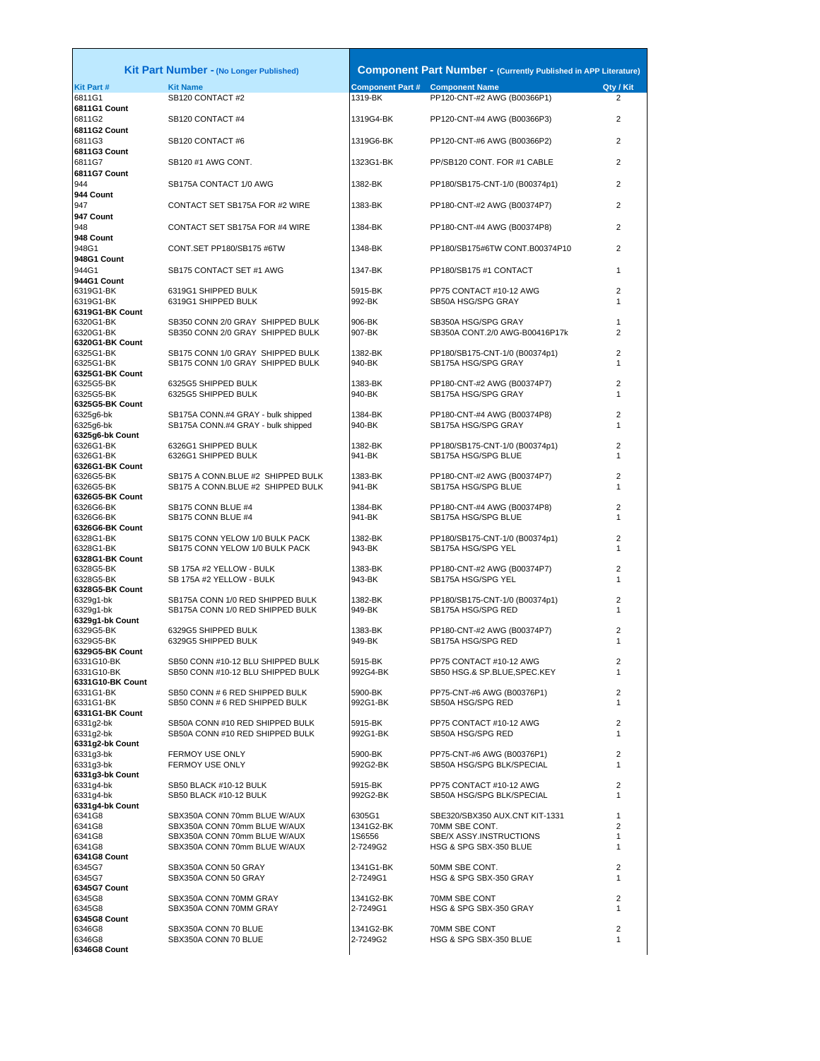| Kit Part Number - (No Longer Published) | | Component Part Number - (Currently Published in APP Literature) | | |
|---|---|---|---|---|
| **Kit Part #** | **Kit Name** | **Component Part #** | **Component Name** | **Qty / Kit** |
| 6811G1 | SB120 CONTACT #2 | 1319-BK | PP120-CNT-#2 AWG (B00366P1) | 2 |
| **6811G1 Count** | | | | |
| 6811G2 | SB120 CONTACT #4 | 1319G4-BK | PP120-CNT-#4 AWG (B00366P3) | 2 |
| **6811G2 Count** | | | | |
| 6811G3 | SB120 CONTACT #6 | 1319G6-BK | PP120-CNT-#6 AWG (B00366P2) | 2 |
| **6811G3 Count** | | | | |
| 6811G7 | SB120 #1 AWG CONT. | 1323G1-BK | PP/SB120 CONT. FOR #1 CABLE | 2 |
| **6811G7 Count** | | | | |
| 944 | SB175A CONTACT 1/0 AWG | 1382-BK | PP180/SB175-CNT-1/0 (B00374p1) | 2 |
| **944 Count** | | | | |
| 947 | CONTACT SET SB175A FOR #2 WIRE | 1383-BK | PP180-CNT-#2 AWG (B00374P7) | 2 |
| **947 Count** | | | | |
| 948 | CONTACT SET SB175A FOR #4 WIRE | 1384-BK | PP180-CNT-#4 AWG (B00374P8) | 2 |
| **948 Count** | | | | |
| 948G1 | CONT.SET PP180/SB175 #6TW | 1348-BK | PP180/SB175#6TW CONT.B00374P10 | 2 |
| **948G1 Count** | | | | |
| 944G1 | SB175 CONTACT SET #1 AWG | 1347-BK | PP180/SB175 #1 CONTACT | 1 |
| **944G1 Count** | | | | |
| 6319G1-BK | 6319G1 SHIPPED BULK | 5915-BK | PP75 CONTACT #10-12 AWG | 2 |
| 6319G1-BK | 6319G1 SHIPPED BULK | 992-BK | SB50A HSG/SPG GRAY | 1 |
| **6319G1-BK Count** | | | | |
| 6320G1-BK | SB350 CONN 2/0 GRAY SHIPPED BULK | 906-BK | SB350A HSG/SPG GRAY | 1 |
| 6320G1-BK | SB350 CONN 2/0 GRAY SHIPPED BULK | 907-BK | SB350A CONT.2/0 AWG-B00416P17k | 2 |
| **6320G1-BK Count** | | | | |
| 6325G1-BK | SB175 CONN 1/0 GRAY SHIPPED BULK | 1382-BK | PP180/SB175-CNT-1/0 (B00374p1) | 2 |
| 6325G1-BK | SB175 CONN 1/0 GRAY SHIPPED BULK | 940-BK | SB175A HSG/SPG GRAY | 1 |
| **6325G1-BK Count** | | | | |
| 6325G5-BK | 6325G5 SHIPPED BULK | 1383-BK | PP180-CNT-#2 AWG (B00374P7) | 2 |
| 6325G5-BK | 6325G5 SHIPPED BULK | 940-BK | SB175A HSG/SPG GRAY | 1 |
| **6325G5-BK Count** | | | | |
| 6325g6-bk | SB175A CONN.#4 GRAY - bulk shipped | 1384-BK | PP180-CNT-#4 AWG (B00374P8) | 2 |
| 6325g6-bk | SB175A CONN.#4 GRAY - bulk shipped | 940-BK | SB175A HSG/SPG GRAY | 1 |
| **6325g6-bk Count** | | | | |
| 6326G1-BK | 6326G1 SHIPPED BULK | 1382-BK | PP180/SB175-CNT-1/0 (B00374p1) | 2 |
| 6326G1-BK | 6326G1 SHIPPED BULK | 941-BK | SB175A HSG/SPG BLUE | 1 |
| **6326G1-BK Count** | | | | |
| 6326G5-BK | SB175 A CONN.BLUE #2 SHIPPED BULK | 1383-BK | PP180-CNT-#2 AWG (B00374P7) | 2 |
| 6326G5-BK | SB175 A CONN.BLUE #2 SHIPPED BULK | 941-BK | SB175A HSG/SPG BLUE | 1 |
| **6326G5-BK Count** | | | | |
| 6326G6-BK | SB175 CONN BLUE #4 | 1384-BK | PP180-CNT-#4 AWG (B00374P8) | 2 |
| 6326G6-BK | SB175 CONN BLUE #4 | 941-BK | SB175A HSG/SPG BLUE | 1 |
| **6326G6-BK Count** | | | | |
| 6328G1-BK | SB175 CONN YELOW 1/0 BULK PACK | 1382-BK | PP180/SB175-CNT-1/0 (B00374p1) | 2 |
| 6328G1-BK | SB175 CONN YELOW 1/0 BULK PACK | 943-BK | SB175A HSG/SPG YEL | 1 |
| **6328G1-BK Count** | | | | |
| 6328G5-BK | SB 175A #2 YELLOW - BULK | 1383-BK | PP180-CNT-#2 AWG (B00374P7) | 2 |
| 6328G5-BK | SB 175A #2 YELLOW - BULK | 943-BK | SB175A HSG/SPG YEL | 1 |
| **6328G5-BK Count** | | | | |
| 6329g1-bk | SB175A CONN 1/0 RED SHIPPED BULK | 1382-BK | PP180/SB175-CNT-1/0 (B00374p1) | 2 |
| 6329g1-bk | SB175A CONN 1/0 RED SHIPPED BULK | 949-BK | SB175A HSG/SPG RED | 1 |
| **6329g1-bk Count** | | | | |
| 6329G5-BK | 6329G5 SHIPPED BULK | 1383-BK | PP180-CNT-#2 AWG (B00374P7) | 2 |
| 6329G5-BK | 6329G5 SHIPPED BULK | 949-BK | SB175A HSG/SPG RED | 1 |
| **6329G5-BK Count** | | | | |
| 6331G10-BK | SB50 CONN #10-12 BLU SHIPPED BULK | 5915-BK | PP75 CONTACT #10-12 AWG | 2 |
| 6331G10-BK | SB50 CONN #10-12 BLU SHIPPED BULK | 992G4-BK | SB50 HSG.& SP.BLUE,SPEC.KEY | 1 |
| **6331G10-BK Count** | | | | |
| 6331G1-BK | SB50 CONN # 6 RED SHIPPED BULK | 5900-BK | PP75-CNT-#6 AWG (B00376P1) | 2 |
| 6331G1-BK | SB50 CONN # 6 RED SHIPPED BULK | 992G1-BK | SB50A HSG/SPG RED | 1 |
| **6331G1-BK Count** | | | | |
| 6331g2-bk | SB50A CONN #10 RED SHIPPED BULK | 5915-BK | PP75 CONTACT #10-12 AWG | 2 |
| 6331g2-bk | SB50A CONN #10 RED SHIPPED BULK | 992G1-BK | SB50A HSG/SPG RED | 1 |
| **6331g2-bk Count** | | | | |
| 6331g3-bk | FERMOY USE ONLY | 5900-BK | PP75-CNT-#6 AWG (B00376P1) | 2 |
| 6331g3-bk | FERMOY USE ONLY | 992G2-BK | SB50A HSG/SPG BLK/SPECIAL | 1 |
| **6331g3-bk Count** | | | | |
| 6331g4-bk | SB50 BLACK #10-12 BULK | 5915-BK | PP75 CONTACT #10-12 AWG | 2 |
| 6331g4-bk | SB50 BLACK #10-12 BULK | 992G2-BK | SB50A HSG/SPG BLK/SPECIAL | 1 |
| **6331g4-bk Count** | | | | |
| 6341G8 | SBX350A CONN 70mm BLUE W/AUX | 6305G1 | SBE320/SBX350 AUX.CNT KIT-1331 | 1 |
| 6341G8 | SBX350A CONN 70mm BLUE W/AUX | 1341G2-BK | 70MM SBE CONT. | 2 |
| 6341G8 | SBX350A CONN 70mm BLUE W/AUX | 1S6556 | SBE/X ASSY.INSTRUCTIONS | 1 |
| 6341G8 | SBX350A CONN 70mm BLUE W/AUX | 2-7249G2 | HSG & SPG SBX-350 BLUE | 1 |
| **6341G8 Count** | | | | |
| 6345G7 | SBX350A CONN 50 GRAY | 1341G1-BK | 50MM SBE CONT. | 2 |
| 6345G7 | SBX350A CONN 50 GRAY | 2-7249G1 | HSG & SPG SBX-350 GRAY | 1 |
| **6345G7 Count** | | | | |
| 6345G8 | SBX350A CONN 70MM GRAY | 1341G2-BK | 70MM SBE CONT | 2 |
| 6345G8 | SBX350A CONN 70MM GRAY | 2-7249G1 | HSG & SPG SBX-350 GRAY | 1 |
| **6345G8 Count** | | | | |
| 6346G8 | SBX350A CONN 70 BLUE | 1341G2-BK | 70MM SBE CONT | 2 |
| 6346G8 | SBX350A CONN 70 BLUE | 2-7249G2 | HSG & SPG SBX-350 BLUE | 1 |
| **6346G8 Count** | | | | |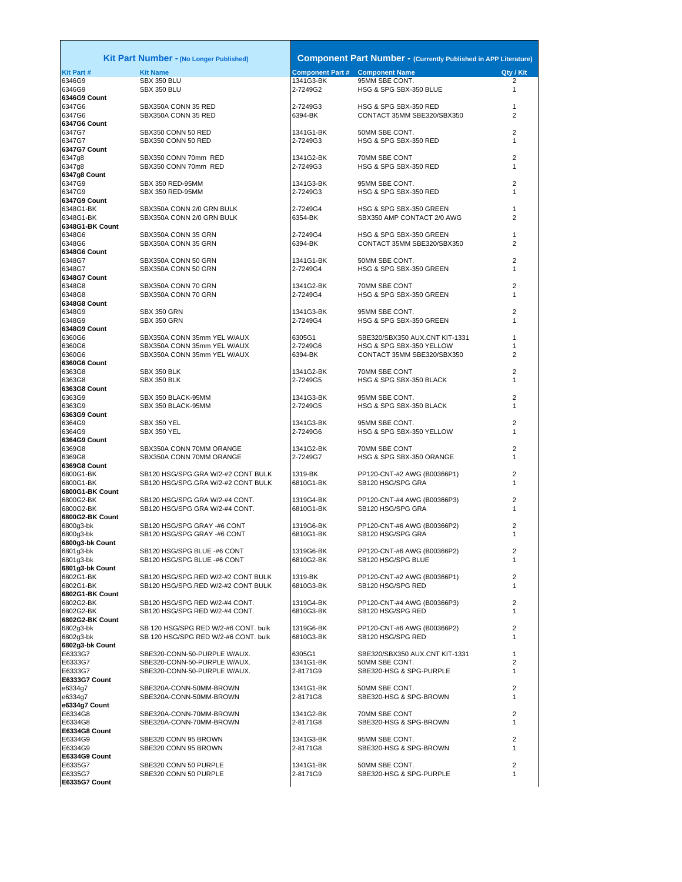| Kit Part Number - (No Longer Published) | | Component Part Number - (Currently Published in APP Literature) | | |
|---|---|---|---|---|
| **Kit Part #** | **Kit Name** | **Component Part #** | **Component Name** | **Qty / Kit** |
| 6346G9 | SBX 350 BLU | 1341G3-BK | 95MM SBE CONT. | 2 |
| 6346G9 | SBX 350 BLU | 2-7249G2 | HSG & SPG SBX-350 BLUE | 1 |
| **6346G9 Count** | | | | |
| 6347G6 | SBX350A CONN 35 RED | 2-7249G3 | HSG & SPG SBX-350 RED | 1 |
| 6347G6 | SBX350A CONN 35 RED | 6394-BK | CONTACT 35MM SBE320/SBX350 | 2 |
| **6347G6 Count** | | | | |
| 6347G7 | SBX350 CONN 50 RED | 1341G1-BK | 50MM SBE CONT. | 2 |
| 6347G7 | SBX350 CONN 50 RED | 2-7249G3 | HSG & SPG SBX-350 RED | 1 |
| **6347G7 Count** | | | | |
| 6347g8 | SBX350 CONN 70mm RED | 1341G2-BK | 70MM SBE CONT | 2 |
| 6347g8 | SBX350 CONN 70mm RED | 2-7249G3 | HSG & SPG SBX-350 RED | 1 |
| **6347g8 Count** | | | | |
| 6347G9 | SBX 350 RED-95MM | 1341G3-BK | 95MM SBE CONT. | 2 |
| 6347G9 | SBX 350 RED-95MM | 2-7249G3 | HSG & SPG SBX-350 RED | 1 |
| **6347G9 Count** | | | | |
| 6348G1-BK | SBX350A CONN 2/0 GRN BULK | 2-7249G4 | HSG & SPG SBX-350 GREEN | 1 |
| 6348G1-BK | SBX350A CONN 2/0 GRN BULK | 6354-BK | SBX350 AMP CONTACT 2/0 AWG | 2 |
| **6348G1-BK Count** | | | | |
| 6348G6 | SBX350A CONN 35 GRN | 2-7249G4 | HSG & SPG SBX-350 GREEN | 1 |
| 6348G6 | SBX350A CONN 35 GRN | 6394-BK | CONTACT 35MM SBE320/SBX350 | 2 |
| **6348G6 Count** | | | | |
| 6348G7 | SBX350A CONN 50 GRN | 1341G1-BK | 50MM SBE CONT. | 2 |
| 6348G7 | SBX350A CONN 50 GRN | 2-7249G4 | HSG & SPG SBX-350 GREEN | 1 |
| **6348G7 Count** | | | | |
| 6348G8 | SBX350A CONN 70 GRN | 1341G2-BK | 70MM SBE CONT | 2 |
| 6348G8 | SBX350A CONN 70 GRN | 2-7249G4 | HSG & SPG SBX-350 GREEN | 1 |
| **6348G8 Count** | | | | |
| 6348G9 | SBX 350 GRN | 1341G3-BK | 95MM SBE CONT. | 2 |
| 6348G9 | SBX 350 GRN | 2-7249G4 | HSG & SPG SBX-350 GREEN | 1 |
| **6348G9 Count** | | | | |
| 6360G6 | SBX350A CONN 35mm YEL W/AUX | 6305G1 | SBE320/SBX350 AUX.CNT KIT-1331 | 1 |
| 6360G6 | SBX350A CONN 35mm YEL W/AUX | 2-7249G6 | HSG & SPG SBX-350 YELLOW | 1 |
| 6360G6 | SBX350A CONN 35mm YEL W/AUX | 6394-BK | CONTACT 35MM SBE320/SBX350 | 2 |
| **6360G6 Count** | | | | |
| 6363G8 | SBX 350 BLK | 1341G2-BK | 70MM SBE CONT | 2 |
| 6363G8 | SBX 350 BLK | 2-7249G5 | HSG & SPG SBX-350 BLACK | 1 |
| **6363G8 Count** | | | | |
| 6363G9 | SBX 350 BLACK-95MM | 1341G3-BK | 95MM SBE CONT. | 2 |
| 6363G9 | SBX 350 BLACK-95MM | 2-7249G5 | HSG & SPG SBX-350 BLACK | 1 |
| **6363G9 Count** | | | | |
| 6364G9 | SBX 350 YEL | 1341G3-BK | 95MM SBE CONT. | 2 |
| 6364G9 | SBX 350 YEL | 2-7249G6 | HSG & SPG SBX-350 YELLOW | 1 |
| **6364G9 Count** | | | | |
| 6369G8 | SBX350A CONN 70MM ORANGE | 1341G2-BK | 70MM SBE CONT | 2 |
| 6369G8 | SBX350A CONN 70MM ORANGE | 2-7249G7 | HSG & SPG SBX-350 ORANGE | 1 |
| **6369G8 Count** | | | | |
| 6800G1-BK | SB120 HSG/SPG.GRA W/2-#2 CONT BULK | 1319-BK | PP120-CNT-#2 AWG (B00366P1) | 2 |
| 6800G1-BK | SB120 HSG/SPG.GRA W/2-#2 CONT BULK | 6810G1-BK | SB120 HSG/SPG GRA | 1 |
| **6800G1-BK Count** | | | | |
| 6800G2-BK | SB120 HSG/SPG GRA W/2-#4 CONT. | 1319G4-BK | PP120-CNT-#4 AWG (B00366P3) | 2 |
| 6800G2-BK | SB120 HSG/SPG GRA W/2-#4 CONT. | 6810G1-BK | SB120 HSG/SPG GRA | 1 |
| **6800G2-BK Count** | | | | |
| 6800g3-bk | SB120 HSG/SPG GRAY -#6 CONT | 1319G6-BK | PP120-CNT-#6 AWG (B00366P2) | 2 |
| 6800g3-bk | SB120 HSG/SPG GRAY -#6 CONT | 6810G1-BK | SB120 HSG/SPG GRA | 1 |
| **6800g3-bk Count** | | | | |
| 6801g3-bk | SB120 HSG/SPG BLUE -#6 CONT | 1319G6-BK | PP120-CNT-#6 AWG (B00366P2) | 2 |
| 6801g3-bk | SB120 HSG/SPG BLUE -#6 CONT | 6810G2-BK | SB120 HSG/SPG BLUE | 1 |
| **6801g3-bk Count** | | | | |
| 6802G1-BK | SB120 HSG/SPG.RED W/2-#2 CONT BULK | 1319-BK | PP120-CNT-#2 AWG (B00366P1) | 2 |
| 6802G1-BK | SB120 HSG/SPG.RED W/2-#2 CONT BULK | 6810G3-BK | SB120 HSG/SPG RED | 1 |
| **6802G1-BK Count** | | | | |
| 6802G2-BK | SB120 HSG/SPG RED W/2-#4 CONT. | 1319G4-BK | PP120-CNT-#4 AWG (B00366P3) | 2 |
| 6802G2-BK | SB120 HSG/SPG RED W/2-#4 CONT. | 6810G3-BK | SB120 HSG/SPG RED | 1 |
| **6802G2-BK Count** | | | | |
| 6802g3-bk | SB 120 HSG/SPG RED W/2-#6 CONT. bulk | 1319G6-BK | PP120-CNT-#6 AWG (B00366P2) | 2 |
| 6802g3-bk | SB 120 HSG/SPG RED W/2-#6 CONT. bulk | 6810G3-BK | SB120 HSG/SPG RED | 1 |
| **6802g3-bk Count** | | | | |
| E6333G7 | SBE320-CONN-50-PURPLE W/AUX. | 6305G1 | SBE320/SBX350 AUX.CNT KIT-1331 | 1 |
| E6333G7 | SBE320-CONN-50-PURPLE W/AUX. | 1341G1-BK | 50MM SBE CONT. | 2 |
| E6333G7 | SBE320-CONN-50-PURPLE W/AUX. | 2-8171G9 | SBE320-HSG & SPG-PURPLE | 1 |
| **E6333G7 Count** | | | | |
| e6334g7 | SBE320A-CONN-50MM-BROWN | 1341G1-BK | 50MM SBE CONT. | 2 |
| e6334g7 | SBE320A-CONN-50MM-BROWN | 2-8171G8 | SBE320-HSG & SPG-BROWN | 1 |
| **e6334g7 Count** | | | | |
| E6334G8 | SBE320A-CONN-70MM-BROWN | 1341G2-BK | 70MM SBE CONT | 2 |
| E6334G8 | SBE320A-CONN-70MM-BROWN | 2-8171G8 | SBE320-HSG & SPG-BROWN | 1 |
| **E6334G8 Count** | | | | |
| E6334G9 | SBE320 CONN 95 BROWN | 1341G3-BK | 95MM SBE CONT. | 2 |
| E6334G9 | SBE320 CONN 95 BROWN | 2-8171G8 | SBE320-HSG & SPG-BROWN | 1 |
| **E6334G9 Count** | | | | |
| E6335G7 | SBE320 CONN 50 PURPLE | 1341G1-BK | 50MM SBE CONT. | 2 |
| E6335G7 | SBE320 CONN 50 PURPLE | 2-8171G9 | SBE320-HSG & SPG-PURPLE | 1 |
| **E6335G7 Count** | | | | |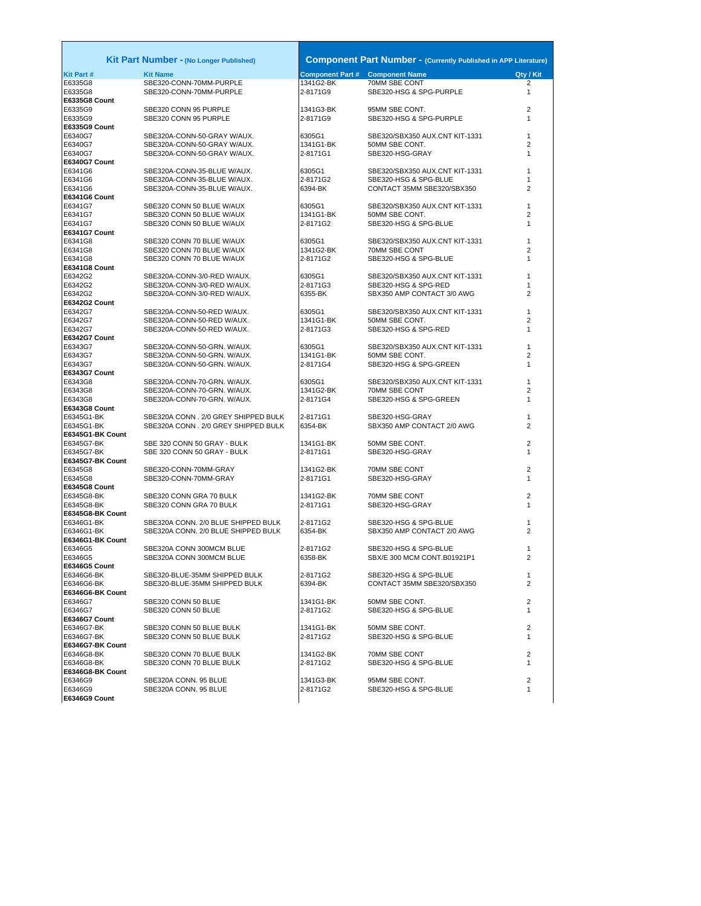| Kit Part Number - (No Longer Published) | | Component Part Number - (Currently Published in APP Literature) | | |
|---|---|---|---|---|
| **Kit Part #** | **Kit Name** | **Component Part #** | **Component Name** | **Qty / Kit** |
| E6335G8 | SBE320-CONN-70MM-PURPLE | 1341G2-BK | 70MM SBE CONT | 2 |
| E6335G8 | SBE320-CONN-70MM-PURPLE | 2-8171G9 | SBE320-HSG & SPG-PURPLE | 1 |
| **E6335G8 Count** | | | | |
| E6335G9 | SBE320 CONN 95 PURPLE | 1341G3-BK | 95MM SBE CONT. | 2 |
| E6335G9 | SBE320 CONN 95 PURPLE | 2-8171G9 | SBE320-HSG & SPG-PURPLE | 1 |
| **E6335G9 Count** | | | | |
| E6340G7 | SBE320A-CONN-50-GRAY W/AUX. | 6305G1 | SBE320/SBX350 AUX.CNT KIT-1331 | 1 |
| E6340G7 | SBE320A-CONN-50-GRAY W/AUX. | 1341G1-BK | 50MM SBE CONT. | 2 |
| E6340G7 | SBE320A-CONN-50-GRAY W/AUX. | 2-8171G1 | SBE320-HSG-GRAY | 1 |
| **E6340G7 Count** | | | | |
| E6341G6 | SBE320A-CONN-35-BLUE W/AUX. | 6305G1 | SBE320/SBX350 AUX.CNT KIT-1331 | 1 |
| E6341G6 | SBE320A-CONN-35-BLUE W/AUX. | 2-8171G2 | SBE320-HSG & SPG-BLUE | 1 |
| E6341G6 | SBE320A-CONN-35-BLUE W/AUX. | 6394-BK | CONTACT 35MM SBE320/SBX350 | 2 |
| **E6341G6 Count** | | | | |
| E6341G7 | SBE320 CONN 50 BLUE W/AUX | 6305G1 | SBE320/SBX350 AUX.CNT KIT-1331 | 1 |
| E6341G7 | SBE320 CONN 50 BLUE W/AUX | 1341G1-BK | 50MM SBE CONT. | 2 |
| E6341G7 | SBE320 CONN 50 BLUE W/AUX | 2-8171G2 | SBE320-HSG & SPG-BLUE | 1 |
| **E6341G7 Count** | | | | |
| E6341G8 | SBE320 CONN 70 BLUE W/AUX | 6305G1 | SBE320/SBX350 AUX.CNT KIT-1331 | 1 |
| E6341G8 | SBE320 CONN 70 BLUE W/AUX | 1341G2-BK | 70MM SBE CONT | 2 |
| E6341G8 | SBE320 CONN 70 BLUE W/AUX | 2-8171G2 | SBE320-HSG & SPG-BLUE | 1 |
| **E6341G8 Count** | | | | |
| E6342G2 | SBE320A-CONN-3/0-RED W/AUX. | 6305G1 | SBE320/SBX350 AUX.CNT KIT-1331 | 1 |
| E6342G2 | SBE320A-CONN-3/0-RED W/AUX. | 2-8171G3 | SBE320-HSG & SPG-RED | 1 |
| E6342G2 | SBE320A-CONN-3/0-RED W/AUX. | 6355-BK | SBX350 AMP CONTACT 3/0 AWG | 2 |
| **E6342G2 Count** | | | | |
| E6342G7 | SBE320A-CONN-50-RED W/AUX. | 6305G1 | SBE320/SBX350 AUX.CNT KIT-1331 | 1 |
| E6342G7 | SBE320A-CONN-50-RED W/AUX. | 1341G1-BK | 50MM SBE CONT. | 2 |
| E6342G7 | SBE320A-CONN-50-RED W/AUX. | 2-8171G3 | SBE320-HSG & SPG-RED | 1 |
| **E6342G7 Count** | | | | |
| E6343G7 | SBE320A-CONN-50-GRN. W/AUX. | 6305G1 | SBE320/SBX350 AUX.CNT KIT-1331 | 1 |
| E6343G7 | SBE320A-CONN-50-GRN. W/AUX. | 1341G1-BK | 50MM SBE CONT. | 2 |
| E6343G7 | SBE320A-CONN-50-GRN. W/AUX. | 2-8171G4 | SBE320-HSG & SPG-GREEN | 1 |
| **E6343G7 Count** | | | | |
| E6343G8 | SBE320A-CONN-70-GRN. W/AUX. | 6305G1 | SBE320/SBX350 AUX.CNT KIT-1331 | 1 |
| E6343G8 | SBE320A-CONN-70-GRN. W/AUX. | 1341G2-BK | 70MM SBE CONT | 2 |
| E6343G8 | SBE320A-CONN-70-GRN. W/AUX. | 2-8171G4 | SBE320-HSG & SPG-GREEN | 1 |
| **E6343G8 Count** | | | | |
| E6345G1-BK | SBE320A CONN . 2/0 GREY SHIPPED BULK | 2-8171G1 | SBE320-HSG-GRAY | 1 |
| E6345G1-BK | SBE320A CONN . 2/0 GREY SHIPPED BULK | 6354-BK | SBX350 AMP CONTACT 2/0 AWG | 2 |
| **E6345G1-BK Count** | | | | |
| E6345G7-BK | SBE 320 CONN 50 GRAY - BULK | 1341G1-BK | 50MM SBE CONT. | 2 |
| E6345G7-BK | SBE 320 CONN 50 GRAY - BULK | 2-8171G1 | SBE320-HSG-GRAY | 1 |
| **E6345G7-BK Count** | | | | |
| E6345G8 | SBE320-CONN-70MM-GRAY | 1341G2-BK | 70MM SBE CONT | 2 |
| E6345G8 | SBE320-CONN-70MM-GRAY | 2-8171G1 | SBE320-HSG-GRAY | 1 |
| **E6345G8 Count** | | | | |
| E6345G8-BK | SBE320 CONN GRA 70 BULK | 1341G2-BK | 70MM SBE CONT | 2 |
| E6345G8-BK | SBE320 CONN GRA 70 BULK | 2-8171G1 | SBE320-HSG-GRAY | 1 |
| **E6345G8-BK Count** | | | | |
| E6346G1-BK | SBE320A CONN. 2/0 BLUE SHIPPED BULK | 2-8171G2 | SBE320-HSG & SPG-BLUE | 1 |
| E6346G1-BK | SBE320A CONN. 2/0 BLUE SHIPPED BULK | 6354-BK | SBX350 AMP CONTACT 2/0 AWG | 2 |
| **E6346G1-BK Count** | | | | |
| E6346G5 | SBE320A CONN 300MCM BLUE | 2-8171G2 | SBE320-HSG & SPG-BLUE | 1 |
| E6346G5 | SBE320A CONN 300MCM BLUE | 6358-BK | SBX/E 300 MCM CONT.B01921P1 | 2 |
| **E6346G5 Count** | | | | |
| E6346G6-BK | SBE320-BLUE-35MM SHIPPED BULK | 2-8171G2 | SBE320-HSG & SPG-BLUE | 1 |
| E6346G6-BK | SBE320-BLUE-35MM SHIPPED BULK | 6394-BK | CONTACT 35MM SBE320/SBX350 | 2 |
| **E6346G6-BK Count** | | | | |
| E6346G7 | SBE320 CONN 50 BLUE | 1341G1-BK | 50MM SBE CONT. | 2 |
| E6346G7 | SBE320 CONN 50 BLUE | 2-8171G2 | SBE320-HSG & SPG-BLUE | 1 |
| **E6346G7 Count** | | | | |
| E6346G7-BK | SBE320 CONN 50 BLUE BULK | 1341G1-BK | 50MM SBE CONT. | 2 |
| E6346G7-BK | SBE320 CONN 50 BLUE BULK | 2-8171G2 | SBE320-HSG & SPG-BLUE | 1 |
| **E6346G7-BK Count** | | | | |
| E6346G8-BK | SBE320 CONN 70 BLUE BULK | 1341G2-BK | 70MM SBE CONT | 2 |
| E6346G8-BK | SBE320 CONN 70 BLUE BULK | 2-8171G2 | SBE320-HSG & SPG-BLUE | 1 |
| **E6346G8-BK Count** | | | | |
| E6346G9 | SBE320A CONN. 95 BLUE | 1341G3-BK | 95MM SBE CONT. | 2 |
| E6346G9 | SBE320A CONN. 95 BLUE | 2-8171G2 | SBE320-HSG & SPG-BLUE | 1 |
| **E6346G9 Count** | | | | |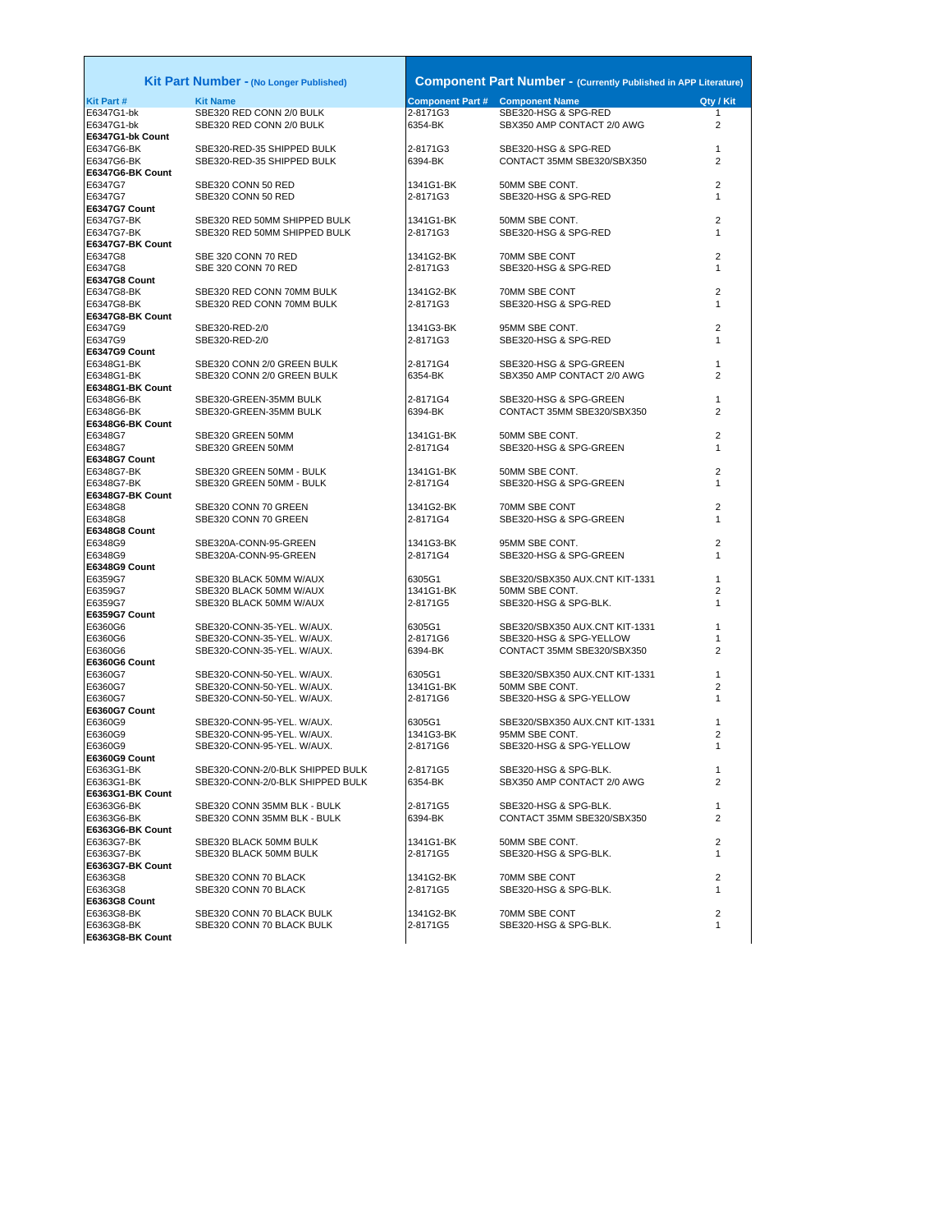| Kit Part Number - (No Longer Published) | | Component Part Number - (Currently Published in APP Literature) | | |
|---|---|---|---|---|
| **Kit Part #** | **Kit Name** | **Component Part #** | **Component Name** | **Qty / Kit** |
| E6347G1-bk | SBE320 RED CONN 2/0 BULK | 2-8171G3 | SBE320-HSG & SPG-RED | 1 |
| E6347G1-bk | SBE320 RED CONN 2/0 BULK | 6354-BK | SBX350 AMP CONTACT 2/0 AWG | 2 |
| **E6347G1-bk Count** | | | | |
| E6347G6-BK | SBE320-RED-35 SHIPPED BULK | 2-8171G3 | SBE320-HSG & SPG-RED | 1 |
| E6347G6-BK | SBE320-RED-35 SHIPPED BULK | 6394-BK | CONTACT 35MM SBE320/SBX350 | 2 |
| **E6347G6-BK Count** | | | | |
| E6347G7 | SBE320 CONN 50 RED | 1341G1-BK | 50MM SBE CONT. | 2 |
| E6347G7 | SBE320 CONN 50 RED | 2-8171G3 | SBE320-HSG & SPG-RED | 1 |
| **E6347G7 Count** | | | | |
| E6347G7-BK | SBE320 RED 50MM SHIPPED BULK | 1341G1-BK | 50MM SBE CONT. | 2 |
| E6347G7-BK | SBE320 RED 50MM SHIPPED BULK | 2-8171G3 | SBE320-HSG & SPG-RED | 1 |
| **E6347G7-BK Count** | | | | |
| E6347G8 | SBE 320 CONN 70 RED | 1341G2-BK | 70MM SBE CONT | 2 |
| E6347G8 | SBE 320 CONN 70 RED | 2-8171G3 | SBE320-HSG & SPG-RED | 1 |
| **E6347G8 Count** | | | | |
| E6347G8-BK | SBE320 RED CONN 70MM BULK | 1341G2-BK | 70MM SBE CONT | 2 |
| E6347G8-BK | SBE320 RED CONN 70MM BULK | 2-8171G3 | SBE320-HSG & SPG-RED | 1 |
| **E6347G8-BK Count** | | | | |
| E6347G9 | SBE320-RED-2/0 | 1341G3-BK | 95MM SBE CONT. | 2 |
| E6347G9 | SBE320-RED-2/0 | 2-8171G3 | SBE320-HSG & SPG-RED | 1 |
| **E6347G9 Count** | | | | |
| E6348G1-BK | SBE320 CONN 2/0 GREEN BULK | 2-8171G4 | SBE320-HSG & SPG-GREEN | 1 |
| E6348G1-BK | SBE320 CONN 2/0 GREEN BULK | 6354-BK | SBX350 AMP CONTACT 2/0 AWG | 2 |
| **E6348G1-BK Count** | | | | |
| E6348G6-BK | SBE320-GREEN-35MM BULK | 2-8171G4 | SBE320-HSG & SPG-GREEN | 1 |
| E6348G6-BK | SBE320-GREEN-35MM BULK | 6394-BK | CONTACT 35MM SBE320/SBX350 | 2 |
| **E6348G6-BK Count** | | | | |
| E6348G7 | SBE320 GREEN 50MM | 1341G1-BK | 50MM SBE CONT. | 2 |
| E6348G7 | SBE320 GREEN 50MM | 2-8171G4 | SBE320-HSG & SPG-GREEN | 1 |
| **E6348G7 Count** | | | | |
| E6348G7-BK | SBE320 GREEN 50MM - BULK | 1341G1-BK | 50MM SBE CONT. | 2 |
| E6348G7-BK | SBE320 GREEN 50MM - BULK | 2-8171G4 | SBE320-HSG & SPG-GREEN | 1 |
| **E6348G7-BK Count** | | | | |
| E6348G8 | SBE320 CONN 70 GREEN | 1341G2-BK | 70MM SBE CONT | 2 |
| E6348G8 | SBE320 CONN 70 GREEN | 2-8171G4 | SBE320-HSG & SPG-GREEN | 1 |
| **E6348G8 Count** | | | | |
| E6348G9 | SBE320A-CONN-95-GREEN | 1341G3-BK | 95MM SBE CONT. | 2 |
| E6348G9 | SBE320A-CONN-95-GREEN | 2-8171G4 | SBE320-HSG & SPG-GREEN | 1 |
| **E6348G9 Count** | | | | |
| E6359G7 | SBE320 BLACK 50MM W/AUX | 6305G1 | SBE320/SBX350 AUX.CNT KIT-1331 | 1 |
| E6359G7 | SBE320 BLACK 50MM W/AUX | 1341G1-BK | 50MM SBE CONT. | 2 |
| E6359G7 | SBE320 BLACK 50MM W/AUX | 2-8171G5 | SBE320-HSG & SPG-BLK. | 1 |
| **E6359G7 Count** | | | | |
| E6360G6 | SBE320-CONN-35-YEL. W/AUX. | 6305G1 | SBE320/SBX350 AUX.CNT KIT-1331 | 1 |
| E6360G6 | SBE320-CONN-35-YEL. W/AUX. | 2-8171G6 | SBE320-HSG & SPG-YELLOW | 1 |
| E6360G6 | SBE320-CONN-35-YEL. W/AUX. | 6394-BK | CONTACT 35MM SBE320/SBX350 | 2 |
| **E6360G6 Count** | | | | |
| E6360G7 | SBE320-CONN-50-YEL. W/AUX. | 6305G1 | SBE320/SBX350 AUX.CNT KIT-1331 | 1 |
| E6360G7 | SBE320-CONN-50-YEL. W/AUX. | 1341G1-BK | 50MM SBE CONT. | 2 |
| E6360G7 | SBE320-CONN-50-YEL. W/AUX. | 2-8171G6 | SBE320-HSG & SPG-YELLOW | 1 |
| **E6360G7 Count** | | | | |
| E6360G9 | SBE320-CONN-95-YEL. W/AUX. | 6305G1 | SBE320/SBX350 AUX.CNT KIT-1331 | 1 |
| E6360G9 | SBE320-CONN-95-YEL. W/AUX. | 1341G3-BK | 95MM SBE CONT. | 2 |
| E6360G9 | SBE320-CONN-95-YEL. W/AUX. | 2-8171G6 | SBE320-HSG & SPG-YELLOW | 1 |
| **E6360G9 Count** | | | | |
| E6363G1-BK | SBE320-CONN-2/0-BLK SHIPPED BULK | 2-8171G5 | SBE320-HSG & SPG-BLK. | 1 |
| E6363G1-BK | SBE320-CONN-2/0-BLK SHIPPED BULK | 6354-BK | SBX350 AMP CONTACT 2/0 AWG | 2 |
| **E6363G1-BK Count** | | | | |
| E6363G6-BK | SBE320 CONN 35MM BLK - BULK | 2-8171G5 | SBE320-HSG & SPG-BLK. | 1 |
| E6363G6-BK | SBE320 CONN 35MM BLK - BULK | 6394-BK | CONTACT 35MM SBE320/SBX350 | 2 |
| **E6363G6-BK Count** | | | | |
| E6363G7-BK | SBE320 BLACK 50MM BULK | 1341G1-BK | 50MM SBE CONT. | 2 |
| E6363G7-BK | SBE320 BLACK 50MM BULK | 2-8171G5 | SBE320-HSG & SPG-BLK. | 1 |
| **E6363G7-BK Count** | | | | |
| E6363G8 | SBE320 CONN 70 BLACK | 1341G2-BK | 70MM SBE CONT | 2 |
| E6363G8 | SBE320 CONN 70 BLACK | 2-8171G5 | SBE320-HSG & SPG-BLK. | 1 |
| **E6363G8 Count** | | | | |
| E6363G8-BK | SBE320 CONN 70 BLACK BULK | 1341G2-BK | 70MM SBE CONT | 2 |
| E6363G8-BK | SBE320 CONN 70 BLACK BULK | 2-8171G5 | SBE320-HSG & SPG-BLK. | 1 |
| **E6363G8-BK Count** | | | | |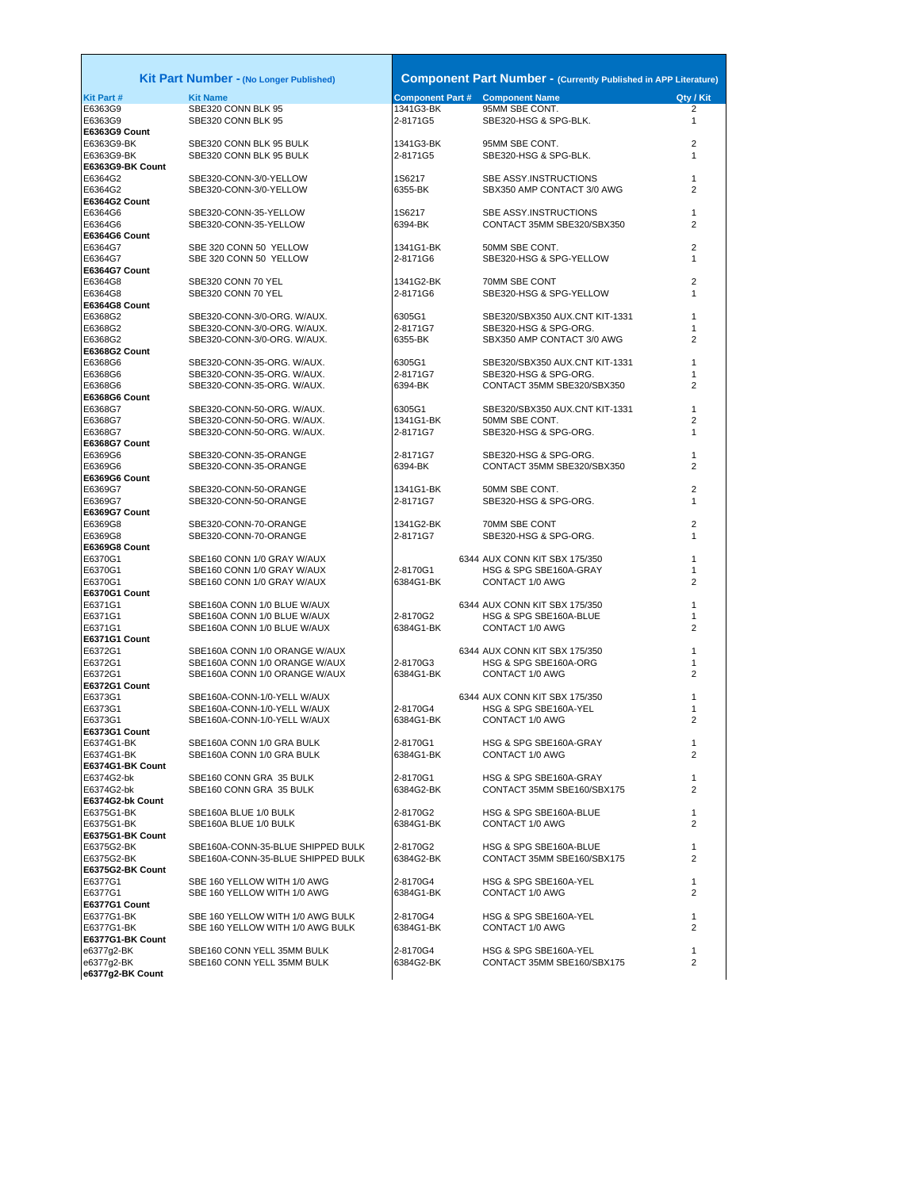| Kit Part Number - (No Longer Published) | | Component Part Number - (Currently Published in APP Literature) | | |
|---|---|---|---|---|
| **Kit Part #** | **Kit Name** | **Component Part #** | **Component Name** | **Qty / Kit** |
| E6363G9 | SBE320 CONN BLK 95 | 1341G3-BK | 95MM SBE CONT. | 2 |
| E6363G9 | SBE320 CONN BLK 95 | 2-8171G5 | SBE320-HSG & SPG-BLK. | 1 |
| **E6363G9 Count** | | | | |
| E6363G9-BK | SBE320 CONN BLK 95 BULK | 1341G3-BK | 95MM SBE CONT. | 2 |
| E6363G9-BK | SBE320 CONN BLK 95 BULK | 2-8171G5 | SBE320-HSG & SPG-BLK. | 1 |
| **E6363G9-BK Count** | | | | |
| E6364G2 | SBE320-CONN-3/0-YELLOW | 1S6217 | SBE ASSY.INSTRUCTIONS | 1 |
| E6364G2 | SBE320-CONN-3/0-YELLOW | 6355-BK | SBX350 AMP CONTACT 3/0 AWG | 2 |
| **E6364G2 Count** | | | | |
| E6364G6 | SBE320-CONN-35-YELLOW | 1S6217 | SBE ASSY.INSTRUCTIONS | 1 |
| E6364G6 | SBE320-CONN-35-YELLOW | 6394-BK | CONTACT 35MM SBE320/SBX350 | 2 |
| **E6364G6 Count** | | | | |
| E6364G7 | SBE 320 CONN 50 YELLOW | 1341G1-BK | 50MM SBE CONT. | 2 |
| E6364G7 | SBE 320 CONN 50 YELLOW | 2-8171G6 | SBE320-HSG & SPG-YELLOW | 1 |
| **E6364G7 Count** | | | | |
| E6364G8 | SBE320 CONN 70 YEL | 1341G2-BK | 70MM SBE CONT | 2 |
| E6364G8 | SBE320 CONN 70 YEL | 2-8171G6 | SBE320-HSG & SPG-YELLOW | 1 |
| **E6364G8 Count** | | | | |
| E6368G2 | SBE320-CONN-3/0-ORG. W/AUX. | 6305G1 | SBE320/SBX350 AUX.CNT KIT-1331 | 1 |
| E6368G2 | SBE320-CONN-3/0-ORG. W/AUX. | 2-8171G7 | SBE320-HSG & SPG-ORG. | 1 |
| E6368G2 | SBE320-CONN-3/0-ORG. W/AUX. | 6355-BK | SBX350 AMP CONTACT 3/0 AWG | 2 |
| **E6368G2 Count** | | | | |
| E6368G6 | SBE320-CONN-35-ORG. W/AUX. | 6305G1 | SBE320/SBX350 AUX.CNT KIT-1331 | 1 |
| E6368G6 | SBE320-CONN-35-ORG. W/AUX. | 2-8171G7 | SBE320-HSG & SPG-ORG. | 1 |
| E6368G6 | SBE320-CONN-35-ORG. W/AUX. | 6394-BK | CONTACT 35MM SBE320/SBX350 | 2 |
| **E6368G6 Count** | | | | |
| E6368G7 | SBE320-CONN-50-ORG. W/AUX. | 6305G1 | SBE320/SBX350 AUX.CNT KIT-1331 | 1 |
| E6368G7 | SBE320-CONN-50-ORG. W/AUX. | 1341G1-BK | 50MM SBE CONT. | 2 |
| E6368G7 | SBE320-CONN-50-ORG. W/AUX. | 2-8171G7 | SBE320-HSG & SPG-ORG. | 1 |
| **E6368G7 Count** | | | | |
| E6369G6 | SBE320-CONN-35-ORANGE | 2-8171G7 | SBE320-HSG & SPG-ORG. | 1 |
| E6369G6 | SBE320-CONN-35-ORANGE | 6394-BK | CONTACT 35MM SBE320/SBX350 | 2 |
| **E6369G6 Count** | | | | |
| E6369G7 | SBE320-CONN-50-ORANGE | 1341G1-BK | 50MM SBE CONT. | 2 |
| E6369G7 | SBE320-CONN-50-ORANGE | 2-8171G7 | SBE320-HSG & SPG-ORG. | 1 |
| **E6369G7 Count** | | | | |
| E6369G8 | SBE320-CONN-70-ORANGE | 1341G2-BK | 70MM SBE CONT | 2 |
| E6369G8 | SBE320-CONN-70-ORANGE | 2-8171G7 | SBE320-HSG & SPG-ORG. | 1 |
| **E6369G8 Count** | | | | |
| E6370G1 | SBE160 CONN 1/0 GRAY W/AUX | | 6344 AUX CONN KIT SBX 175/350 | 1 |
| E6370G1 | SBE160 CONN 1/0 GRAY W/AUX | 2-8170G1 | HSG & SPG SBE160A-GRAY | 1 |
| E6370G1 | SBE160 CONN 1/0 GRAY W/AUX | 6384G1-BK | CONTACT 1/0 AWG | 2 |
| **E6370G1 Count** | | | | |
| E6371G1 | SBE160A CONN 1/0 BLUE W/AUX | | 6344 AUX CONN KIT SBX 175/350 | 1 |
| E6371G1 | SBE160A CONN 1/0 BLUE W/AUX | 2-8170G2 | HSG & SPG SBE160A-BLUE | 1 |
| E6371G1 | SBE160A CONN 1/0 BLUE W/AUX | 6384G1-BK | CONTACT 1/0 AWG | 2 |
| **E6371G1 Count** | | | | |
| E6372G1 | SBE160A CONN 1/0 ORANGE W/AUX | | 6344 AUX CONN KIT SBX 175/350 | 1 |
| E6372G1 | SBE160A CONN 1/0 ORANGE W/AUX | 2-8170G3 | HSG & SPG SBE160A-ORG | 1 |
| E6372G1 | SBE160A CONN 1/0 ORANGE W/AUX | 6384G1-BK | CONTACT 1/0 AWG | 2 |
| **E6372G1 Count** | | | | |
| E6373G1 | SBE160A-CONN-1/0-YELL W/AUX | | 6344 AUX CONN KIT SBX 175/350 | 1 |
| E6373G1 | SBE160A-CONN-1/0-YELL W/AUX | 2-8170G4 | HSG & SPG SBE160A-YEL | 1 |
| E6373G1 | SBE160A-CONN-1/0-YELL W/AUX | 6384G1-BK | CONTACT 1/0 AWG | 2 |
| **E6373G1 Count** | | | | |
| E6374G1-BK | SBE160A CONN 1/0 GRA BULK | 2-8170G1 | HSG & SPG SBE160A-GRAY | 1 |
| E6374G1-BK | SBE160A CONN 1/0 GRA BULK | 6384G1-BK | CONTACT 1/0 AWG | 2 |
| **E6374G1-BK Count** | | | | |
| E6374G2-bk | SBE160 CONN GRA 35 BULK | 2-8170G1 | HSG & SPG SBE160A-GRAY | 1 |
| E6374G2-bk | SBE160 CONN GRA 35 BULK | 6384G2-BK | CONTACT 35MM SBE160/SBX175 | 2 |
| **E6374G2-bk Count** | | | | |
| E6375G1-BK | SBE160A BLUE 1/0 BULK | 2-8170G2 | HSG & SPG SBE160A-BLUE | 1 |
| E6375G1-BK | SBE160A BLUE 1/0 BULK | 6384G1-BK | CONTACT 1/0 AWG | 2 |
| **E6375G1-BK Count** | | | | |
| E6375G2-BK | SBE160A-CONN-35-BLUE SHIPPED BULK | 2-8170G2 | HSG & SPG SBE160A-BLUE | 1 |
| E6375G2-BK | SBE160A-CONN-35-BLUE SHIPPED BULK | 6384G2-BK | CONTACT 35MM SBE160/SBX175 | 2 |
| **E6375G2-BK Count** | | | | |
| E6377G1 | SBE 160 YELLOW WITH 1/0 AWG | 2-8170G4 | HSG & SPG SBE160A-YEL | 1 |
| E6377G1 | SBE 160 YELLOW WITH 1/0 AWG | 6384G1-BK | CONTACT 1/0 AWG | 2 |
| **E6377G1 Count** | | | | |
| E6377G1-BK | SBE 160 YELLOW WITH 1/0 AWG BULK | 2-8170G4 | HSG & SPG SBE160A-YEL | 1 |
| E6377G1-BK | SBE 160 YELLOW WITH 1/0 AWG BULK | 6384G1-BK | CONTACT 1/0 AWG | 2 |
| **E6377G1-BK Count** | | | | |
| e6377g2-BK | SBE160 CONN YELL 35MM BULK | 2-8170G4 | HSG & SPG SBE160A-YEL | 1 |
| e6377g2-BK | SBE160 CONN YELL 35MM BULK | 6384G2-BK | CONTACT 35MM SBE160/SBX175 | 2 |
| **e6377g2-BK Count** | | | | |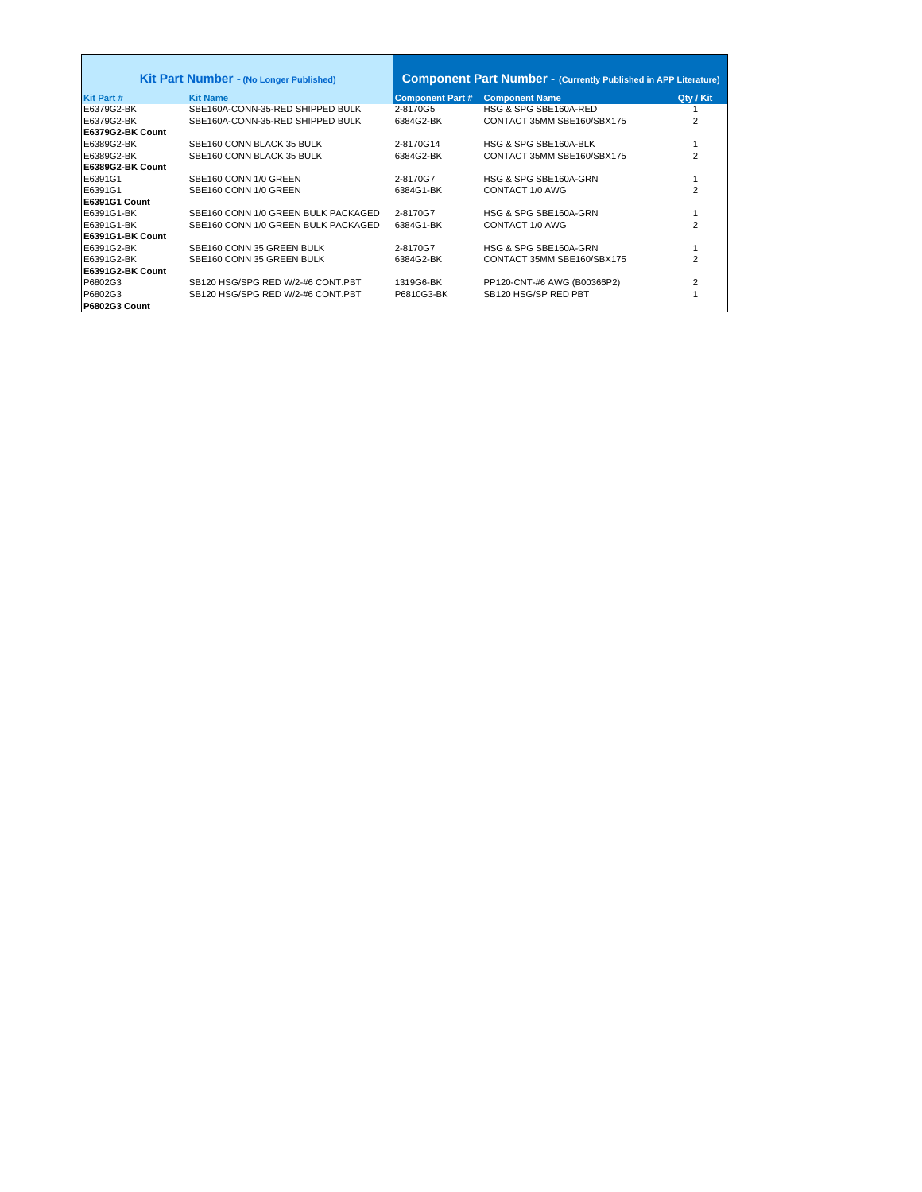| Kit Part Number - (No Longer Published) | | Component Part Number - (Currently Published in APP Literature) | | |
|---|---|---|---|---|
| **Kit Part #** | **Kit Name** | **Component Part #** | **Component Name** | **Qty / Kit** |
| E6379G2-BK | SBE160A-CONN-35-RED SHIPPED BULK | 2-8170G5 | HSG & SPG SBE160A-RED | 1 |
| E6379G2-BK | SBE160A-CONN-35-RED SHIPPED BULK | 6384G2-BK | CONTACT 35MM SBE160/SBX175 | 2 |
| **E6379G2-BK Count** | | | | |
| E6389G2-BK | SBE160 CONN BLACK 35 BULK | 2-8170G14 | HSG & SPG SBE160A-BLK | 1 |
| E6389G2-BK | SBE160 CONN BLACK 35 BULK | 6384G2-BK | CONTACT 35MM SBE160/SBX175 | 2 |
| **E6389G2-BK Count** | | | | |
| E6391G1 | SBE160 CONN 1/0 GREEN | 2-8170G7 | HSG & SPG SBE160A-GRN | 1 |
| E6391G1 | SBE160 CONN 1/0 GREEN | 6384G1-BK | CONTACT 1/0 AWG | 2 |
| **E6391G1 Count** | | | | |
| E6391G1-BK | SBE160 CONN 1/0 GREEN BULK PACKAGED | 2-8170G7 | HSG & SPG SBE160A-GRN | 1 |
| E6391G1-BK | SBE160 CONN 1/0 GREEN BULK PACKAGED | 6384G1-BK | CONTACT 1/0 AWG | 2 |
| **E6391G1-BK Count** | | | | |
| E6391G2-BK | SBE160 CONN 35 GREEN BULK | 2-8170G7 | HSG & SPG SBE160A-GRN | 1 |
| E6391G2-BK | SBE160 CONN 35 GREEN BULK | 6384G2-BK | CONTACT 35MM SBE160/SBX175 | 2 |
| **E6391G2-BK Count** | | | | |
| P6802G3 | SB120 HSG/SPG RED W/2-#6 CONT.PBT | 1319G6-BK | PP120-CNT-#6 AWG (B00366P2) | 2 |
| P6802G3 | SB120 HSG/SPG RED W/2-#6 CONT.PBT | P6810G3-BK | SB120 HSG/SP RED PBT | 1 |
| **P6802G3 Count** | | | | |